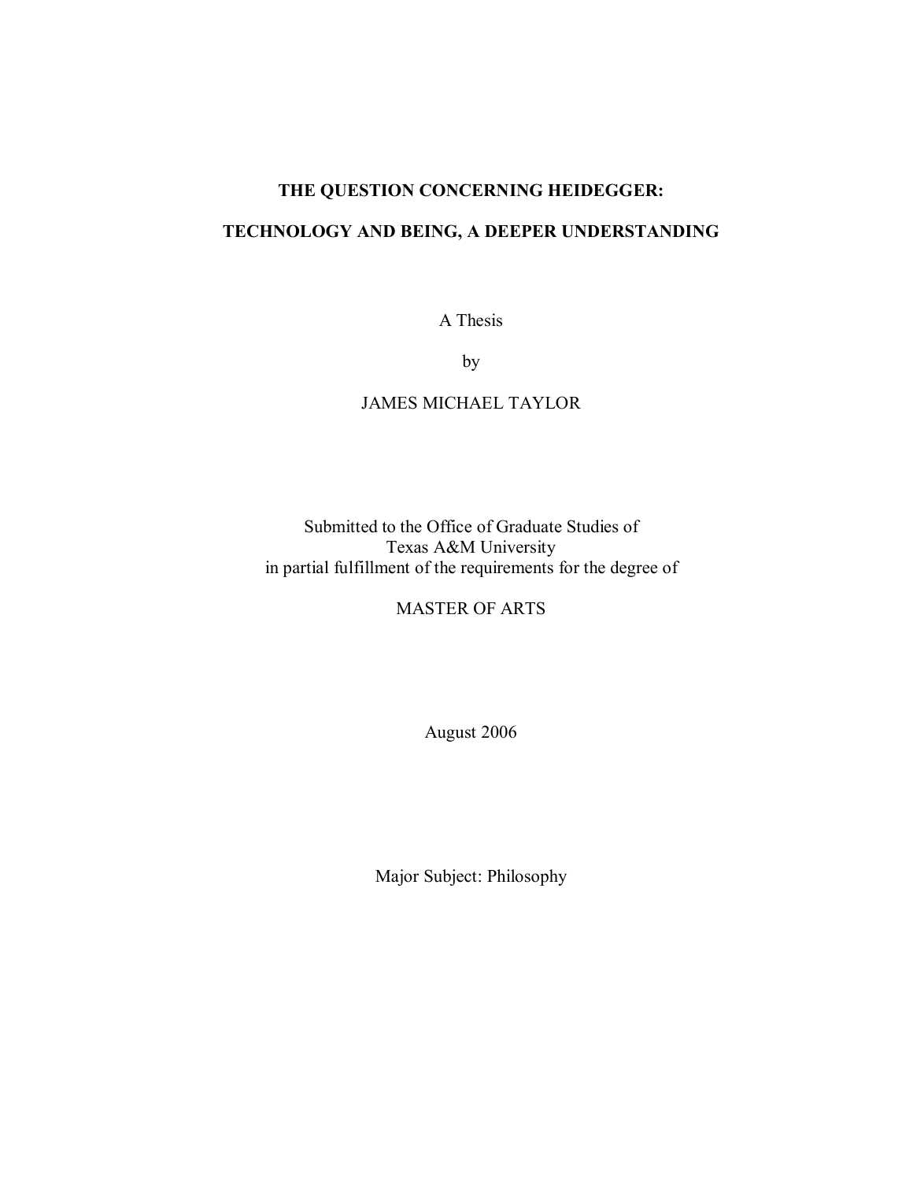# THE QUESTION CONCERNING HEIDEGGER:

# TECHNOLOGY AND BEING, A DEEPER UNDERSTANDING

A Thesis

by

JAMES MICHAEL TAYLOR

Submitted to the Office of Graduate Studies of
Texas A&M University
in partial fulfillment of the requirements for the degree of

MASTER OF ARTS

August 2006

Major Subject: Philosophy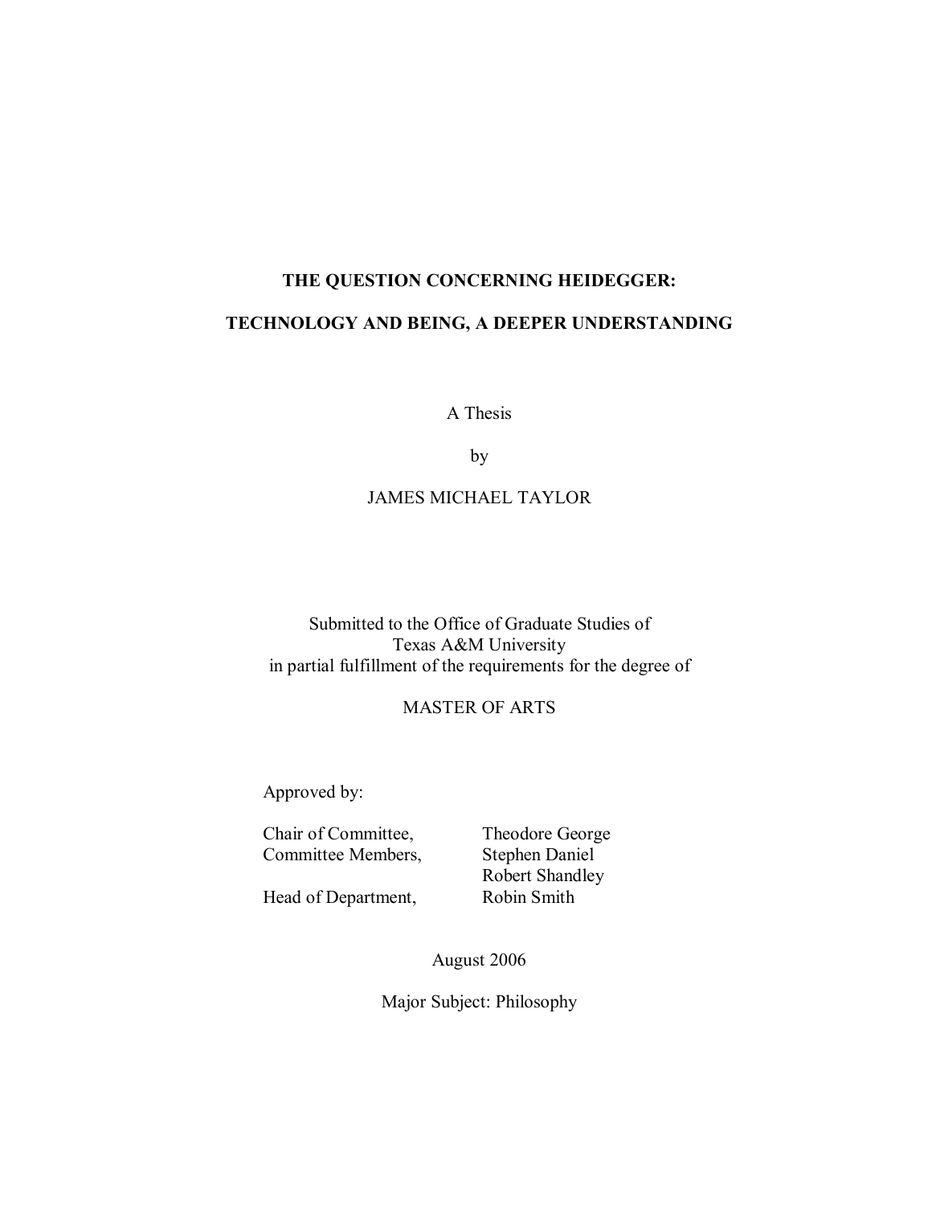# THE QUESTION CONCERNING HEIDEGGER:

# TECHNOLOGY AND BEING, A DEEPER UNDERSTANDING

A Thesis

by

JAMES MICHAEL TAYLOR

Submitted to the Office of Graduate Studies of
Texas A&M University
in partial fulfillment of the requirements for the degree of

MASTER OF ARTS

Approved by:

| | |
|---|---|
| Chair of Committee, | Theodore George |
| Committee Members, | Stephen Daniel |
| | Robert Shandley |
| Head of Department, | Robin Smith |

August 2006

Major Subject: Philosophy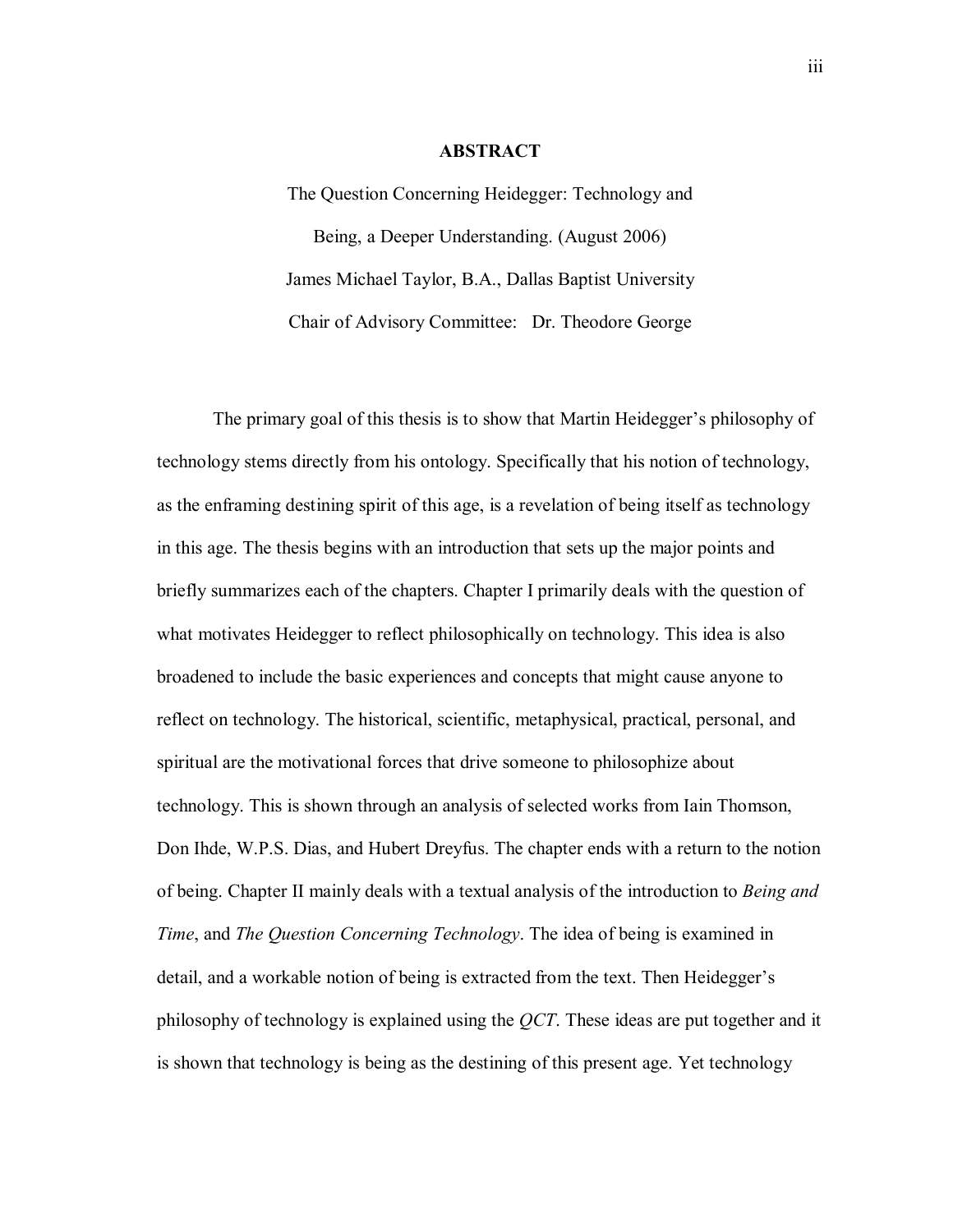## ABSTRACT

The Question Concerning Heidegger: Technology and Being, a Deeper Understanding. (August 2006)

James Michael Taylor, B.A., Dallas Baptist University

Chair of Advisory Committee: Dr. Theodore George

The primary goal of this thesis is to show that Martin Heidegger's philosophy of technology stems directly from his ontology. Specifically that his notion of technology, as the enframing destining spirit of this age, is a revelation of being itself as technology in this age. The thesis begins with an introduction that sets up the major points and briefly summarizes each of the chapters. Chapter I primarily deals with the question of what motivates Heidegger to reflect philosophically on technology. This idea is also broadened to include the basic experiences and concepts that might cause anyone to reflect on technology. The historical, scientific, metaphysical, practical, personal, and spiritual are the motivational forces that drive someone to philosophize about technology. This is shown through an analysis of selected works from Iain Thomson, Don Ihde, W.P.S. Dias, and Hubert Dreyfus. The chapter ends with a return to the notion of being. Chapter II mainly deals with a textual analysis of the introduction to *Being and Time*, and *The Question Concerning Technology*. The idea of being is examined in detail, and a workable notion of being is extracted from the text. Then Heidegger's philosophy of technology is explained using the *QCT*. These ideas are put together and it is shown that technology is being as the destining of this present age. Yet technology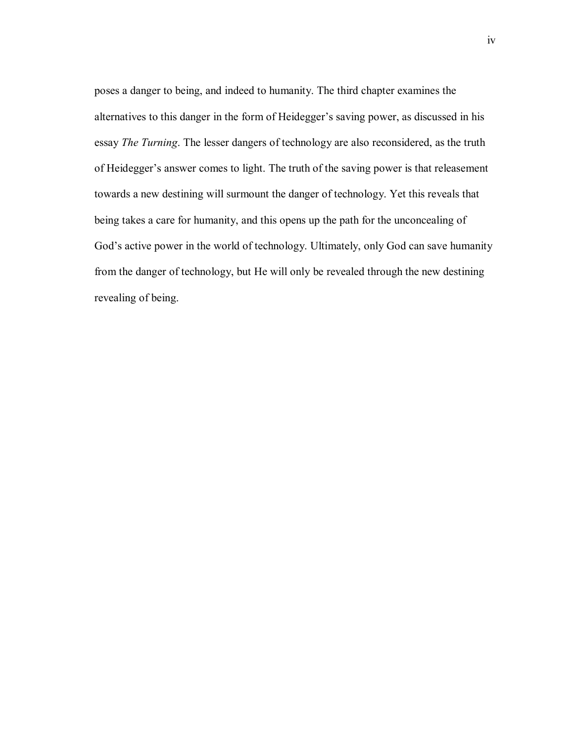poses a danger to being, and indeed to humanity. The third chapter examines the alternatives to this danger in the form of Heidegger's saving power, as discussed in his essay *The Turning*. The lesser dangers of technology are also reconsidered, as the truth of Heidegger's answer comes to light. The truth of the saving power is that releasement towards a new destining will surmount the danger of technology. Yet this reveals that being takes a care for humanity, and this opens up the path for the unconcealing of God's active power in the world of technology. Ultimately, only God can save humanity from the danger of technology, but He will only be revealed through the new destining revealing of being.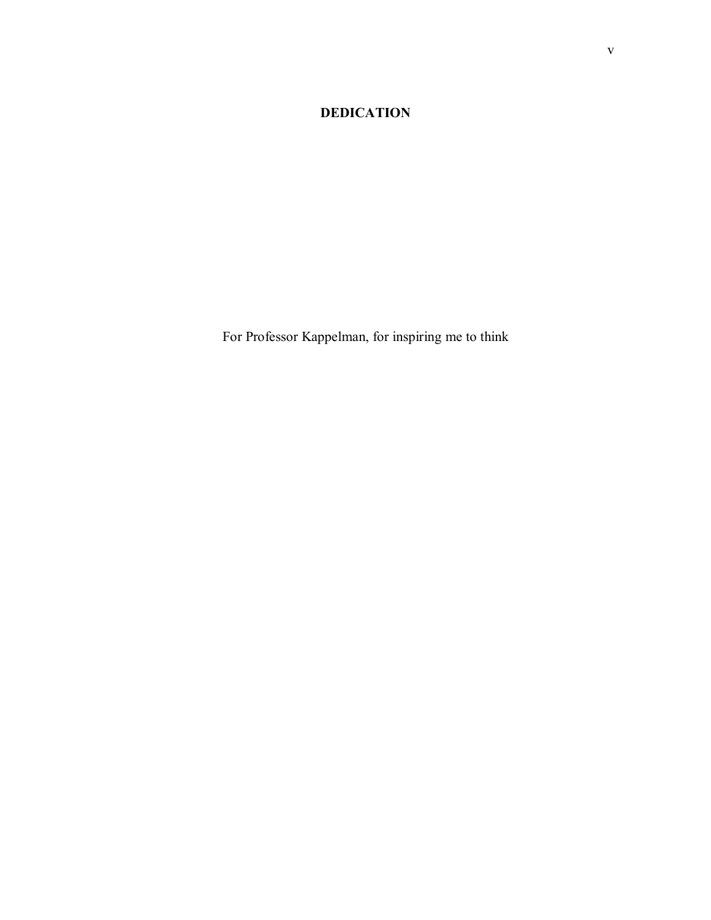# DEDICATION

For Professor Kappelman, for inspiring me to think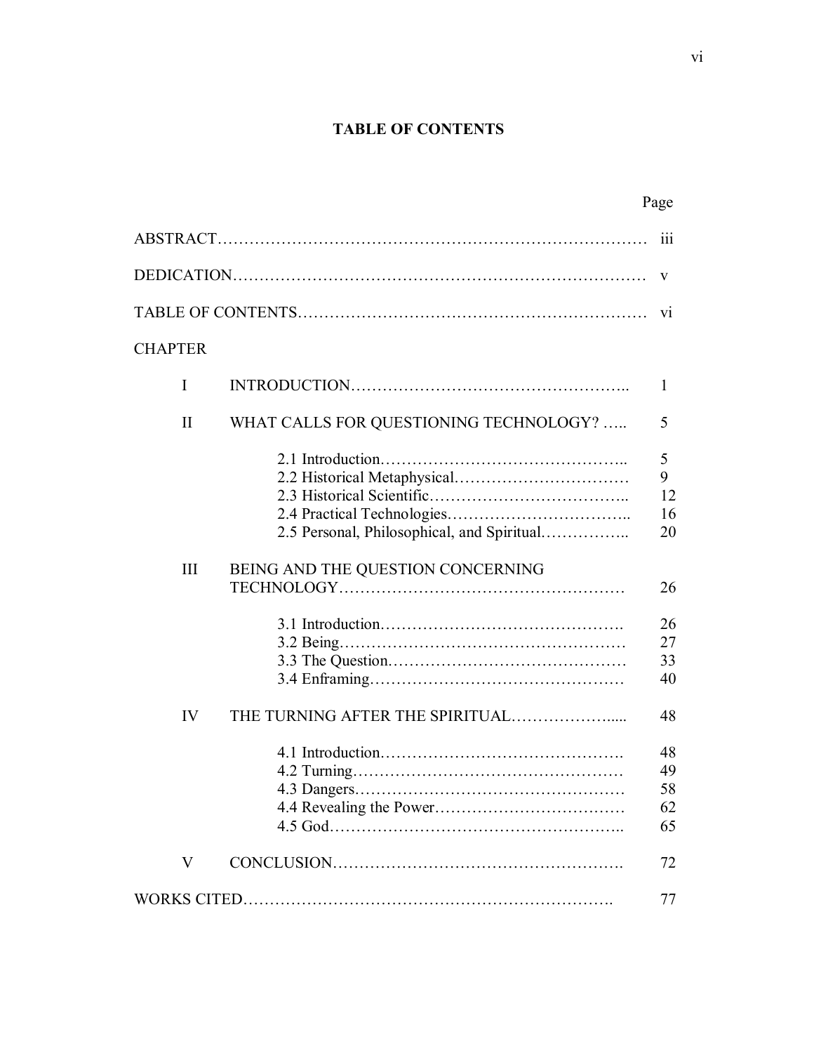# TABLE OF CONTENTS

| | | Page |
|---|---|---|
| ABSTRACT | | iii |
| DEDICATION | | v |
| TABLE OF CONTENTS | | vi |
| CHAPTER | | |
| I | INTRODUCTION | 1 |
| II | WHAT CALLS FOR QUESTIONING TECHNOLOGY? | 5 |
| | 2.1 Introduction | 5 |
| | 2.2 Historical Metaphysical | 9 |
| | 2.3 Historical Scientific | 12 |
| | 2.4 Practical Technologies | 16 |
| | 2.5 Personal, Philosophical, and Spiritual | 20 |
| III | BEING AND THE QUESTION CONCERNING TECHNOLOGY | 26 |
| | 3.1 Introduction | 26 |
| | 3.2 Being | 27 |
| | 3.3 The Question | 33 |
| | 3.4 Enframing | 40 |
| IV | THE TURNING AFTER THE SPIRITUAL | 48 |
| | 4.1 Introduction | 48 |
| | 4.2 Turning | 49 |
| | 4.3 Dangers | 58 |
| | 4.4 Revealing the Power | 62 |
| | 4.5 God | 65 |
| V | CONCLUSION | 72 |
| WORKS CITED | | 77 |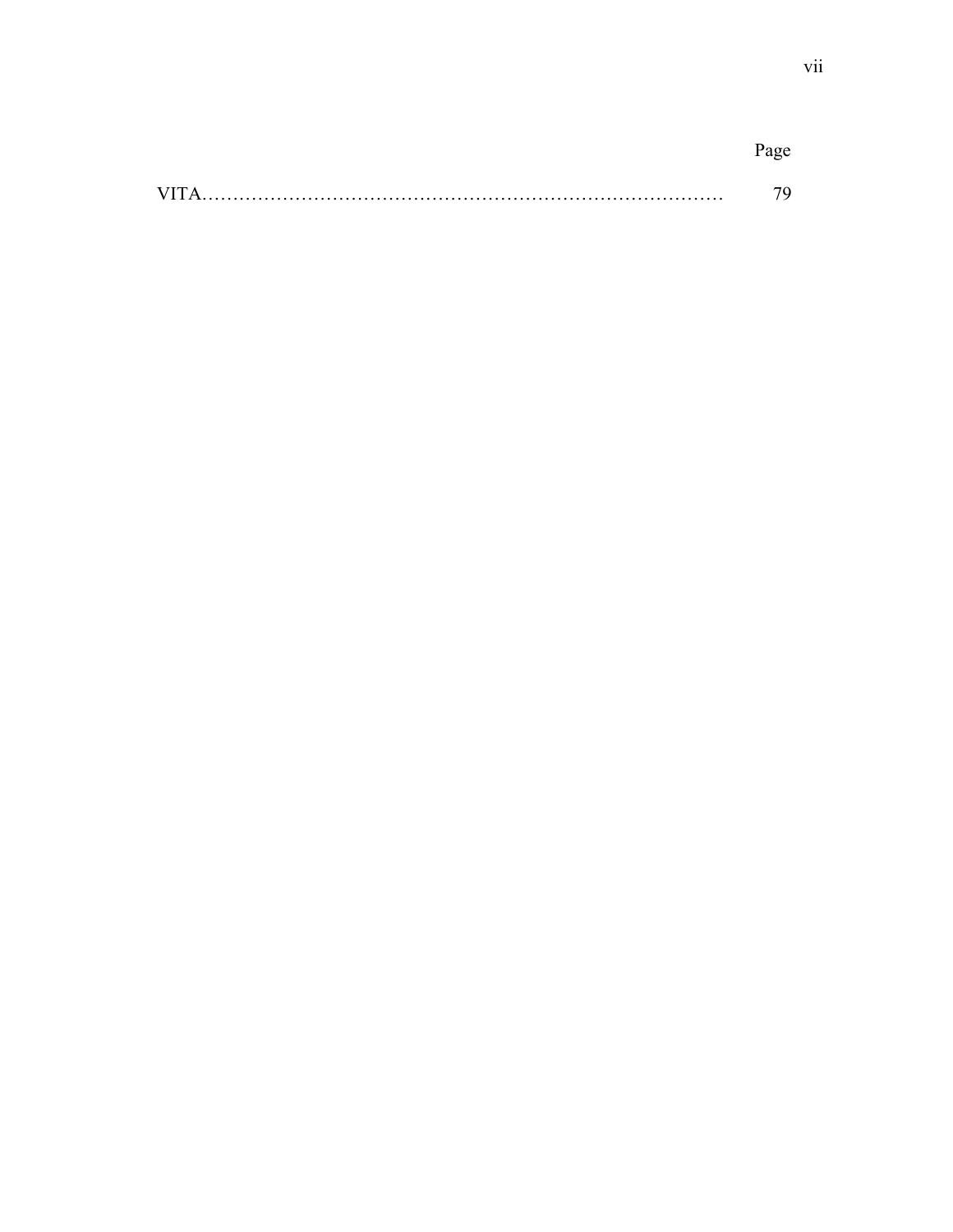| | Page |
|---|---|
| VITA………………………………………………………………………… | 79 |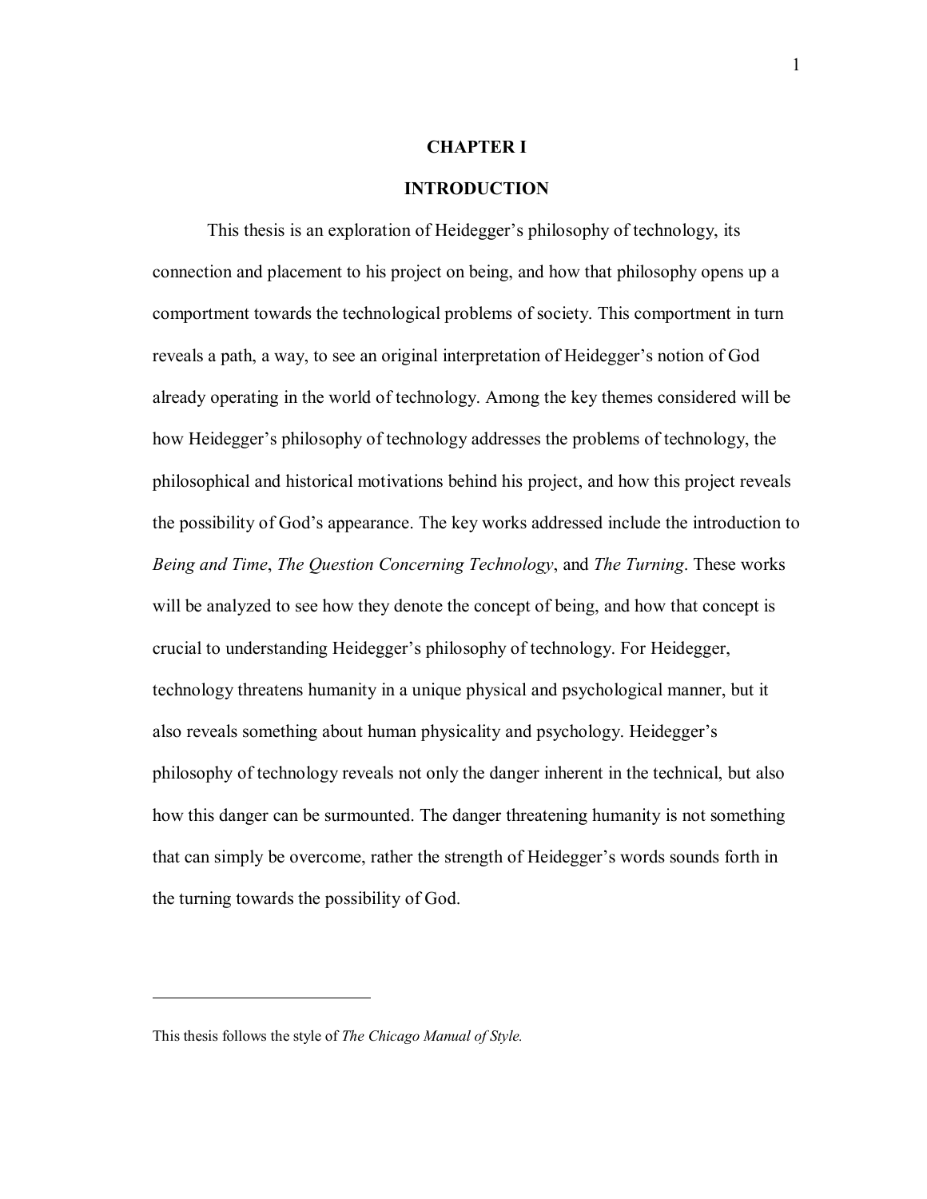# CHAPTER I

# INTRODUCTION

This thesis is an exploration of Heidegger's philosophy of technology, its connection and placement to his project on being, and how that philosophy opens up a comportment towards the technological problems of society. This comportment in turn reveals a path, a way, to see an original interpretation of Heidegger's notion of God already operating in the world of technology. Among the key themes considered will be how Heidegger's philosophy of technology addresses the problems of technology, the philosophical and historical motivations behind his project, and how this project reveals the possibility of God's appearance. The key works addressed include the introduction to *Being and Time*, *The Question Concerning Technology*, and *The Turning*. These works will be analyzed to see how they denote the concept of being, and how that concept is crucial to understanding Heidegger's philosophy of technology. For Heidegger, technology threatens humanity in a unique physical and psychological manner, but it also reveals something about human physicality and psychology. Heidegger's philosophy of technology reveals not only the danger inherent in the technical, but also how this danger can be surmounted. The danger threatening humanity is not something that can simply be overcome, rather the strength of Heidegger's words sounds forth in the turning towards the possibility of God.

---

This thesis follows the style of *The Chicago Manual of Style.*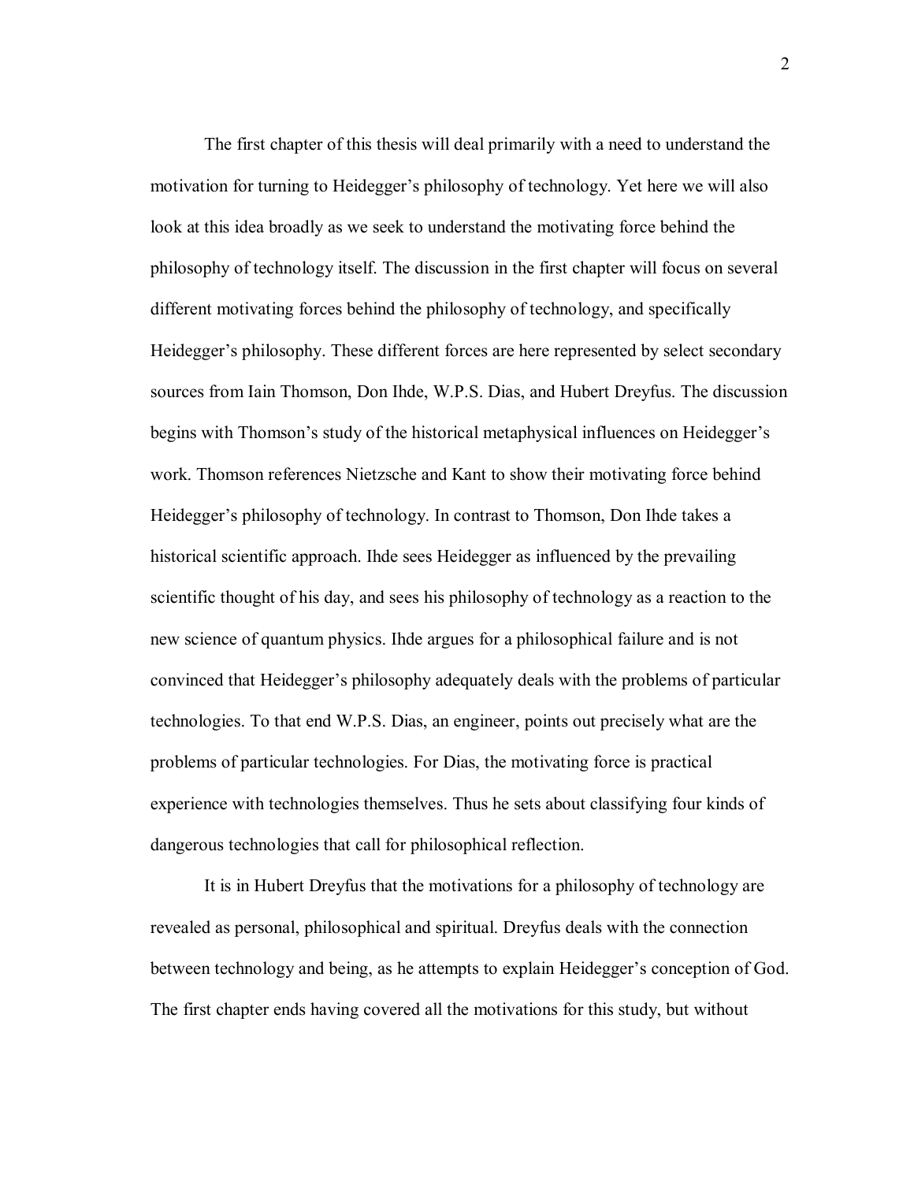The first chapter of this thesis will deal primarily with a need to understand the motivation for turning to Heidegger's philosophy of technology. Yet here we will also look at this idea broadly as we seek to understand the motivating force behind the philosophy of technology itself. The discussion in the first chapter will focus on several different motivating forces behind the philosophy of technology, and specifically Heidegger's philosophy. These different forces are here represented by select secondary sources from Iain Thomson, Don Ihde, W.P.S. Dias, and Hubert Dreyfus. The discussion begins with Thomson's study of the historical metaphysical influences on Heidegger's work. Thomson references Nietzsche and Kant to show their motivating force behind Heidegger's philosophy of technology. In contrast to Thomson, Don Ihde takes a historical scientific approach. Ihde sees Heidegger as influenced by the prevailing scientific thought of his day, and sees his philosophy of technology as a reaction to the new science of quantum physics. Ihde argues for a philosophical failure and is not convinced that Heidegger's philosophy adequately deals with the problems of particular technologies. To that end W.P.S. Dias, an engineer, points out precisely what are the problems of particular technologies. For Dias, the motivating force is practical experience with technologies themselves. Thus he sets about classifying four kinds of dangerous technologies that call for philosophical reflection.

It is in Hubert Dreyfus that the motivations for a philosophy of technology are revealed as personal, philosophical and spiritual. Dreyfus deals with the connection between technology and being, as he attempts to explain Heidegger's conception of God. The first chapter ends having covered all the motivations for this study, but without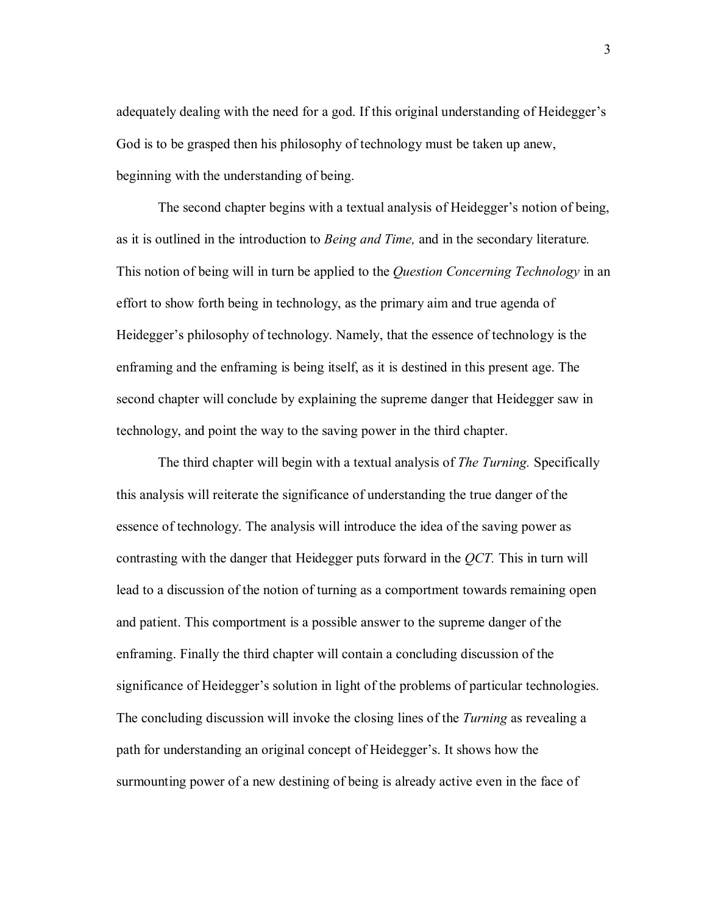adequately dealing with the need for a god. If this original understanding of Heidegger's God is to be grasped then his philosophy of technology must be taken up anew, beginning with the understanding of being.

The second chapter begins with a textual analysis of Heidegger's notion of being, as it is outlined in the introduction to *Being and Time,* and in the secondary literature. This notion of being will in turn be applied to the *Question Concerning Technology* in an effort to show forth being in technology, as the primary aim and true agenda of Heidegger's philosophy of technology. Namely, that the essence of technology is the enframing and the enframing is being itself, as it is destined in this present age. The second chapter will conclude by explaining the supreme danger that Heidegger saw in technology, and point the way to the saving power in the third chapter.

The third chapter will begin with a textual analysis of *The Turning.* Specifically this analysis will reiterate the significance of understanding the true danger of the essence of technology. The analysis will introduce the idea of the saving power as contrasting with the danger that Heidegger puts forward in the *QCT.* This in turn will lead to a discussion of the notion of turning as a comportment towards remaining open and patient. This comportment is a possible answer to the supreme danger of the enframing. Finally the third chapter will contain a concluding discussion of the significance of Heidegger's solution in light of the problems of particular technologies. The concluding discussion will invoke the closing lines of the *Turning* as revealing a path for understanding an original concept of Heidegger's. It shows how the surmounting power of a new destining of being is already active even in the face of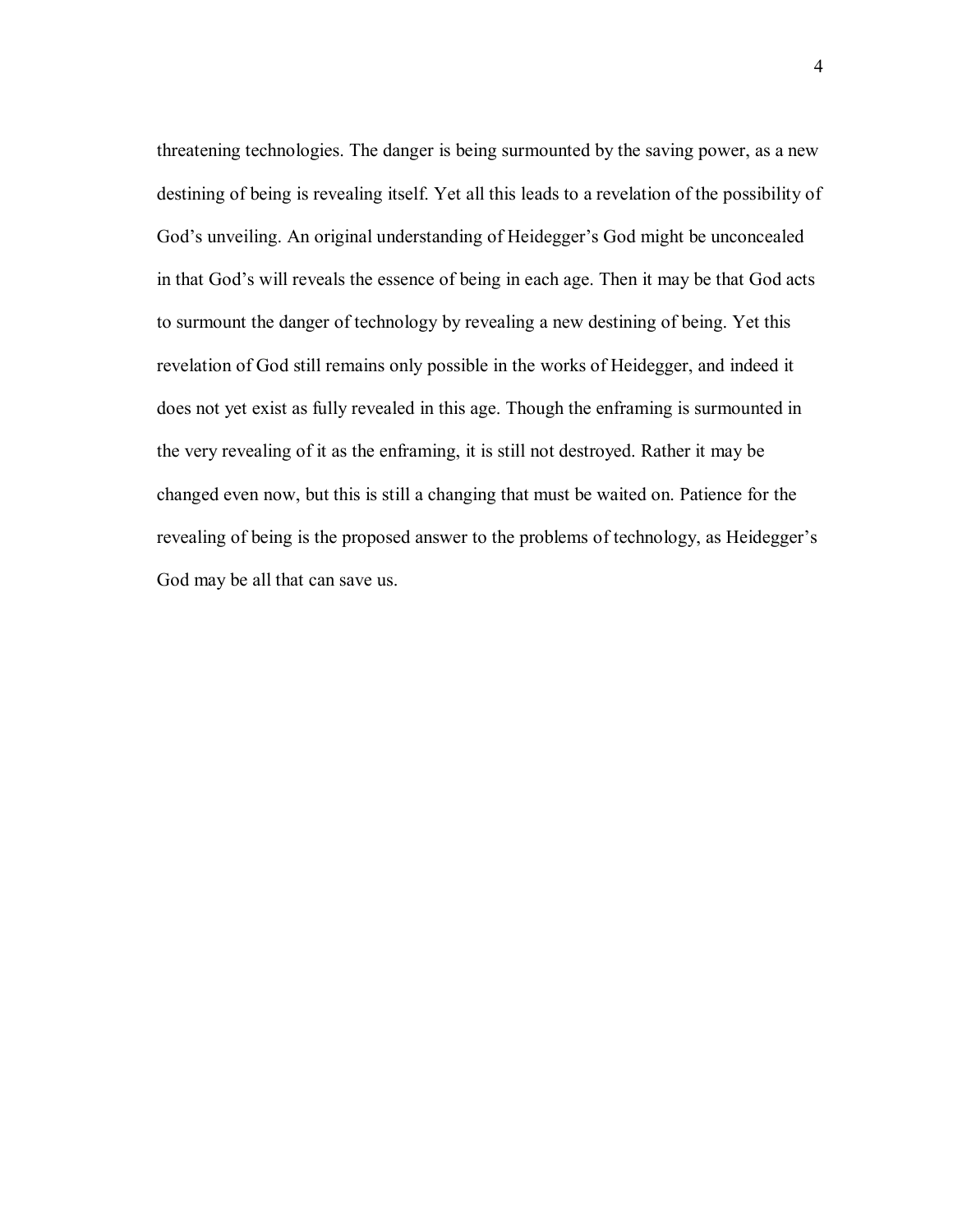threatening technologies. The danger is being surmounted by the saving power, as a new destining of being is revealing itself. Yet all this leads to a revelation of the possibility of God's unveiling. An original understanding of Heidegger's God might be unconcealed in that God's will reveals the essence of being in each age. Then it may be that God acts to surmount the danger of technology by revealing a new destining of being. Yet this revelation of God still remains only possible in the works of Heidegger, and indeed it does not yet exist as fully revealed in this age. Though the enframing is surmounted in the very revealing of it as the enframing, it is still not destroyed. Rather it may be changed even now, but this is still a changing that must be waited on. Patience for the revealing of being is the proposed answer to the problems of technology, as Heidegger's God may be all that can save us.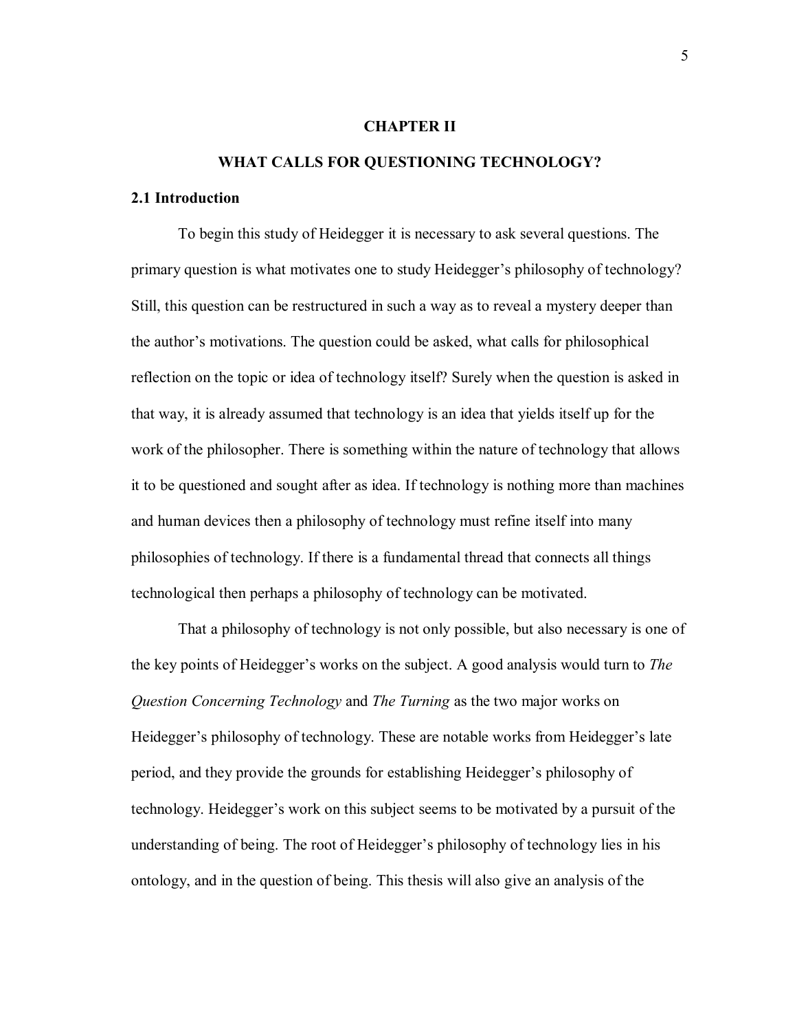# CHAPTER II

# WHAT CALLS FOR QUESTIONING TECHNOLOGY?

## 2.1 Introduction

To begin this study of Heidegger it is necessary to ask several questions. The primary question is what motivates one to study Heidegger's philosophy of technology? Still, this question can be restructured in such a way as to reveal a mystery deeper than the author's motivations. The question could be asked, what calls for philosophical reflection on the topic or idea of technology itself? Surely when the question is asked in that way, it is already assumed that technology is an idea that yields itself up for the work of the philosopher. There is something within the nature of technology that allows it to be questioned and sought after as idea. If technology is nothing more than machines and human devices then a philosophy of technology must refine itself into many philosophies of technology. If there is a fundamental thread that connects all things technological then perhaps a philosophy of technology can be motivated.

That a philosophy of technology is not only possible, but also necessary is one of the key points of Heidegger's works on the subject. A good analysis would turn to *The Question Concerning Technology* and *The Turning* as the two major works on Heidegger's philosophy of technology. These are notable works from Heidegger's late period, and they provide the grounds for establishing Heidegger's philosophy of technology. Heidegger's work on this subject seems to be motivated by a pursuit of the understanding of being. The root of Heidegger's philosophy of technology lies in his ontology, and in the question of being. This thesis will also give an analysis of the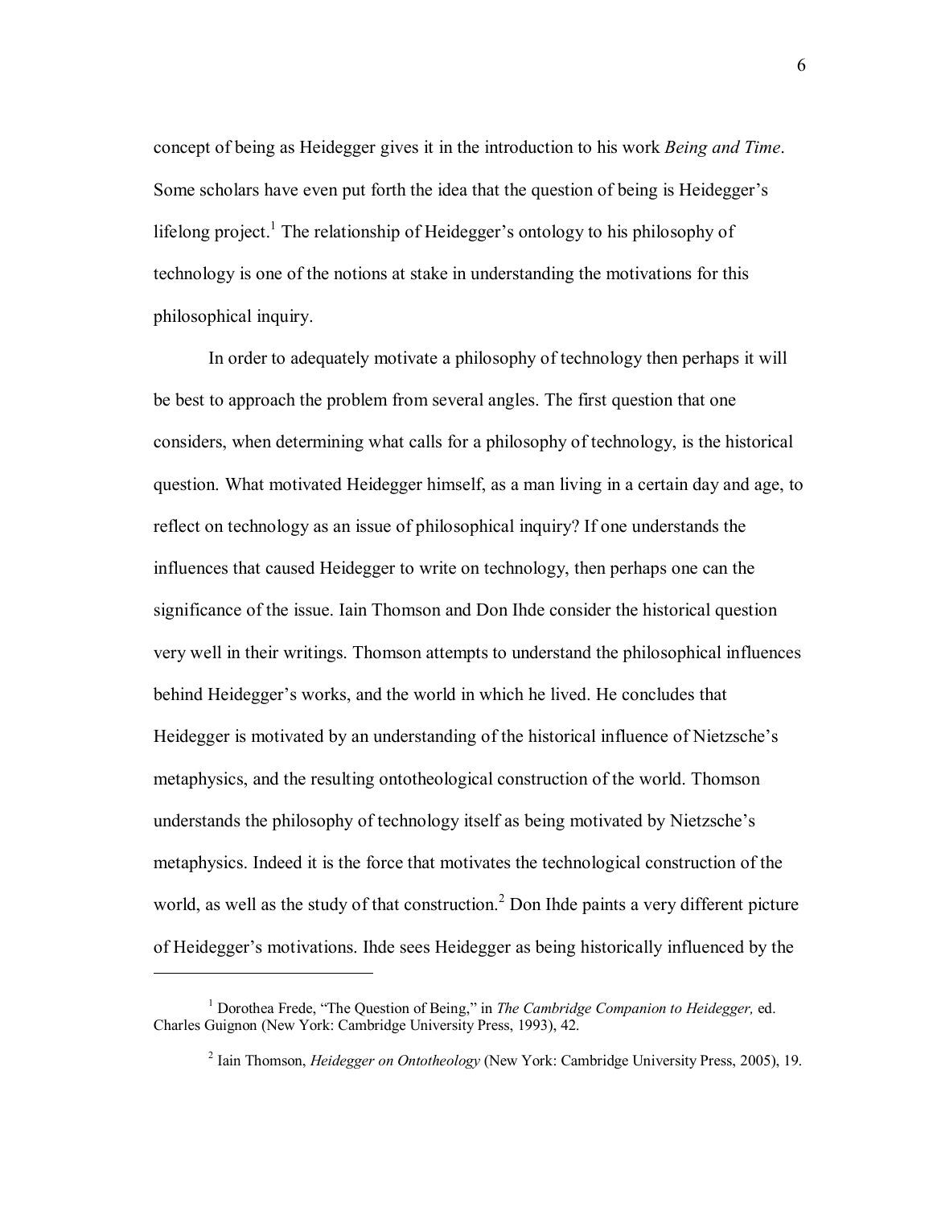concept of being as Heidegger gives it in the introduction to his work *Being and Time*. Some scholars have even put forth the idea that the question of being is Heidegger's lifelong project.[1] The relationship of Heidegger's ontology to his philosophy of technology is one of the notions at stake in understanding the motivations for this philosophical inquiry.

In order to adequately motivate a philosophy of technology then perhaps it will be best to approach the problem from several angles. The first question that one considers, when determining what calls for a philosophy of technology, is the historical question. What motivated Heidegger himself, as a man living in a certain day and age, to reflect on technology as an issue of philosophical inquiry? If one understands the influences that caused Heidegger to write on technology, then perhaps one can the significance of the issue. Iain Thomson and Don Ihde consider the historical question very well in their writings. Thomson attempts to understand the philosophical influences behind Heidegger's works, and the world in which he lived. He concludes that Heidegger is motivated by an understanding of the historical influence of Nietzsche's metaphysics, and the resulting ontotheological construction of the world. Thomson understands the philosophy of technology itself as being motivated by Nietzsche's metaphysics. Indeed it is the force that motivates the technological construction of the world, as well as the study of that construction.[2] Don Ihde paints a very different picture of Heidegger's motivations. Ihde sees Heidegger as being historically influenced by the

---

[1] Dorothea Frede, "The Question of Being," in *The Cambridge Companion to Heidegger,* ed. Charles Guignon (New York: Cambridge University Press, 1993), 42.

[2] Iain Thomson, *Heidegger on Ontotheology* (New York: Cambridge University Press, 2005), 19.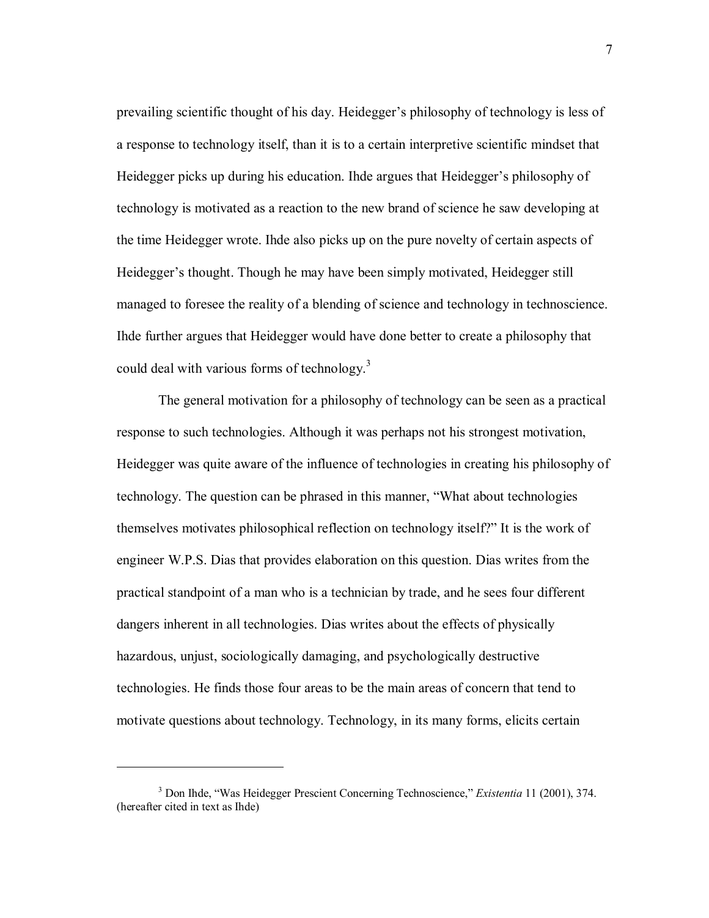prevailing scientific thought of his day. Heidegger's philosophy of technology is less of a response to technology itself, than it is to a certain interpretive scientific mindset that Heidegger picks up during his education. Ihde argues that Heidegger's philosophy of technology is motivated as a reaction to the new brand of science he saw developing at the time Heidegger wrote. Ihde also picks up on the pure novelty of certain aspects of Heidegger's thought. Though he may have been simply motivated, Heidegger still managed to foresee the reality of a blending of science and technology in technoscience. Ihde further argues that Heidegger would have done better to create a philosophy that could deal with various forms of technology.[3]

The general motivation for a philosophy of technology can be seen as a practical response to such technologies. Although it was perhaps not his strongest motivation, Heidegger was quite aware of the influence of technologies in creating his philosophy of technology. The question can be phrased in this manner, "What about technologies themselves motivates philosophical reflection on technology itself?" It is the work of engineer W.P.S. Dias that provides elaboration on this question. Dias writes from the practical standpoint of a man who is a technician by trade, and he sees four different dangers inherent in all technologies. Dias writes about the effects of physically hazardous, unjust, sociologically damaging, and psychologically destructive technologies. He finds those four areas to be the main areas of concern that tend to motivate questions about technology. Technology, in its many forms, elicits certain

---

[3] Don Ihde, "Was Heidegger Prescient Concerning Technoscience," *Existentia* 11 (2001), 374. (hereafter cited in text as Ihde)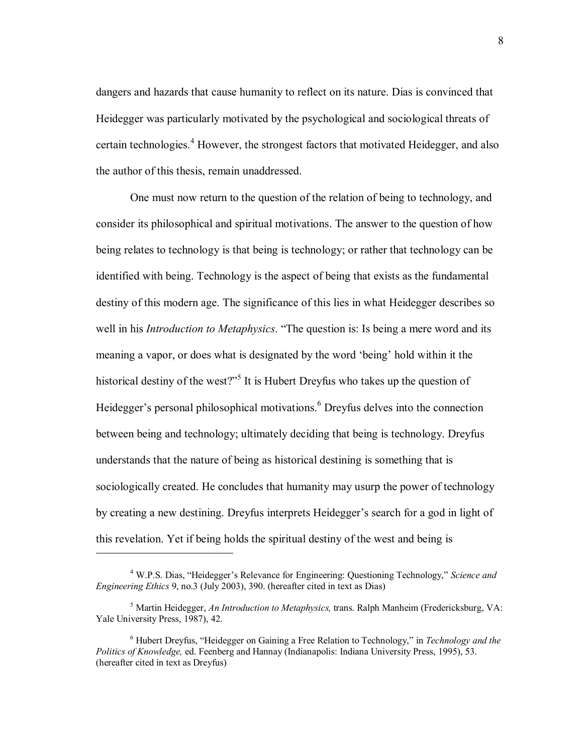dangers and hazards that cause humanity to reflect on its nature. Dias is convinced that Heidegger was particularly motivated by the psychological and sociological threats of certain technologies.[4] However, the strongest factors that motivated Heidegger, and also the author of this thesis, remain unaddressed.

One must now return to the question of the relation of being to technology, and consider its philosophical and spiritual motivations. The answer to the question of how being relates to technology is that being is technology; or rather that technology can be identified with being. Technology is the aspect of being that exists as the fundamental destiny of this modern age. The significance of this lies in what Heidegger describes so well in his *Introduction to Metaphysics*. "The question is: Is being a mere word and its meaning a vapor, or does what is designated by the word 'being' hold within it the historical destiny of the west?"[5] It is Hubert Dreyfus who takes up the question of Heidegger's personal philosophical motivations.[6] Dreyfus delves into the connection between being and technology; ultimately deciding that being is technology. Dreyfus understands that the nature of being as historical destining is something that is sociologically created. He concludes that humanity may usurp the power of technology by creating a new destining. Dreyfus interprets Heidegger's search for a god in light of this revelation. Yet if being holds the spiritual destiny of the west and being is

---

[4] W.P.S. Dias, "Heidegger's Relevance for Engineering: Questioning Technology," *Science and Engineering Ethics* 9, no.3 (July 2003), 390. (hereafter cited in text as Dias)

[5] Martin Heidegger, *An Introduction to Metaphysics,* trans. Ralph Manheim (Fredericksburg, VA: Yale University Press, 1987), 42.

[6] Hubert Dreyfus, "Heidegger on Gaining a Free Relation to Technology," in *Technology and the Politics of Knowledge,* ed. Feenberg and Hannay (Indianapolis: Indiana University Press, 1995), 53. (hereafter cited in text as Dreyfus)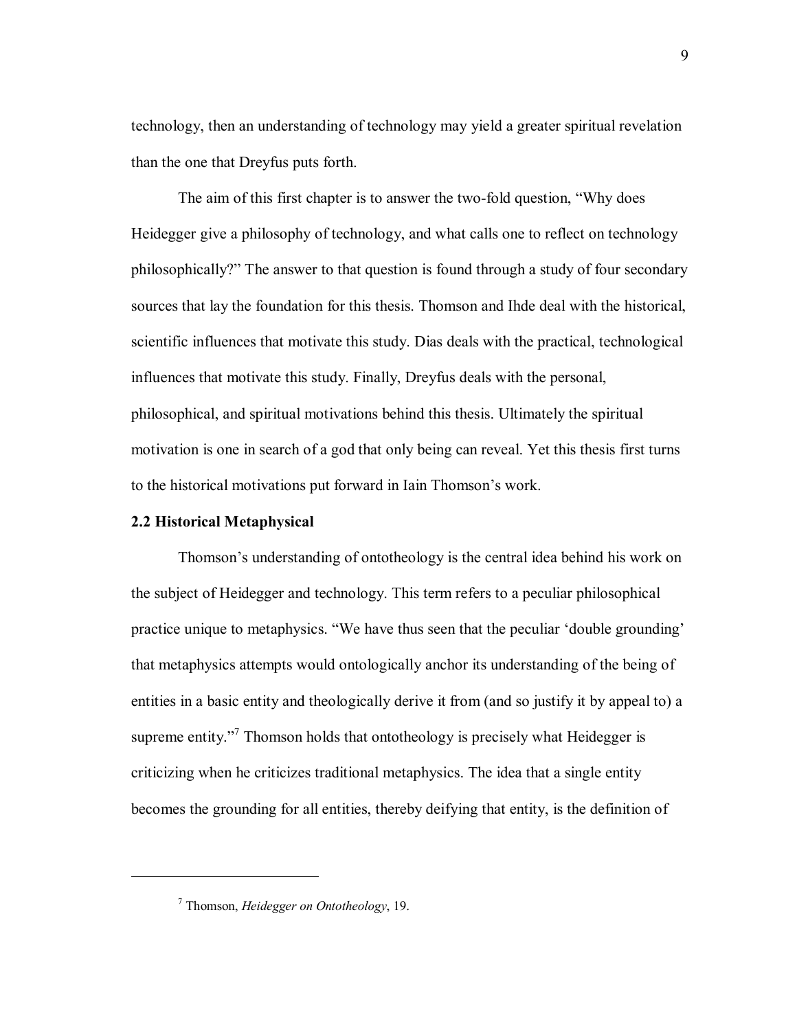technology, then an understanding of technology may yield a greater spiritual revelation than the one that Dreyfus puts forth.

The aim of this first chapter is to answer the two-fold question, "Why does Heidegger give a philosophy of technology, and what calls one to reflect on technology philosophically?" The answer to that question is found through a study of four secondary sources that lay the foundation for this thesis. Thomson and Ihde deal with the historical, scientific influences that motivate this study. Dias deals with the practical, technological influences that motivate this study. Finally, Dreyfus deals with the personal, philosophical, and spiritual motivations behind this thesis. Ultimately the spiritual motivation is one in search of a god that only being can reveal. Yet this thesis first turns to the historical motivations put forward in Iain Thomson's work.

## 2.2 Historical Metaphysical

Thomson's understanding of ontotheology is the central idea behind his work on the subject of Heidegger and technology. This term refers to a peculiar philosophical practice unique to metaphysics. "We have thus seen that the peculiar 'double grounding' that metaphysics attempts would ontologically anchor its understanding of the being of entities in a basic entity and theologically derive it from (and so justify it by appeal to) a supreme entity."[7] Thomson holds that ontotheology is precisely what Heidegger is criticizing when he criticizes traditional metaphysics. The idea that a single entity becomes the grounding for all entities, thereby deifying that entity, is the definition of

---

[7] Thomson, *Heidegger on Ontotheology*, 19.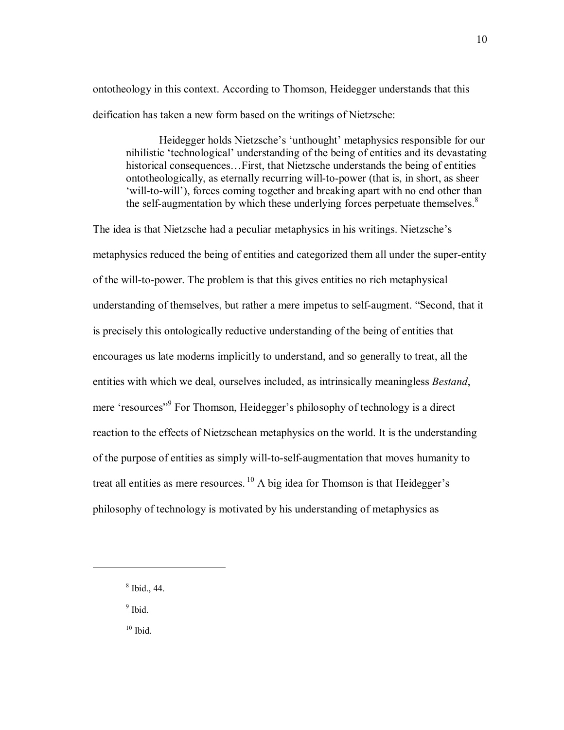ontotheology in this context. According to Thomson, Heidegger understands that this deification has taken a new form based on the writings of Nietzsche:

> Heidegger holds Nietzsche's 'unthought' metaphysics responsible for our nihilistic 'technological' understanding of the being of entities and its devastating historical consequences…First, that Nietzsche understands the being of entities ontotheologically, as eternally recurring will-to-power (that is, in short, as sheer 'will-to-will'), forces coming together and breaking apart with no end other than the self-augmentation by which these underlying forces perpetuate themselves.[8]

The idea is that Nietzsche had a peculiar metaphysics in his writings. Nietzsche's metaphysics reduced the being of entities and categorized them all under the super-entity of the will-to-power. The problem is that this gives entities no rich metaphysical understanding of themselves, but rather a mere impetus to self-augment. "Second, that it is precisely this ontologically reductive understanding of the being of entities that encourages us late moderns implicitly to understand, and so generally to treat, all the entities with which we deal, ourselves included, as intrinsically meaningless *Bestand*, mere 'resources"[9] For Thomson, Heidegger's philosophy of technology is a direct reaction to the effects of Nietzschean metaphysics on the world. It is the understanding of the purpose of entities as simply will-to-self-augmentation that moves humanity to treat all entities as mere resources.[10] A big idea for Thomson is that Heidegger's philosophy of technology is motivated by his understanding of metaphysics as

---

[8] Ibid., 44.

[9] Ibid.

[10] Ibid.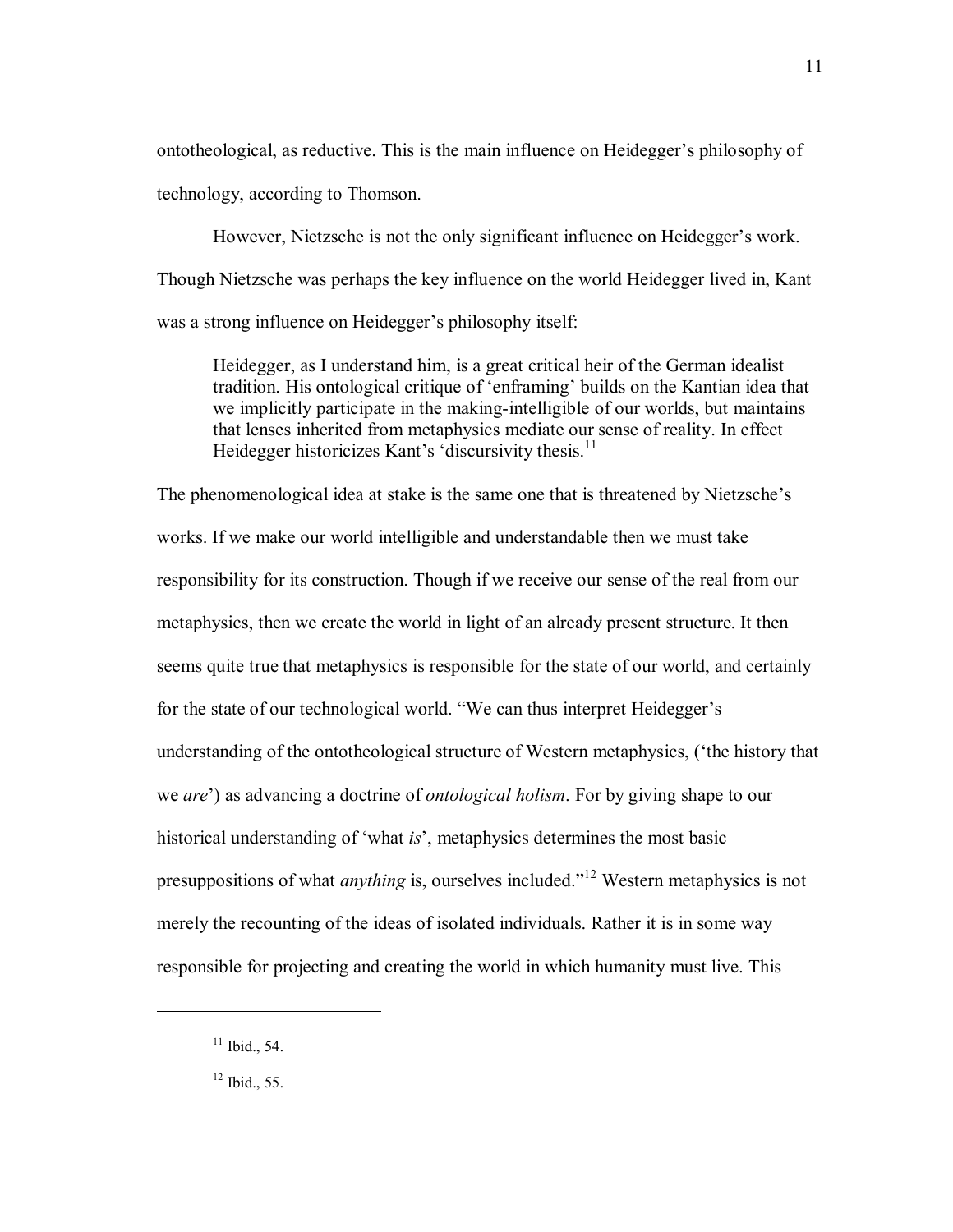ontotheological, as reductive. This is the main influence on Heidegger's philosophy of technology, according to Thomson.

However, Nietzsche is not the only significant influence on Heidegger's work. Though Nietzsche was perhaps the key influence on the world Heidegger lived in, Kant was a strong influence on Heidegger's philosophy itself:

> Heidegger, as I understand him, is a great critical heir of the German idealist tradition. His ontological critique of 'enframing' builds on the Kantian idea that we implicitly participate in the making-intelligible of our worlds, but maintains that lenses inherited from metaphysics mediate our sense of reality. In effect Heidegger historicizes Kant's 'discursivity thesis.[11]

The phenomenological idea at stake is the same one that is threatened by Nietzsche's works. If we make our world intelligible and understandable then we must take responsibility for its construction. Though if we receive our sense of the real from our metaphysics, then we create the world in light of an already present structure. It then seems quite true that metaphysics is responsible for the state of our world, and certainly for the state of our technological world. "We can thus interpret Heidegger's understanding of the ontotheological structure of Western metaphysics, ('the history that we *are*') as advancing a doctrine of *ontological holism*. For by giving shape to our historical understanding of 'what *is*', metaphysics determines the most basic presuppositions of what *anything* is, ourselves included."[12] Western metaphysics is not merely the recounting of the ideas of isolated individuals. Rather it is in some way responsible for projecting and creating the world in which humanity must live. This

---

[11] Ibid., 54.

[12] Ibid., 55.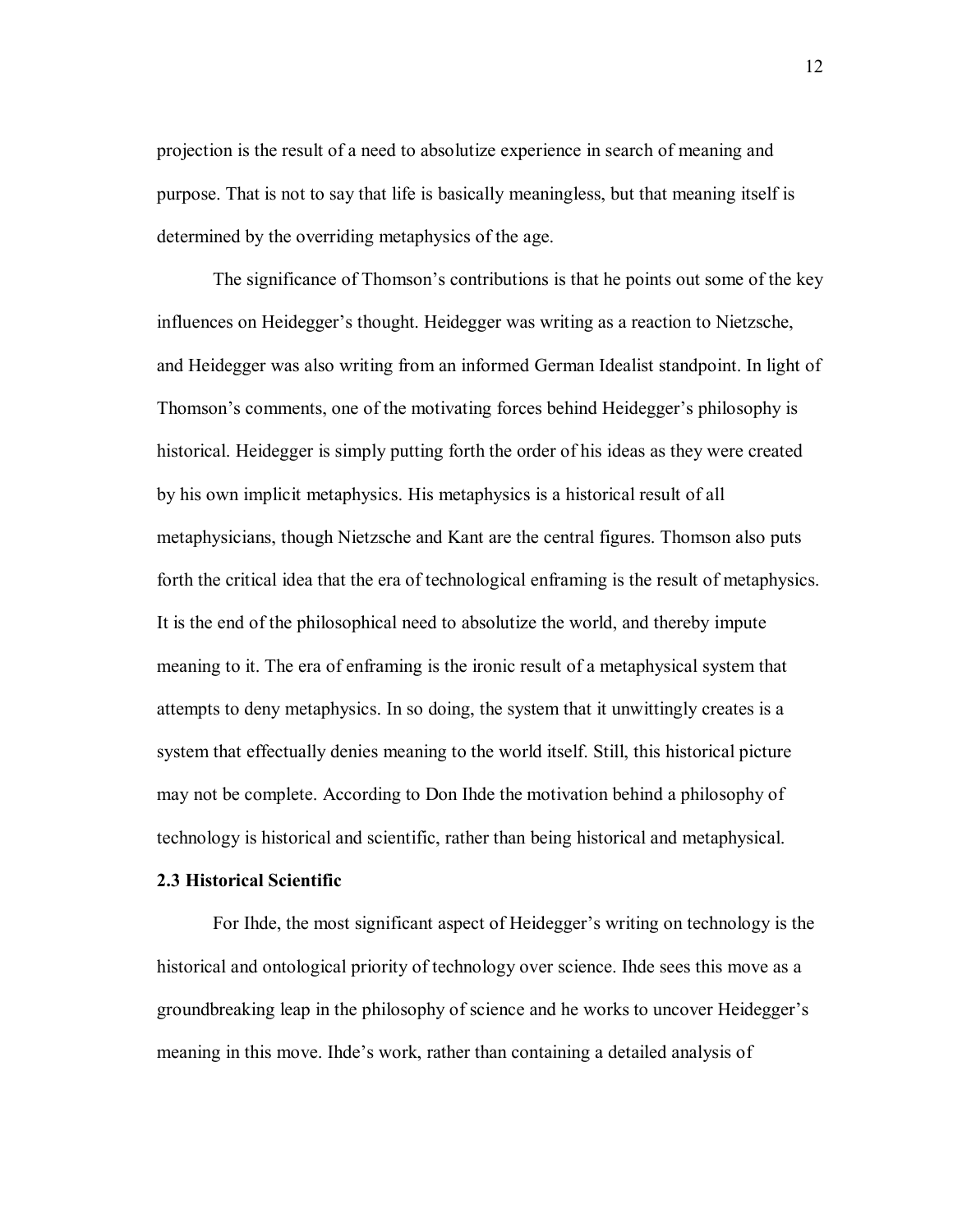projection is the result of a need to absolutize experience in search of meaning and purpose. That is not to say that life is basically meaningless, but that meaning itself is determined by the overriding metaphysics of the age.

The significance of Thomson's contributions is that he points out some of the key influences on Heidegger's thought. Heidegger was writing as a reaction to Nietzsche, and Heidegger was also writing from an informed German Idealist standpoint. In light of Thomson's comments, one of the motivating forces behind Heidegger's philosophy is historical. Heidegger is simply putting forth the order of his ideas as they were created by his own implicit metaphysics. His metaphysics is a historical result of all metaphysicians, though Nietzsche and Kant are the central figures. Thomson also puts forth the critical idea that the era of technological enframing is the result of metaphysics. It is the end of the philosophical need to absolutize the world, and thereby impute meaning to it. The era of enframing is the ironic result of a metaphysical system that attempts to deny metaphysics. In so doing, the system that it unwittingly creates is a system that effectually denies meaning to the world itself. Still, this historical picture may not be complete. According to Don Ihde the motivation behind a philosophy of technology is historical and scientific, rather than being historical and metaphysical.

### 2.3 Historical Scientific

For Ihde, the most significant aspect of Heidegger's writing on technology is the historical and ontological priority of technology over science. Ihde sees this move as a groundbreaking leap in the philosophy of science and he works to uncover Heidegger's meaning in this move. Ihde's work, rather than containing a detailed analysis of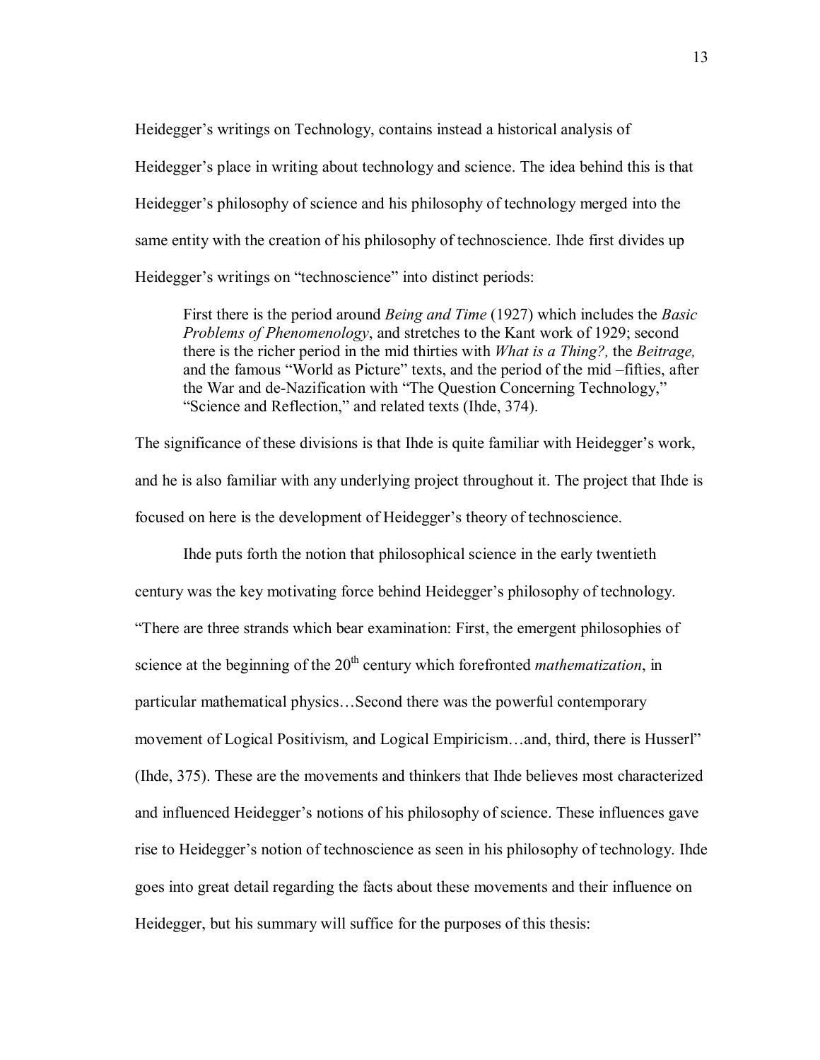Heidegger's writings on Technology, contains instead a historical analysis of Heidegger's place in writing about technology and science. The idea behind this is that Heidegger's philosophy of science and his philosophy of technology merged into the same entity with the creation of his philosophy of technoscience. Ihde first divides up Heidegger's writings on "technoscience" into distinct periods:

> First there is the period around *Being and Time* (1927) which includes the *Basic Problems of Phenomenology*, and stretches to the Kant work of 1929; second there is the richer period in the mid thirties with *What is a Thing?,* the *Beitrage,* and the famous "World as Picture" texts, and the period of the mid –fifties, after the War and de-Nazification with "The Question Concerning Technology," "Science and Reflection," and related texts (Ihde, 374).

The significance of these divisions is that Ihde is quite familiar with Heidegger's work, and he is also familiar with any underlying project throughout it. The project that Ihde is focused on here is the development of Heidegger's theory of technoscience.

Ihde puts forth the notion that philosophical science in the early twentieth century was the key motivating force behind Heidegger's philosophy of technology. "There are three strands which bear examination: First, the emergent philosophies of science at the beginning of the 20th century which forefronted *mathematization*, in particular mathematical physics…Second there was the powerful contemporary movement of Logical Positivism, and Logical Empiricism…and, third, there is Husserl" (Ihde, 375). These are the movements and thinkers that Ihde believes most characterized and influenced Heidegger's notions of his philosophy of science. These influences gave rise to Heidegger's notion of technoscience as seen in his philosophy of technology. Ihde goes into great detail regarding the facts about these movements and their influence on Heidegger, but his summary will suffice for the purposes of this thesis: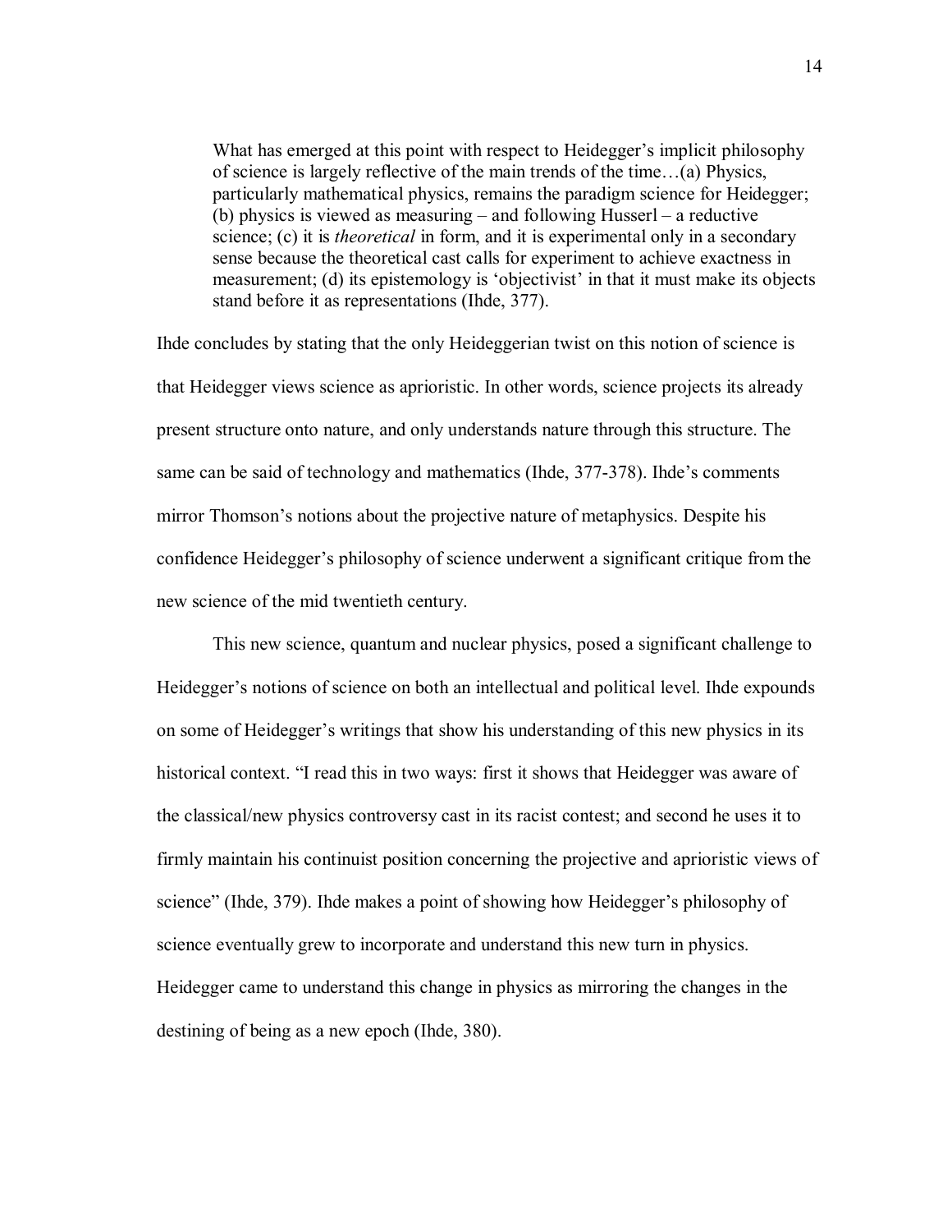> What has emerged at this point with respect to Heidegger's implicit philosophy of science is largely reflective of the main trends of the time…(a) Physics, particularly mathematical physics, remains the paradigm science for Heidegger; (b) physics is viewed as measuring – and following Husserl – a reductive science; (c) it is *theoretical* in form, and it is experimental only in a secondary sense because the theoretical cast calls for experiment to achieve exactness in measurement; (d) its epistemology is 'objectivist' in that it must make its objects stand before it as representations (Ihde, 377).

Ihde concludes by stating that the only Heideggerian twist on this notion of science is that Heidegger views science as aprioristic. In other words, science projects its already present structure onto nature, and only understands nature through this structure. The same can be said of technology and mathematics (Ihde, 377-378). Ihde's comments mirror Thomson's notions about the projective nature of metaphysics. Despite his confidence Heidegger's philosophy of science underwent a significant critique from the new science of the mid twentieth century.

This new science, quantum and nuclear physics, posed a significant challenge to Heidegger's notions of science on both an intellectual and political level. Ihde expounds on some of Heidegger's writings that show his understanding of this new physics in its historical context. "I read this in two ways: first it shows that Heidegger was aware of the classical/new physics controversy cast in its racist contest; and second he uses it to firmly maintain his continuist position concerning the projective and aprioristic views of science" (Ihde, 379). Ihde makes a point of showing how Heidegger's philosophy of science eventually grew to incorporate and understand this new turn in physics. Heidegger came to understand this change in physics as mirroring the changes in the destining of being as a new epoch (Ihde, 380).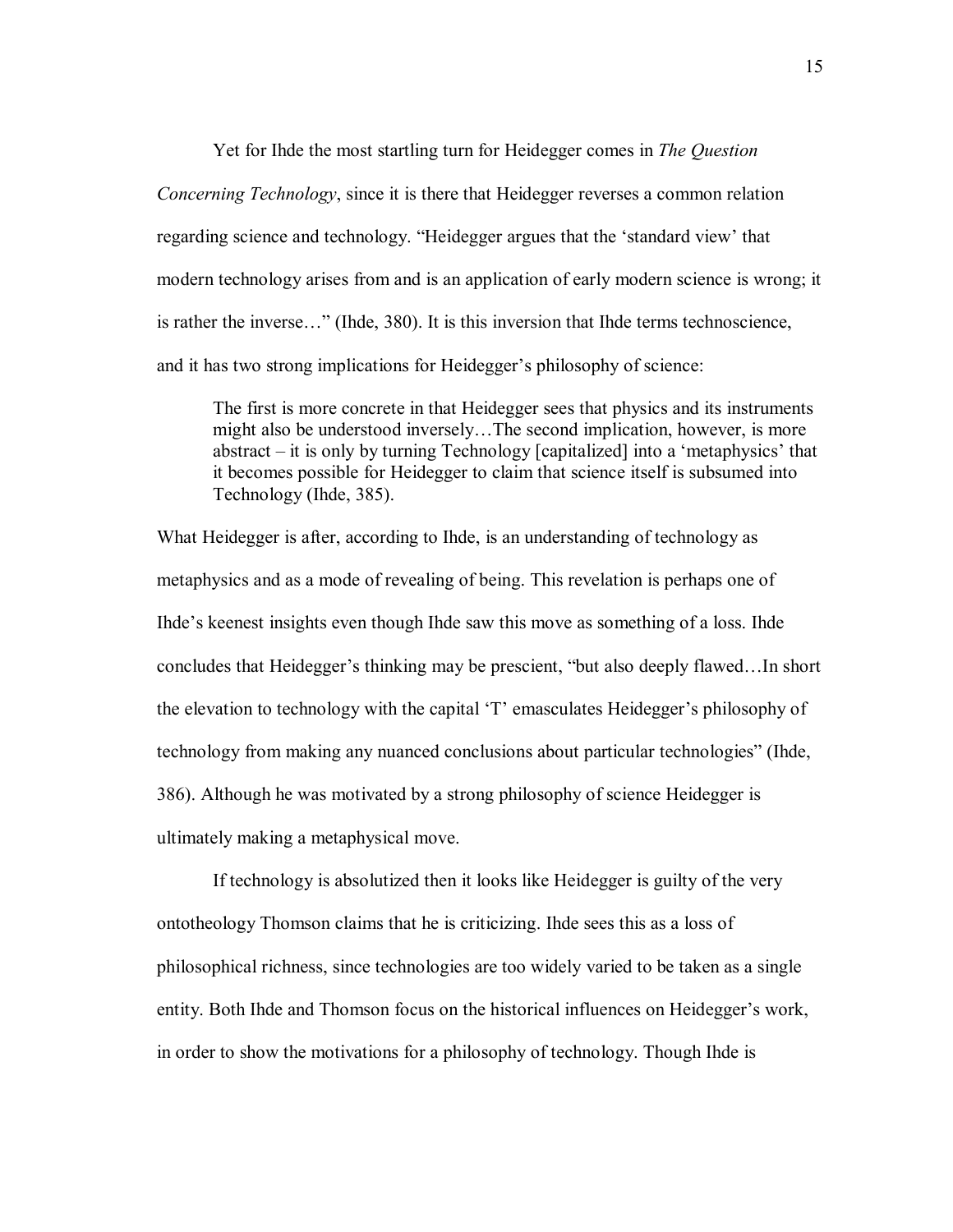Yet for Ihde the most startling turn for Heidegger comes in *The Question Concerning Technology*, since it is there that Heidegger reverses a common relation regarding science and technology. "Heidegger argues that the 'standard view' that modern technology arises from and is an application of early modern science is wrong; it is rather the inverse…" (Ihde, 380). It is this inversion that Ihde terms technoscience, and it has two strong implications for Heidegger's philosophy of science:

> The first is more concrete in that Heidegger sees that physics and its instruments might also be understood inversely…The second implication, however, is more abstract – it is only by turning Technology [capitalized] into a 'metaphysics' that it becomes possible for Heidegger to claim that science itself is subsumed into Technology (Ihde, 385).

What Heidegger is after, according to Ihde, is an understanding of technology as metaphysics and as a mode of revealing of being. This revelation is perhaps one of Ihde's keenest insights even though Ihde saw this move as something of a loss. Ihde concludes that Heidegger's thinking may be prescient, "but also deeply flawed…In short the elevation to technology with the capital 'T' emasculates Heidegger's philosophy of technology from making any nuanced conclusions about particular technologies" (Ihde, 386). Although he was motivated by a strong philosophy of science Heidegger is ultimately making a metaphysical move.

If technology is absolutized then it looks like Heidegger is guilty of the very ontotheology Thomson claims that he is criticizing. Ihde sees this as a loss of philosophical richness, since technologies are too widely varied to be taken as a single entity. Both Ihde and Thomson focus on the historical influences on Heidegger's work, in order to show the motivations for a philosophy of technology. Though Ihde is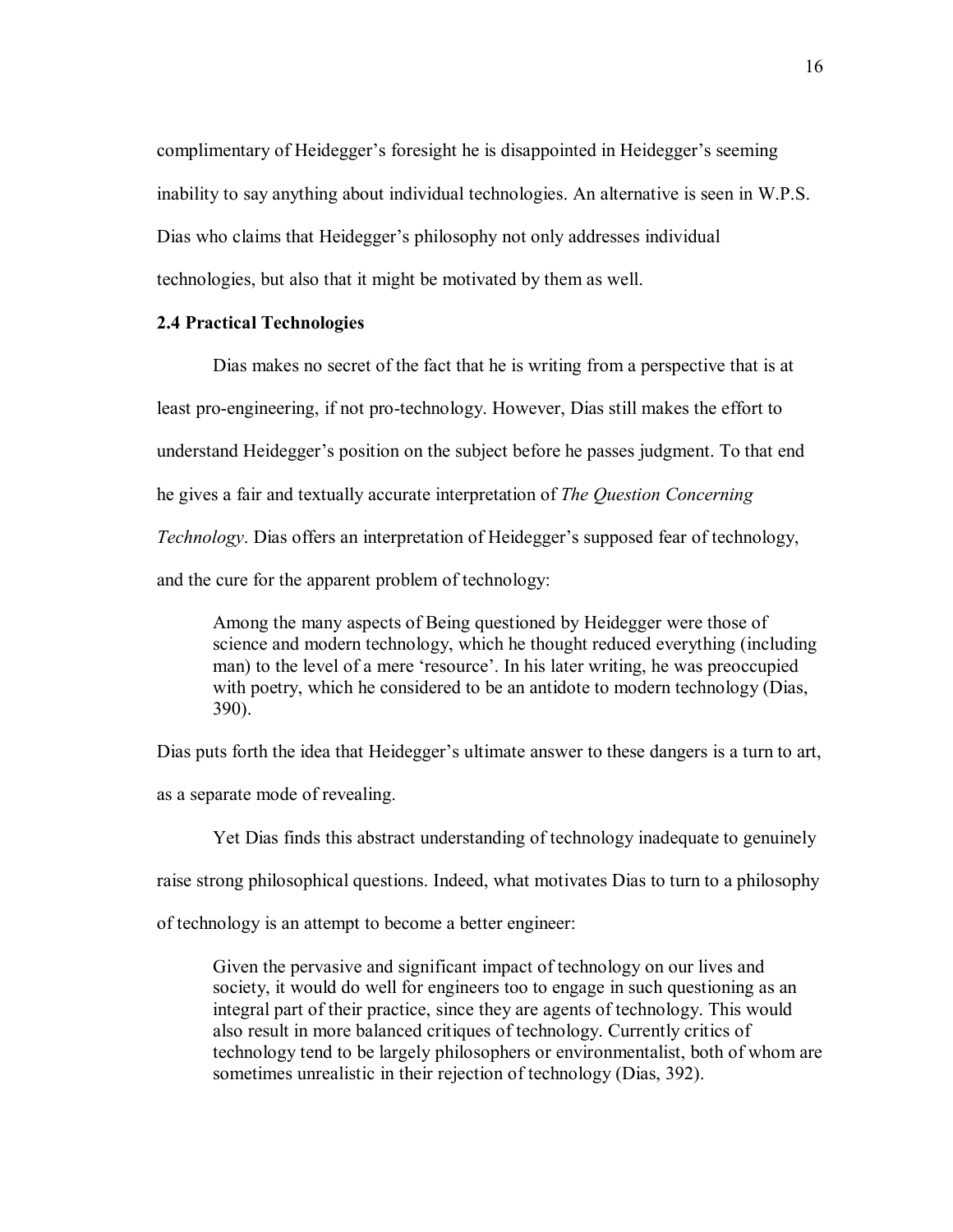complimentary of Heidegger's foresight he is disappointed in Heidegger's seeming inability to say anything about individual technologies. An alternative is seen in W.P.S. Dias who claims that Heidegger's philosophy not only addresses individual technologies, but also that it might be motivated by them as well.

### 2.4 Practical Technologies

Dias makes no secret of the fact that he is writing from a perspective that is at least pro-engineering, if not pro-technology. However, Dias still makes the effort to understand Heidegger's position on the subject before he passes judgment. To that end he gives a fair and textually accurate interpretation of *The Question Concerning Technology*. Dias offers an interpretation of Heidegger's supposed fear of technology, and the cure for the apparent problem of technology:

> Among the many aspects of Being questioned by Heidegger were those of science and modern technology, which he thought reduced everything (including man) to the level of a mere 'resource'. In his later writing, he was preoccupied with poetry, which he considered to be an antidote to modern technology (Dias, 390).

Dias puts forth the idea that Heidegger's ultimate answer to these dangers is a turn to art, as a separate mode of revealing.

Yet Dias finds this abstract understanding of technology inadequate to genuinely raise strong philosophical questions. Indeed, what motivates Dias to turn to a philosophy of technology is an attempt to become a better engineer:

> Given the pervasive and significant impact of technology on our lives and society, it would do well for engineers too to engage in such questioning as an integral part of their practice, since they are agents of technology. This would also result in more balanced critiques of technology. Currently critics of technology tend to be largely philosophers or environmentalist, both of whom are sometimes unrealistic in their rejection of technology (Dias, 392).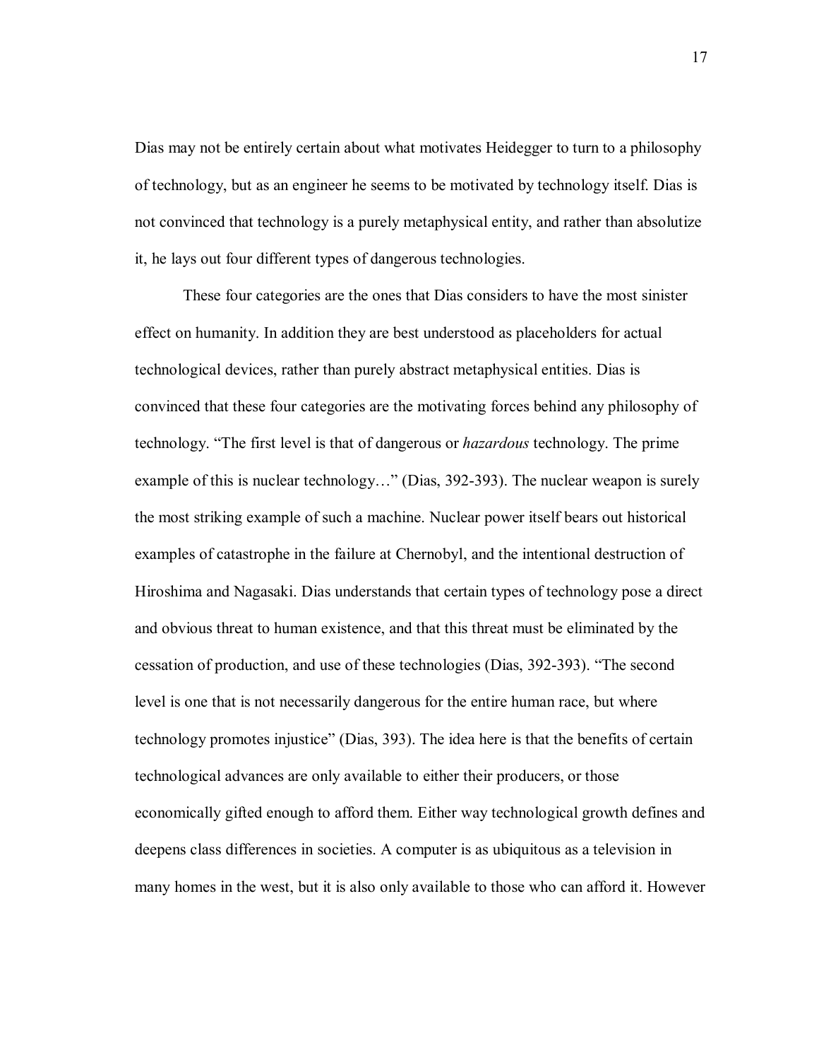Dias may not be entirely certain about what motivates Heidegger to turn to a philosophy of technology, but as an engineer he seems to be motivated by technology itself. Dias is not convinced that technology is a purely metaphysical entity, and rather than absolutize it, he lays out four different types of dangerous technologies.

These four categories are the ones that Dias considers to have the most sinister effect on humanity. In addition they are best understood as placeholders for actual technological devices, rather than purely abstract metaphysical entities. Dias is convinced that these four categories are the motivating forces behind any philosophy of technology. "The first level is that of dangerous or *hazardous* technology. The prime example of this is nuclear technology…" (Dias, 392-393). The nuclear weapon is surely the most striking example of such a machine. Nuclear power itself bears out historical examples of catastrophe in the failure at Chernobyl, and the intentional destruction of Hiroshima and Nagasaki. Dias understands that certain types of technology pose a direct and obvious threat to human existence, and that this threat must be eliminated by the cessation of production, and use of these technologies (Dias, 392-393). "The second level is one that is not necessarily dangerous for the entire human race, but where technology promotes injustice" (Dias, 393). The idea here is that the benefits of certain technological advances are only available to either their producers, or those economically gifted enough to afford them. Either way technological growth defines and deepens class differences in societies. A computer is as ubiquitous as a television in many homes in the west, but it is also only available to those who can afford it. However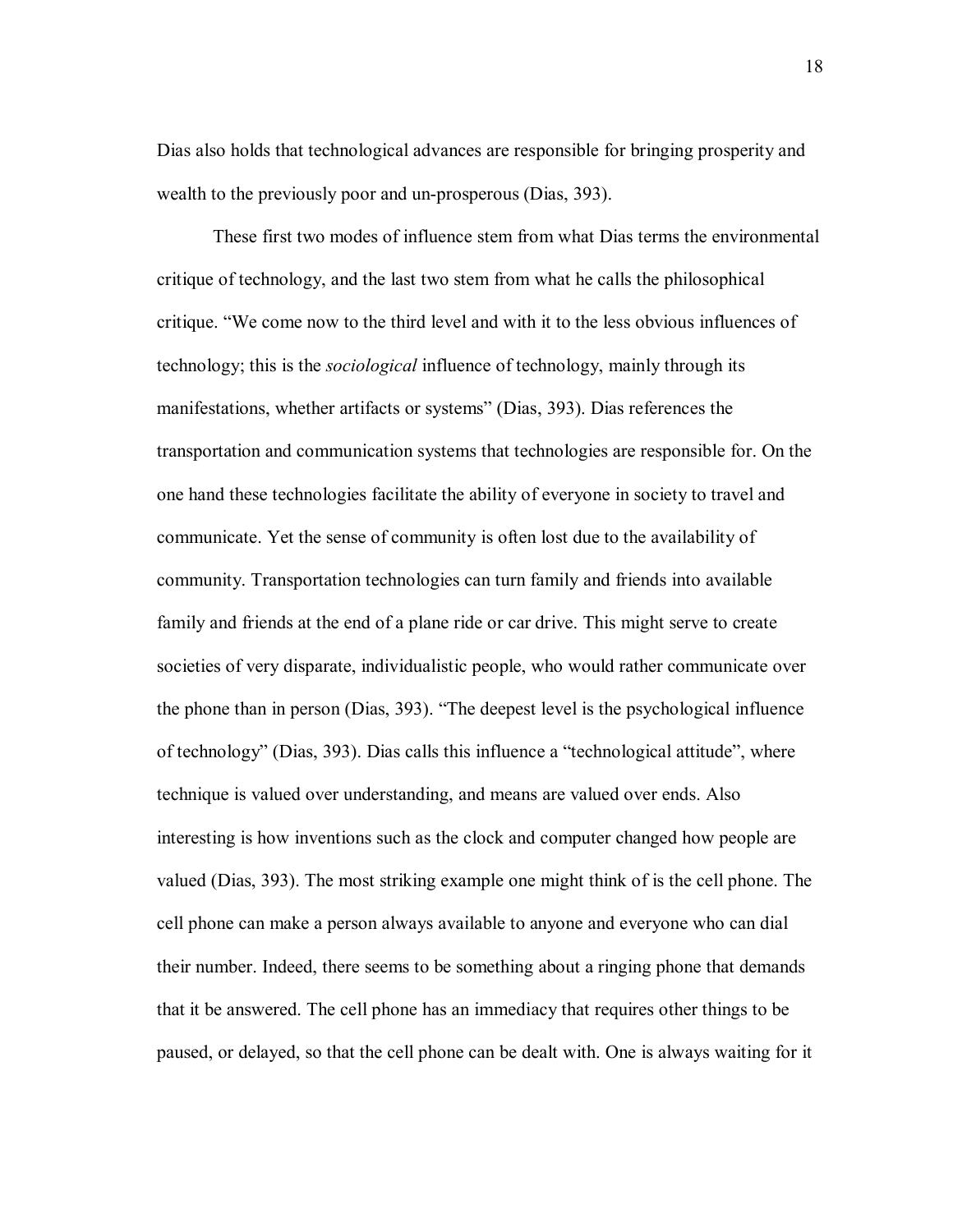Dias also holds that technological advances are responsible for bringing prosperity and wealth to the previously poor and un-prosperous (Dias, 393).

These first two modes of influence stem from what Dias terms the environmental critique of technology, and the last two stem from what he calls the philosophical critique. "We come now to the third level and with it to the less obvious influences of technology; this is the *sociological* influence of technology, mainly through its manifestations, whether artifacts or systems" (Dias, 393). Dias references the transportation and communication systems that technologies are responsible for. On the one hand these technologies facilitate the ability of everyone in society to travel and communicate. Yet the sense of community is often lost due to the availability of community. Transportation technologies can turn family and friends into available family and friends at the end of a plane ride or car drive. This might serve to create societies of very disparate, individualistic people, who would rather communicate over the phone than in person (Dias, 393). "The deepest level is the psychological influence of technology" (Dias, 393). Dias calls this influence a "technological attitude", where technique is valued over understanding, and means are valued over ends. Also interesting is how inventions such as the clock and computer changed how people are valued (Dias, 393). The most striking example one might think of is the cell phone. The cell phone can make a person always available to anyone and everyone who can dial their number. Indeed, there seems to be something about a ringing phone that demands that it be answered. The cell phone has an immediacy that requires other things to be paused, or delayed, so that the cell phone can be dealt with. One is always waiting for it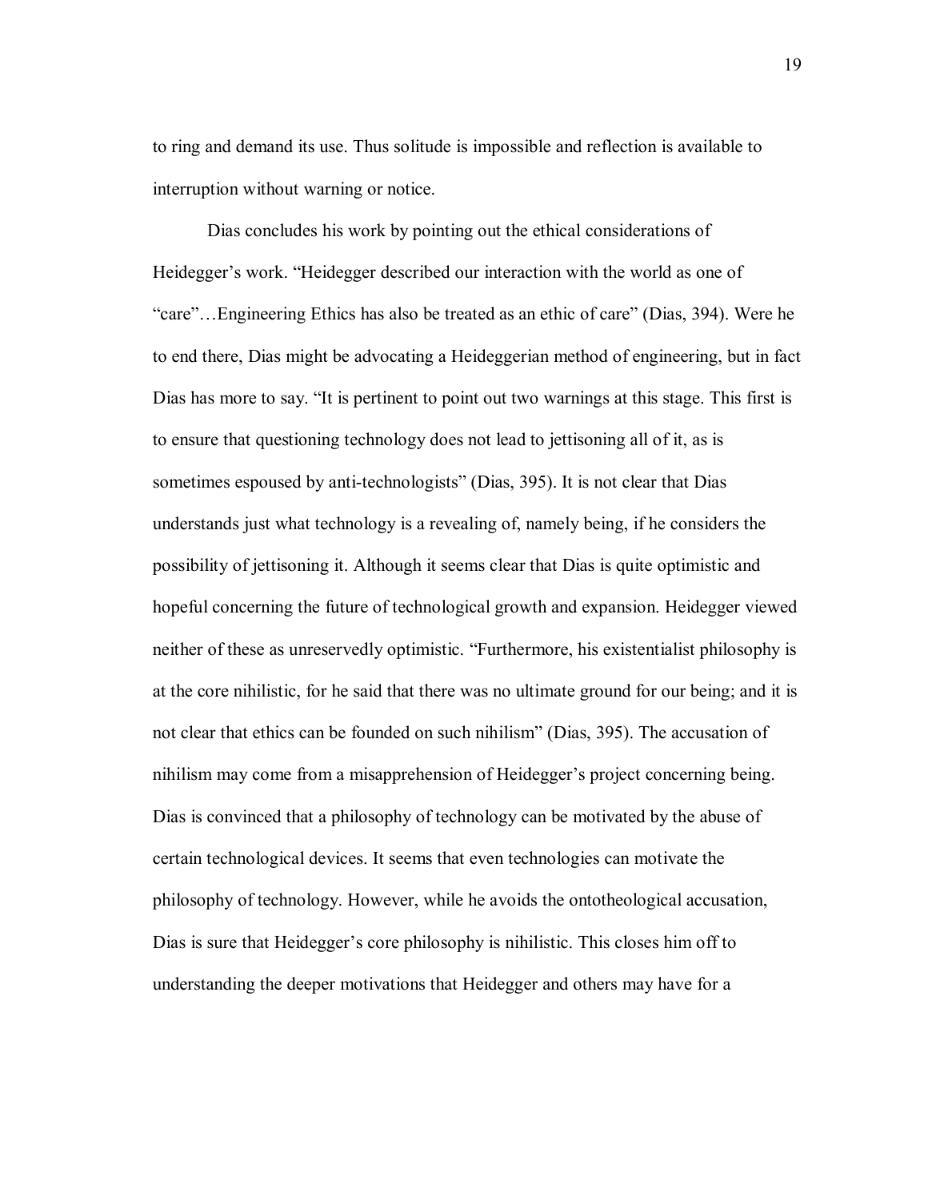to ring and demand its use. Thus solitude is impossible and reflection is available to interruption without warning or notice.

Dias concludes his work by pointing out the ethical considerations of Heidegger's work. "Heidegger described our interaction with the world as one of "care"…Engineering Ethics has also be treated as an ethic of care" (Dias, 394). Were he to end there, Dias might be advocating a Heideggerian method of engineering, but in fact Dias has more to say. "It is pertinent to point out two warnings at this stage. This first is to ensure that questioning technology does not lead to jettisoning all of it, as is sometimes espoused by anti-technologists" (Dias, 395). It is not clear that Dias understands just what technology is a revealing of, namely being, if he considers the possibility of jettisoning it. Although it seems clear that Dias is quite optimistic and hopeful concerning the future of technological growth and expansion. Heidegger viewed neither of these as unreservedly optimistic. "Furthermore, his existentialist philosophy is at the core nihilistic, for he said that there was no ultimate ground for our being; and it is not clear that ethics can be founded on such nihilism" (Dias, 395). The accusation of nihilism may come from a misapprehension of Heidegger's project concerning being. Dias is convinced that a philosophy of technology can be motivated by the abuse of certain technological devices. It seems that even technologies can motivate the philosophy of technology. However, while he avoids the ontotheological accusation, Dias is sure that Heidegger's core philosophy is nihilistic. This closes him off to understanding the deeper motivations that Heidegger and others may have for a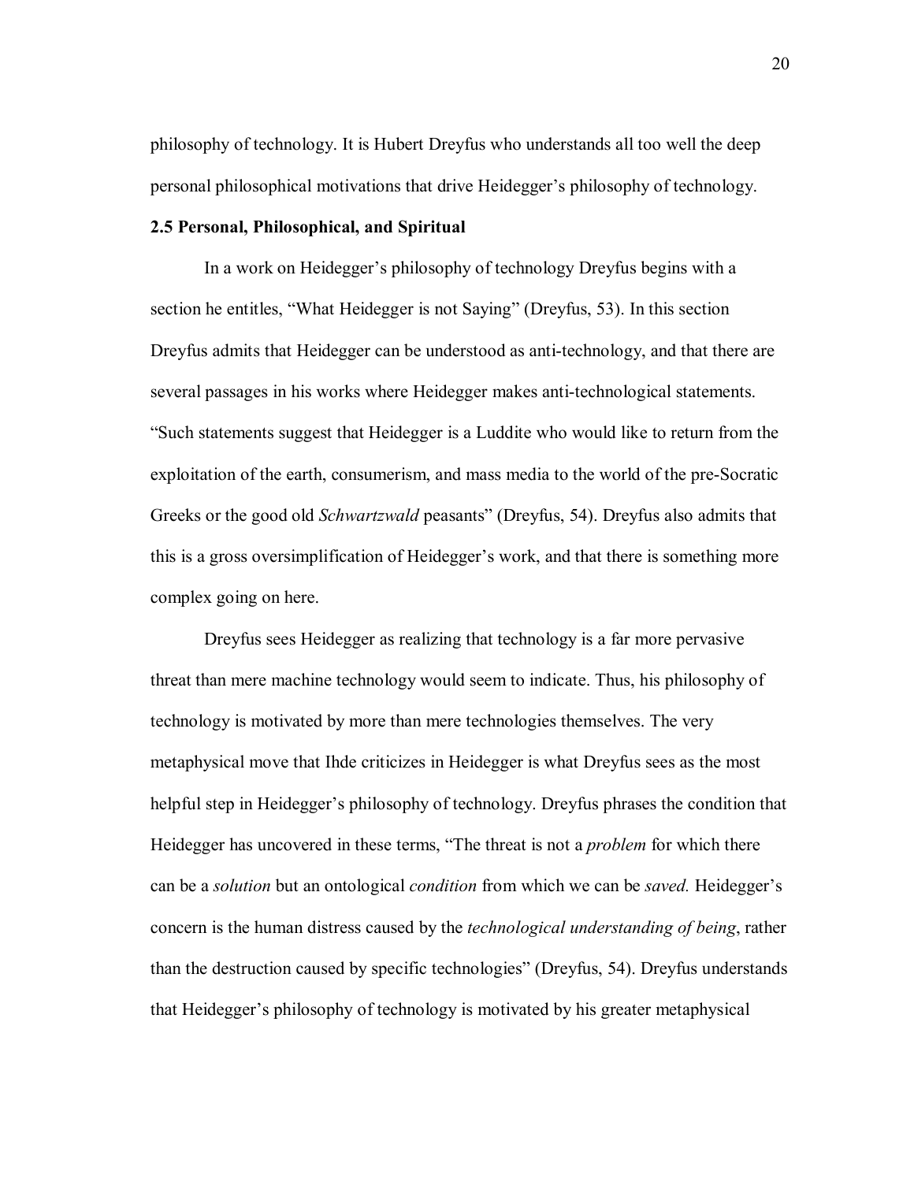philosophy of technology. It is Hubert Dreyfus who understands all too well the deep personal philosophical motivations that drive Heidegger's philosophy of technology.

### 2.5 Personal, Philosophical, and Spiritual

In a work on Heidegger's philosophy of technology Dreyfus begins with a section he entitles, "What Heidegger is not Saying" (Dreyfus, 53). In this section Dreyfus admits that Heidegger can be understood as anti-technology, and that there are several passages in his works where Heidegger makes anti-technological statements. "Such statements suggest that Heidegger is a Luddite who would like to return from the exploitation of the earth, consumerism, and mass media to the world of the pre-Socratic Greeks or the good old *Schwartzwald* peasants" (Dreyfus, 54). Dreyfus also admits that this is a gross oversimplification of Heidegger's work, and that there is something more complex going on here.

Dreyfus sees Heidegger as realizing that technology is a far more pervasive threat than mere machine technology would seem to indicate. Thus, his philosophy of technology is motivated by more than mere technologies themselves. The very metaphysical move that Ihde criticizes in Heidegger is what Dreyfus sees as the most helpful step in Heidegger's philosophy of technology. Dreyfus phrases the condition that Heidegger has uncovered in these terms, "The threat is not a *problem* for which there can be a *solution* but an ontological *condition* from which we can be *saved.* Heidegger's concern is the human distress caused by the *technological understanding of being*, rather than the destruction caused by specific technologies" (Dreyfus, 54). Dreyfus understands that Heidegger's philosophy of technology is motivated by his greater metaphysical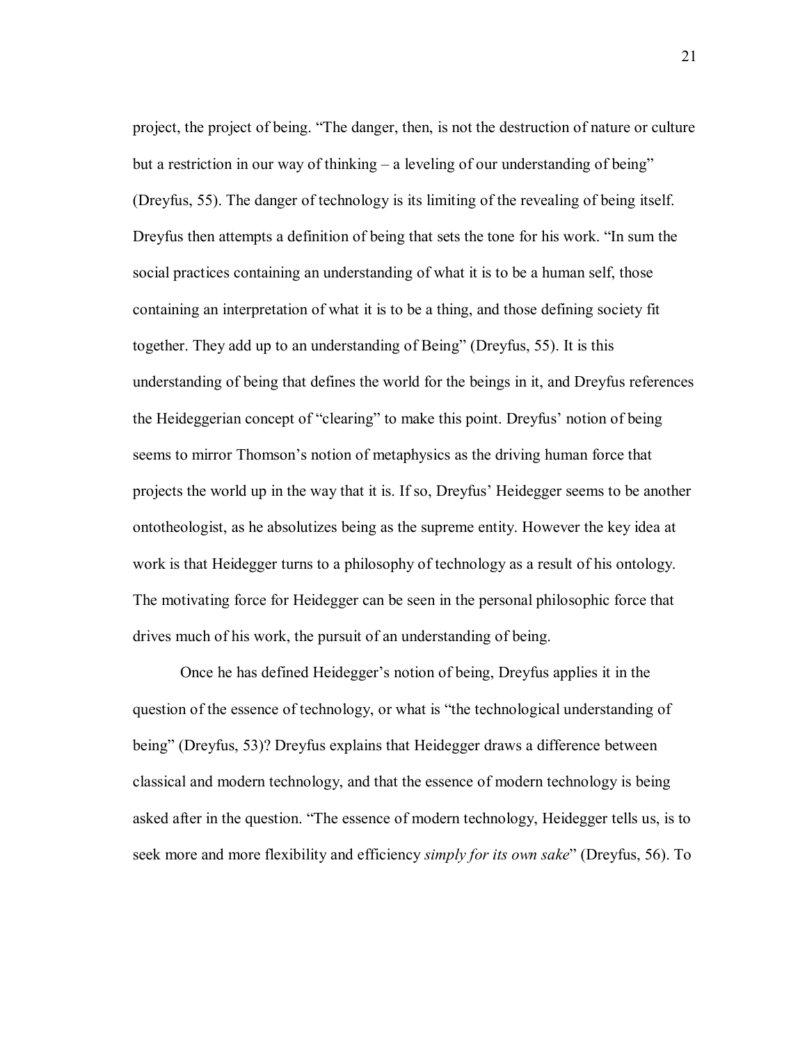project, the project of being. "The danger, then, is not the destruction of nature or culture but a restriction in our way of thinking – a leveling of our understanding of being" (Dreyfus, 55). The danger of technology is its limiting of the revealing of being itself. Dreyfus then attempts a definition of being that sets the tone for his work. "In sum the social practices containing an understanding of what it is to be a human self, those containing an interpretation of what it is to be a thing, and those defining society fit together. They add up to an understanding of Being" (Dreyfus, 55). It is this understanding of being that defines the world for the beings in it, and Dreyfus references the Heideggerian concept of "clearing" to make this point. Dreyfus' notion of being seems to mirror Thomson's notion of metaphysics as the driving human force that projects the world up in the way that it is. If so, Dreyfus' Heidegger seems to be another ontotheologist, as he absolutizes being as the supreme entity. However the key idea at work is that Heidegger turns to a philosophy of technology as a result of his ontology. The motivating force for Heidegger can be seen in the personal philosophic force that drives much of his work, the pursuit of an understanding of being.

Once he has defined Heidegger's notion of being, Dreyfus applies it in the question of the essence of technology, or what is "the technological understanding of being" (Dreyfus, 53)? Dreyfus explains that Heidegger draws a difference between classical and modern technology, and that the essence of modern technology is being asked after in the question. "The essence of modern technology, Heidegger tells us, is to seek more and more flexibility and efficiency *simply for its own sake*" (Dreyfus, 56). To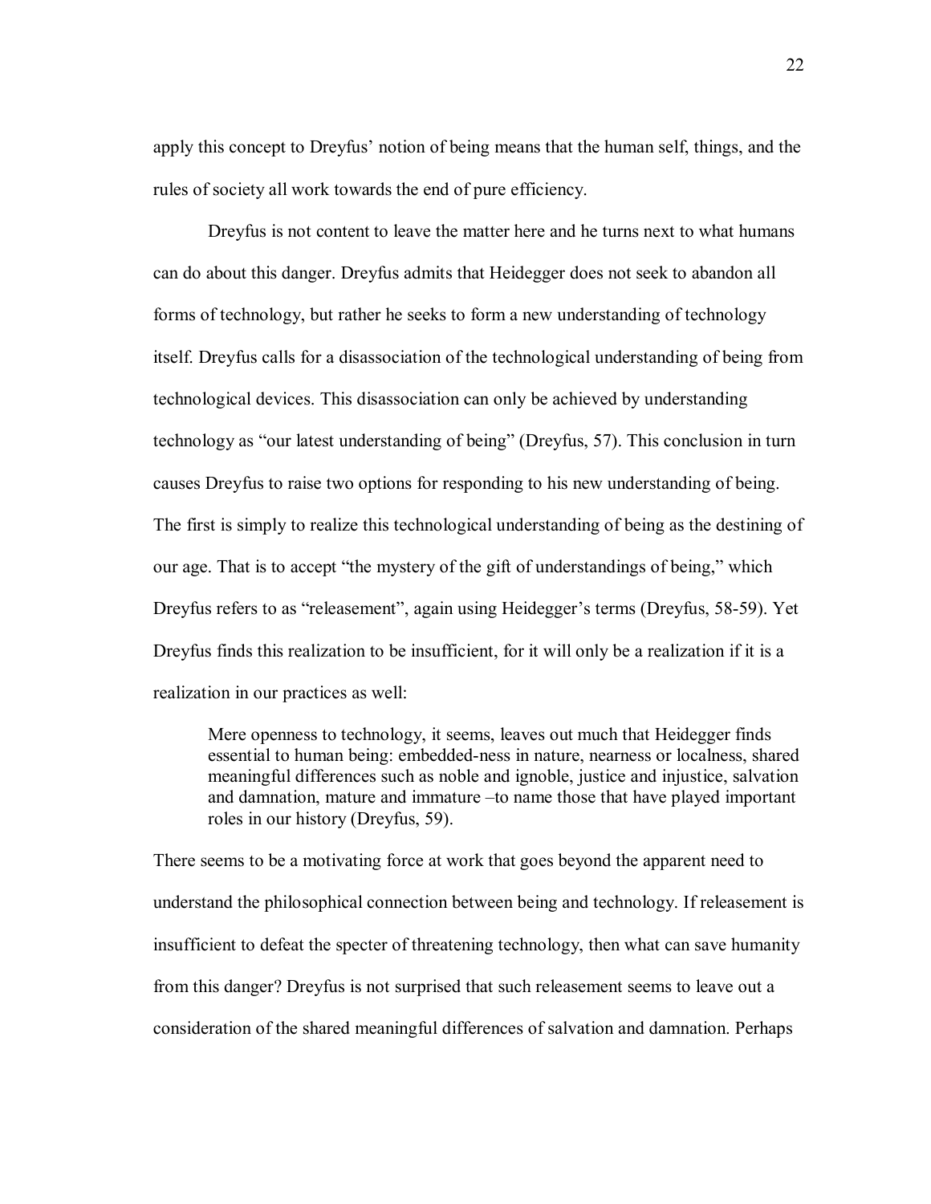apply this concept to Dreyfus' notion of being means that the human self, things, and the rules of society all work towards the end of pure efficiency.

Dreyfus is not content to leave the matter here and he turns next to what humans can do about this danger. Dreyfus admits that Heidegger does not seek to abandon all forms of technology, but rather he seeks to form a new understanding of technology itself. Dreyfus calls for a disassociation of the technological understanding of being from technological devices. This disassociation can only be achieved by understanding technology as "our latest understanding of being" (Dreyfus, 57). This conclusion in turn causes Dreyfus to raise two options for responding to his new understanding of being. The first is simply to realize this technological understanding of being as the destining of our age. That is to accept "the mystery of the gift of understandings of being," which Dreyfus refers to as "releasement", again using Heidegger's terms (Dreyfus, 58-59). Yet Dreyfus finds this realization to be insufficient, for it will only be a realization if it is a realization in our practices as well:

> Mere openness to technology, it seems, leaves out much that Heidegger finds essential to human being: embedded-ness in nature, nearness or localness, shared meaningful differences such as noble and ignoble, justice and injustice, salvation and damnation, mature and immature –to name those that have played important roles in our history (Dreyfus, 59).

There seems to be a motivating force at work that goes beyond the apparent need to understand the philosophical connection between being and technology. If releasement is insufficient to defeat the specter of threatening technology, then what can save humanity from this danger? Dreyfus is not surprised that such releasement seems to leave out a consideration of the shared meaningful differences of salvation and damnation. Perhaps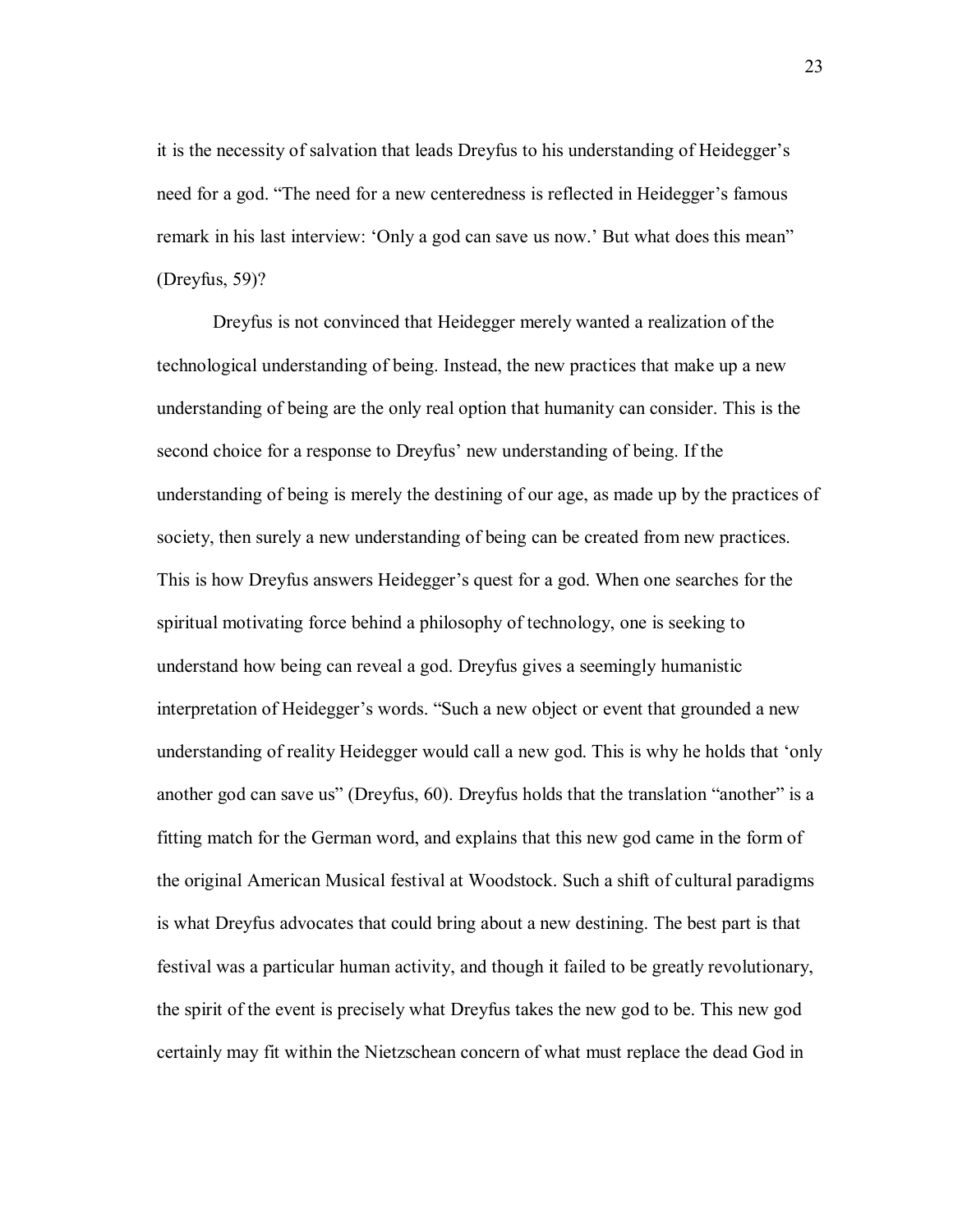it is the necessity of salvation that leads Dreyfus to his understanding of Heidegger's need for a god. "The need for a new centeredness is reflected in Heidegger's famous remark in his last interview: 'Only a god can save us now.' But what does this mean" (Dreyfus, 59)?

Dreyfus is not convinced that Heidegger merely wanted a realization of the technological understanding of being. Instead, the new practices that make up a new understanding of being are the only real option that humanity can consider. This is the second choice for a response to Dreyfus' new understanding of being. If the understanding of being is merely the destining of our age, as made up by the practices of society, then surely a new understanding of being can be created from new practices. This is how Dreyfus answers Heidegger's quest for a god. When one searches for the spiritual motivating force behind a philosophy of technology, one is seeking to understand how being can reveal a god. Dreyfus gives a seemingly humanistic interpretation of Heidegger's words. "Such a new object or event that grounded a new understanding of reality Heidegger would call a new god. This is why he holds that 'only another god can save us" (Dreyfus, 60). Dreyfus holds that the translation "another" is a fitting match for the German word, and explains that this new god came in the form of the original American Musical festival at Woodstock. Such a shift of cultural paradigms is what Dreyfus advocates that could bring about a new destining. The best part is that festival was a particular human activity, and though it failed to be greatly revolutionary, the spirit of the event is precisely what Dreyfus takes the new god to be. This new god certainly may fit within the Nietzschean concern of what must replace the dead God in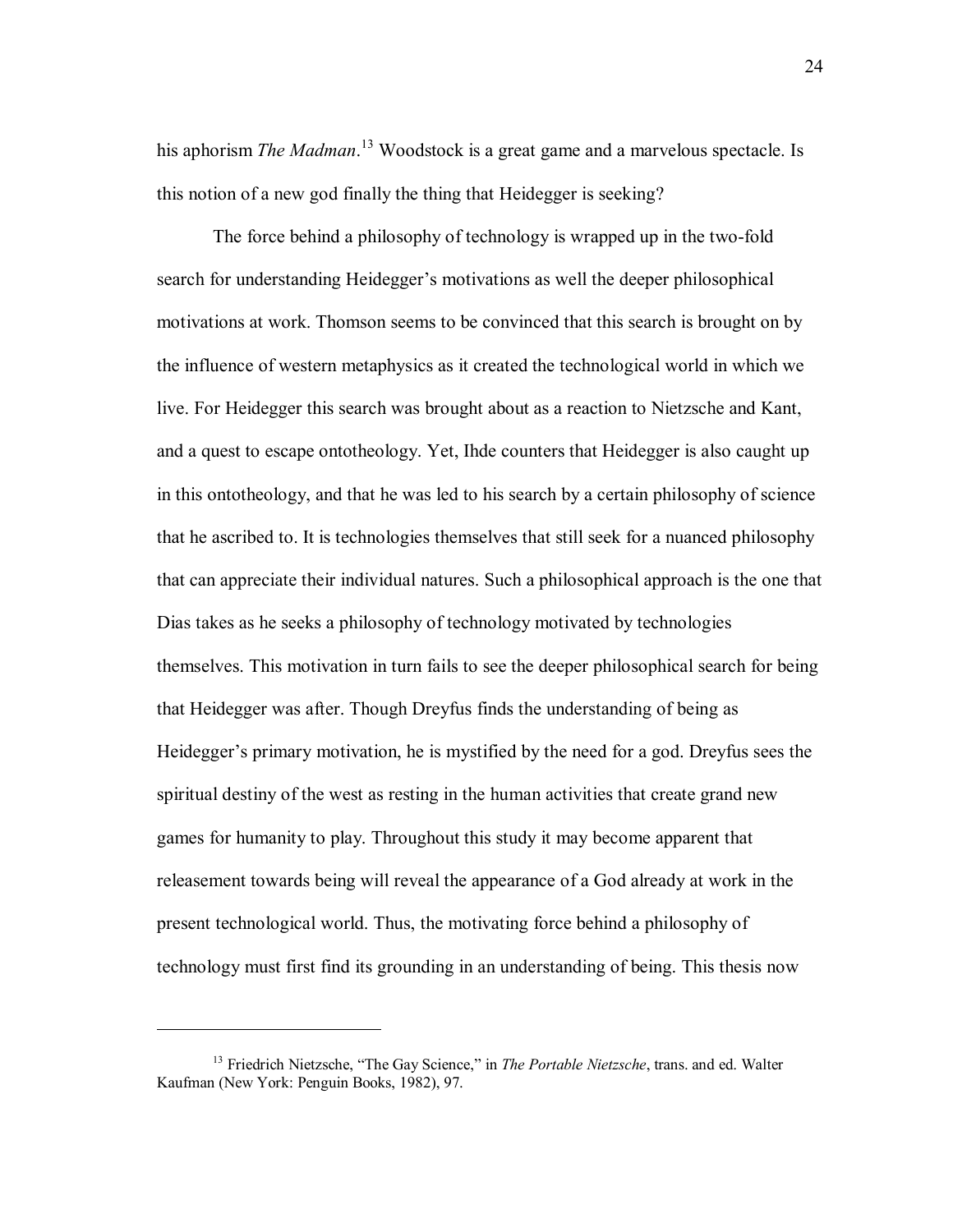his aphorism *The Madman*.[13] Woodstock is a great game and a marvelous spectacle. Is this notion of a new god finally the thing that Heidegger is seeking?

The force behind a philosophy of technology is wrapped up in the two-fold search for understanding Heidegger's motivations as well the deeper philosophical motivations at work. Thomson seems to be convinced that this search is brought on by the influence of western metaphysics as it created the technological world in which we live. For Heidegger this search was brought about as a reaction to Nietzsche and Kant, and a quest to escape ontotheology. Yet, Ihde counters that Heidegger is also caught up in this ontotheology, and that he was led to his search by a certain philosophy of science that he ascribed to. It is technologies themselves that still seek for a nuanced philosophy that can appreciate their individual natures. Such a philosophical approach is the one that Dias takes as he seeks a philosophy of technology motivated by technologies themselves. This motivation in turn fails to see the deeper philosophical search for being that Heidegger was after. Though Dreyfus finds the understanding of being as Heidegger's primary motivation, he is mystified by the need for a god. Dreyfus sees the spiritual destiny of the west as resting in the human activities that create grand new games for humanity to play. Throughout this study it may become apparent that releasement towards being will reveal the appearance of a God already at work in the present technological world. Thus, the motivating force behind a philosophy of technology must first find its grounding in an understanding of being. This thesis now

---

[13] Friedrich Nietzsche, "The Gay Science," in *The Portable Nietzsche*, trans. and ed. Walter Kaufman (New York: Penguin Books, 1982), 97.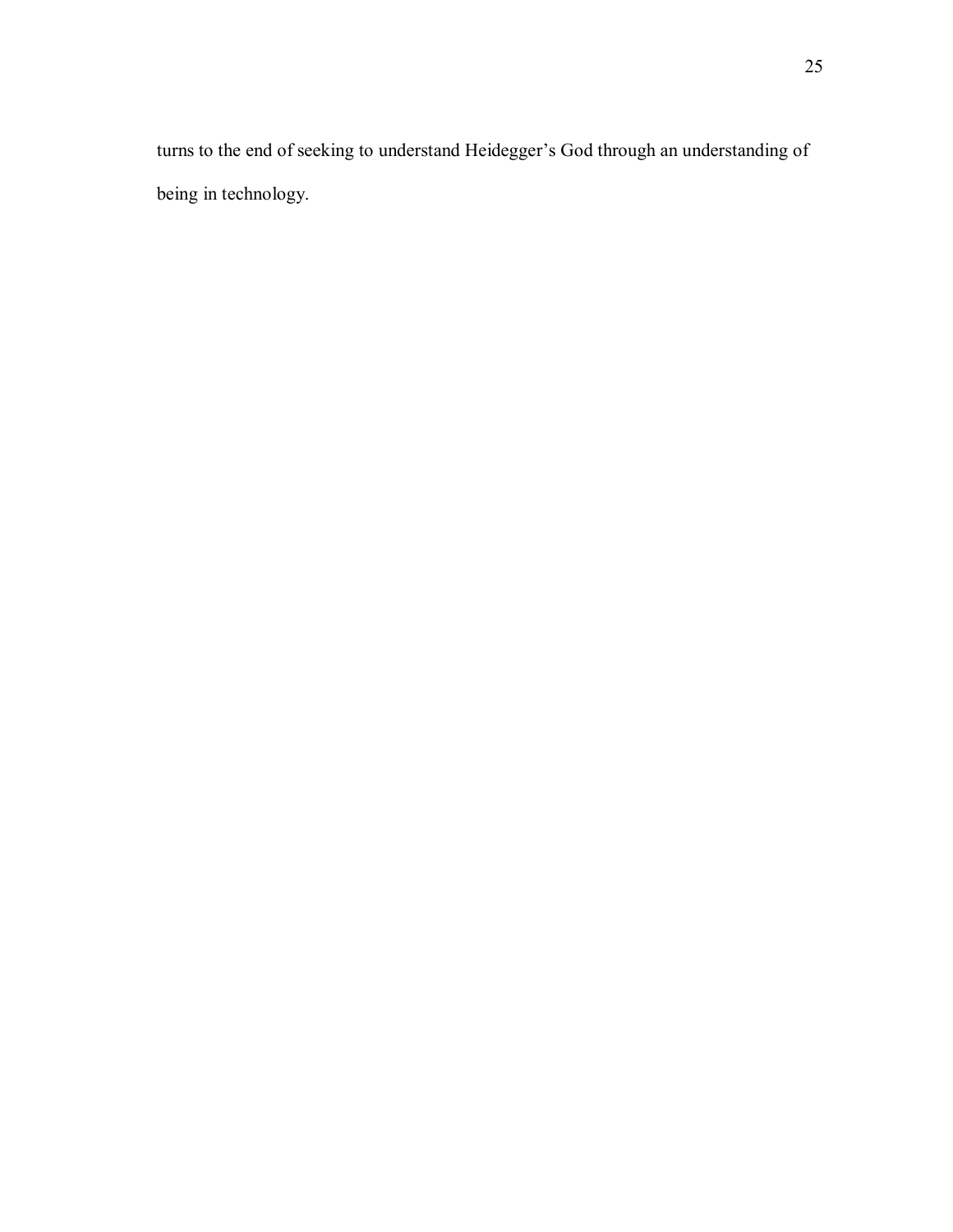turns to the end of seeking to understand Heidegger's God through an understanding of being in technology.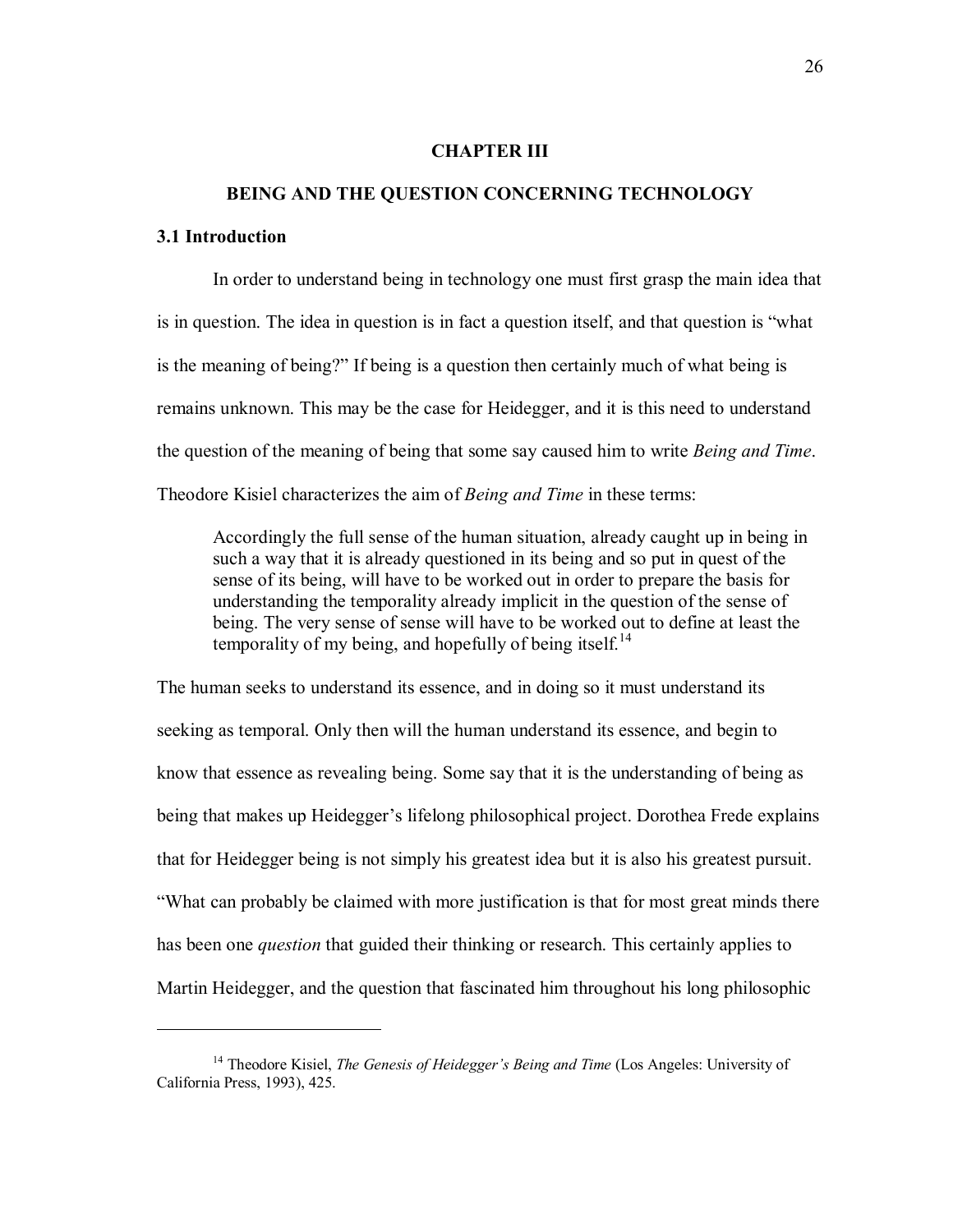# CHAPTER III

# BEING AND THE QUESTION CONCERNING TECHNOLOGY

## 3.1 Introduction

In order to understand being in technology one must first grasp the main idea that is in question. The idea in question is in fact a question itself, and that question is "what is the meaning of being?" If being is a question then certainly much of what being is remains unknown. This may be the case for Heidegger, and it is this need to understand the question of the meaning of being that some say caused him to write *Being and Time*. Theodore Kisiel characterizes the aim of *Being and Time* in these terms:

> Accordingly the full sense of the human situation, already caught up in being in such a way that it is already questioned in its being and so put in quest of the sense of its being, will have to be worked out in order to prepare the basis for understanding the temporality already implicit in the question of the sense of being. The very sense of sense will have to be worked out to define at least the temporality of my being, and hopefully of being itself.[14]

The human seeks to understand its essence, and in doing so it must understand its seeking as temporal. Only then will the human understand its essence, and begin to know that essence as revealing being. Some say that it is the understanding of being as being that makes up Heidegger's lifelong philosophical project. Dorothea Frede explains that for Heidegger being is not simply his greatest idea but it is also his greatest pursuit. "What can probably be claimed with more justification is that for most great minds there has been one *question* that guided their thinking or research. This certainly applies to Martin Heidegger, and the question that fascinated him throughout his long philosophic

---

[14] Theodore Kisiel, *The Genesis of Heidegger's Being and Time* (Los Angeles: University of California Press, 1993), 425.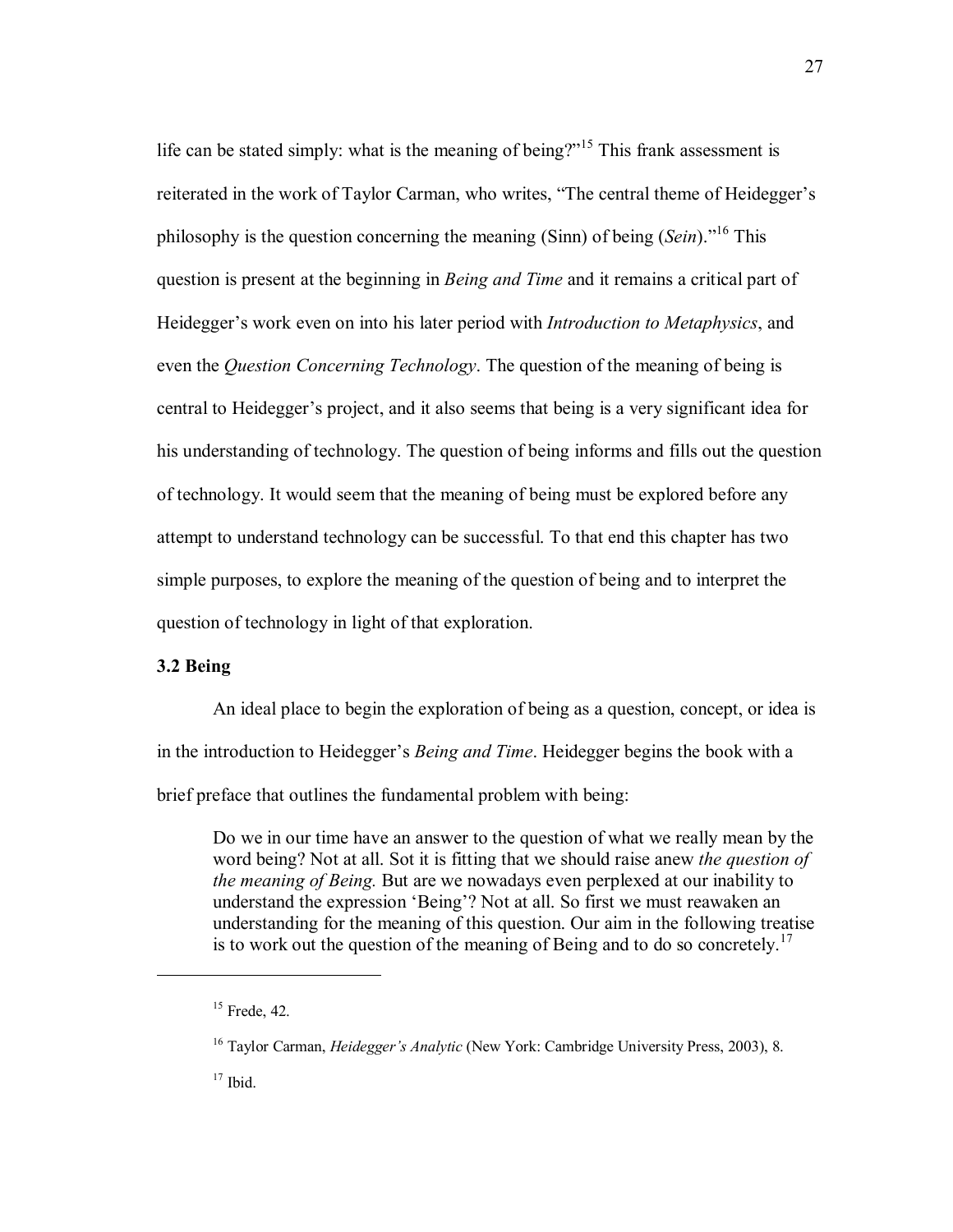life can be stated simply: what is the meaning of being?"[15] This frank assessment is reiterated in the work of Taylor Carman, who writes, "The central theme of Heidegger's philosophy is the question concerning the meaning (Sinn) of being (*Sein*)."[16] This question is present at the beginning in *Being and Time* and it remains a critical part of Heidegger's work even on into his later period with *Introduction to Metaphysics*, and even the *Question Concerning Technology*. The question of the meaning of being is central to Heidegger's project, and it also seems that being is a very significant idea for his understanding of technology. The question of being informs and fills out the question of technology. It would seem that the meaning of being must be explored before any attempt to understand technology can be successful. To that end this chapter has two simple purposes, to explore the meaning of the question of being and to interpret the question of technology in light of that exploration.

### 3.2 Being

An ideal place to begin the exploration of being as a question, concept, or idea is in the introduction to Heidegger's *Being and Time*. Heidegger begins the book with a brief preface that outlines the fundamental problem with being:

> Do we in our time have an answer to the question of what we really mean by the word being? Not at all. Sot it is fitting that we should raise anew *the question of the meaning of Being.* But are we nowadays even perplexed at our inability to understand the expression 'Being'? Not at all. So first we must reawaken an understanding for the meaning of this question. Our aim in the following treatise is to work out the question of the meaning of Being and to do so concretely.[17]

---

[15] Frede, 42.

[16] Taylor Carman, *Heidegger's Analytic* (New York: Cambridge University Press, 2003), 8.

[17] Ibid.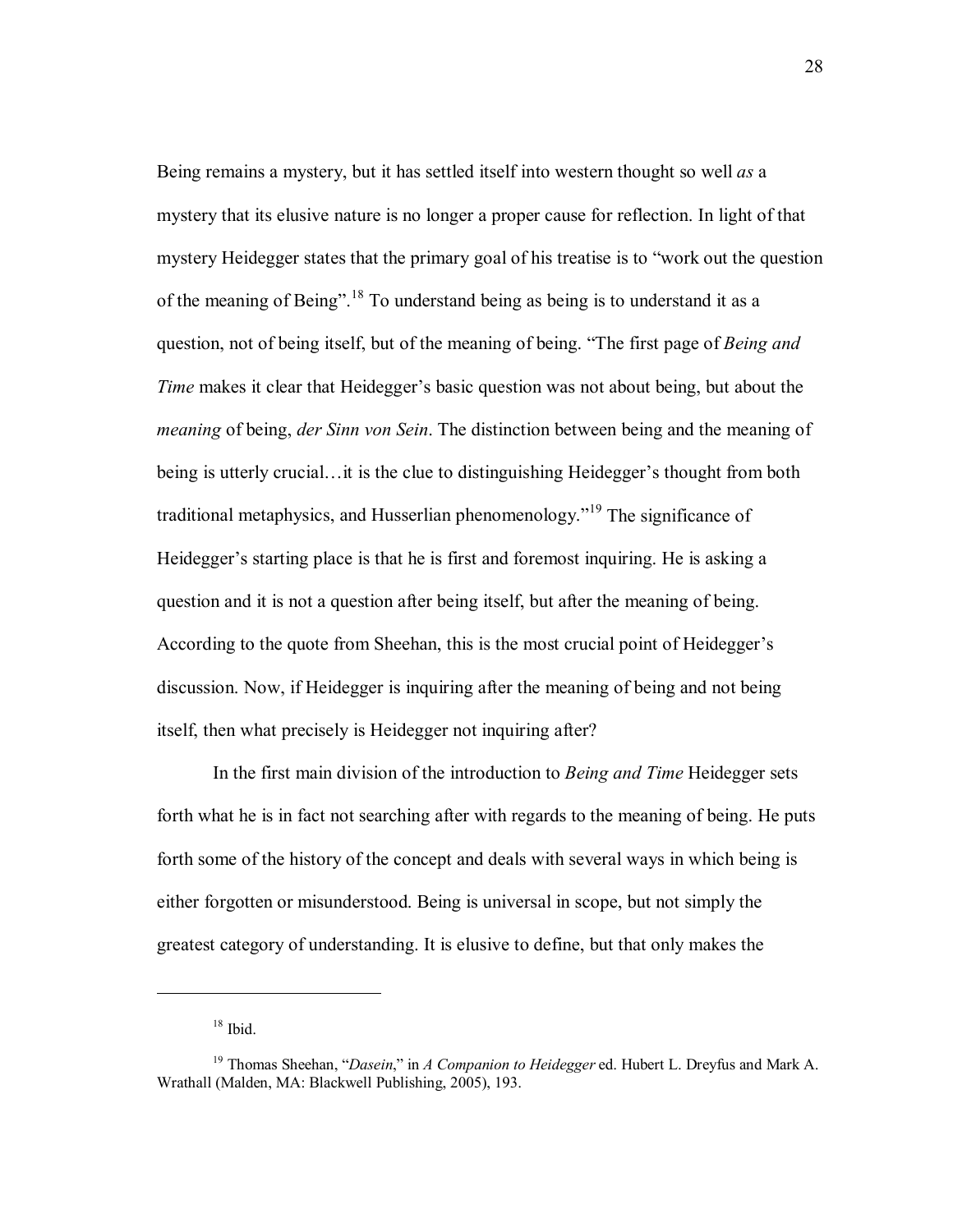Being remains a mystery, but it has settled itself into western thought so well *as* a mystery that its elusive nature is no longer a proper cause for reflection. In light of that mystery Heidegger states that the primary goal of his treatise is to "work out the question of the meaning of Being".[18] To understand being as being is to understand it as a question, not of being itself, but of the meaning of being. "The first page of *Being and Time* makes it clear that Heidegger's basic question was not about being, but about the *meaning* of being, *der Sinn von Sein*. The distinction between being and the meaning of being is utterly crucial…it is the clue to distinguishing Heidegger's thought from both traditional metaphysics, and Husserlian phenomenology."[19] The significance of Heidegger's starting place is that he is first and foremost inquiring. He is asking a question and it is not a question after being itself, but after the meaning of being. According to the quote from Sheehan, this is the most crucial point of Heidegger's discussion. Now, if Heidegger is inquiring after the meaning of being and not being itself, then what precisely is Heidegger not inquiring after?

In the first main division of the introduction to *Being and Time* Heidegger sets forth what he is in fact not searching after with regards to the meaning of being. He puts forth some of the history of the concept and deals with several ways in which being is either forgotten or misunderstood. Being is universal in scope, but not simply the greatest category of understanding. It is elusive to define, but that only makes the

---

[18] Ibid.

[19] Thomas Sheehan, "*Dasein*," in *A Companion to Heidegger* ed. Hubert L. Dreyfus and Mark A. Wrathall (Malden, MA: Blackwell Publishing, 2005), 193.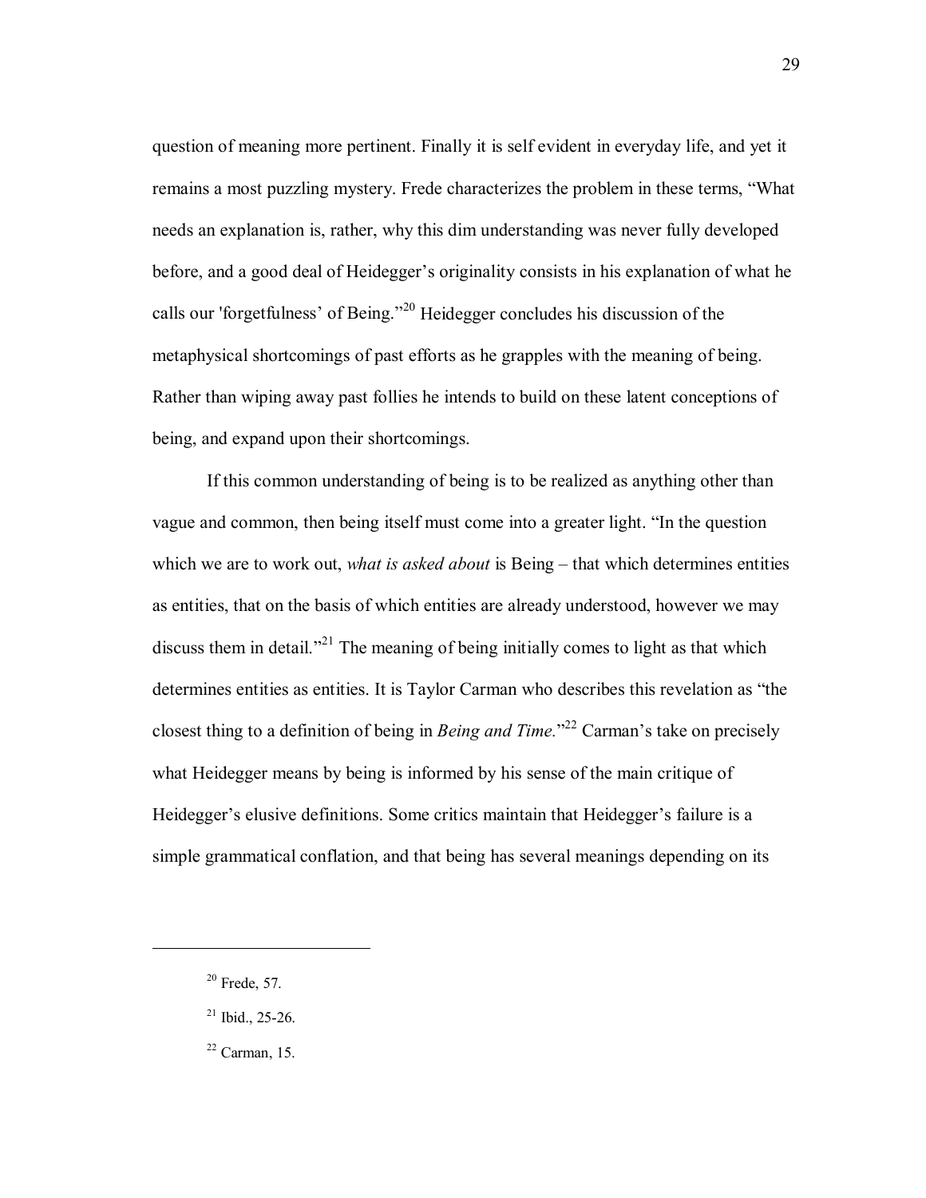question of meaning more pertinent. Finally it is self evident in everyday life, and yet it remains a most puzzling mystery. Frede characterizes the problem in these terms, "What needs an explanation is, rather, why this dim understanding was never fully developed before, and a good deal of Heidegger's originality consists in his explanation of what he calls our 'forgetfulness' of Being."[20] Heidegger concludes his discussion of the metaphysical shortcomings of past efforts as he grapples with the meaning of being. Rather than wiping away past follies he intends to build on these latent conceptions of being, and expand upon their shortcomings.

If this common understanding of being is to be realized as anything other than vague and common, then being itself must come into a greater light. "In the question which we are to work out, *what is asked about* is Being – that which determines entities as entities, that on the basis of which entities are already understood, however we may discuss them in detail."[21] The meaning of being initially comes to light as that which determines entities as entities. It is Taylor Carman who describes this revelation as "the closest thing to a definition of being in *Being and Time*."[22] Carman's take on precisely what Heidegger means by being is informed by his sense of the main critique of Heidegger's elusive definitions. Some critics maintain that Heidegger's failure is a simple grammatical conflation, and that being has several meanings depending on its

---

[20] Frede, 57.

[21] Ibid., 25-26.

[22] Carman, 15.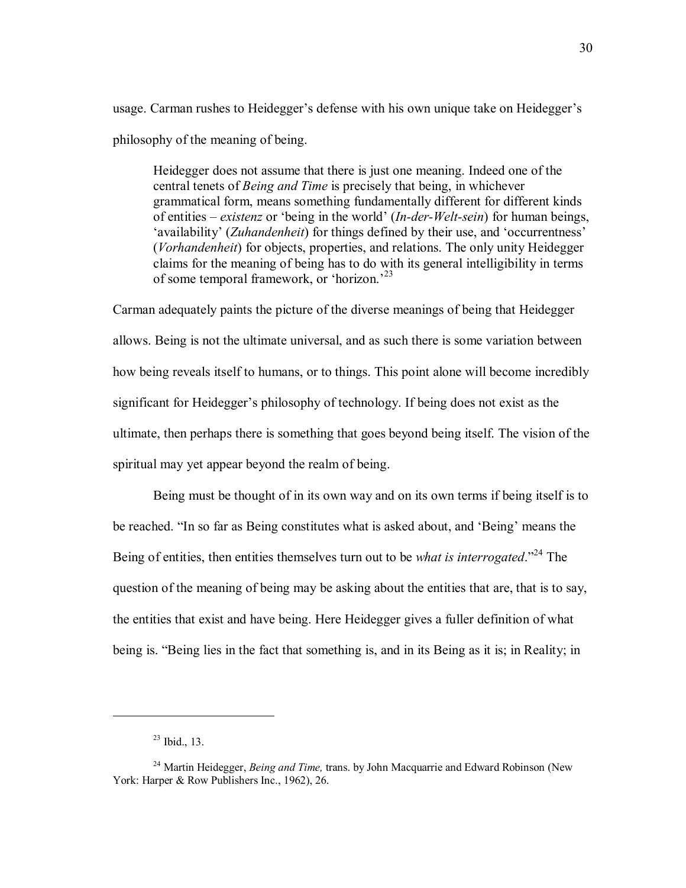usage. Carman rushes to Heidegger's defense with his own unique take on Heidegger's philosophy of the meaning of being.

> Heidegger does not assume that there is just one meaning. Indeed one of the central tenets of *Being and Time* is precisely that being, in whichever grammatical form, means something fundamentally different for different kinds of entities – *existenz* or 'being in the world' (*In-der-Welt-sein*) for human beings, 'availability' (*Zuhandenheit*) for things defined by their use, and 'occurrentness' (*Vorhandenheit*) for objects, properties, and relations. The only unity Heidegger claims for the meaning of being has to do with its general intelligibility in terms of some temporal framework, or 'horizon.'[23]

Carman adequately paints the picture of the diverse meanings of being that Heidegger allows. Being is not the ultimate universal, and as such there is some variation between how being reveals itself to humans, or to things. This point alone will become incredibly significant for Heidegger's philosophy of technology. If being does not exist as the ultimate, then perhaps there is something that goes beyond being itself. The vision of the spiritual may yet appear beyond the realm of being.

Being must be thought of in its own way and on its own terms if being itself is to be reached. "In so far as Being constitutes what is asked about, and 'Being' means the Being of entities, then entities themselves turn out to be *what is interrogated*."[24] The question of the meaning of being may be asking about the entities that are, that is to say, the entities that exist and have being. Here Heidegger gives a fuller definition of what being is. "Being lies in the fact that something is, and in its Being as it is; in Reality; in

---

[23] Ibid., 13.

[24] Martin Heidegger, *Being and Time,* trans. by John Macquarrie and Edward Robinson (New York: Harper & Row Publishers Inc., 1962), 26.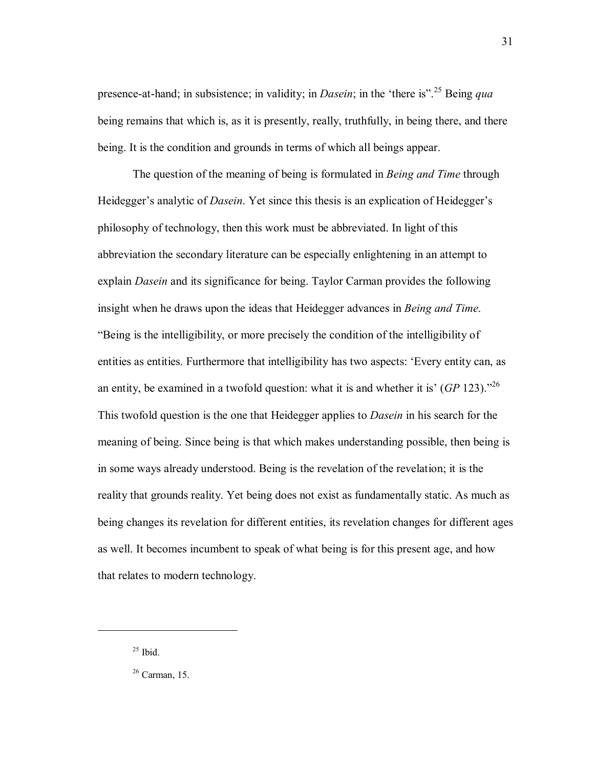presence-at-hand; in subsistence; in validity; in *Dasein*; in the 'there is'".[25] Being *qua* being remains that which is, as it is presently, really, truthfully, in being there, and there being. It is the condition and grounds in terms of which all beings appear.

The question of the meaning of being is formulated in *Being and Time* through Heidegger's analytic of *Dasein*. Yet since this thesis is an explication of Heidegger's philosophy of technology, then this work must be abbreviated. In light of this abbreviation the secondary literature can be especially enlightening in an attempt to explain *Dasein* and its significance for being. Taylor Carman provides the following insight when he draws upon the ideas that Heidegger advances in *Being and Time*. "Being is the intelligibility, or more precisely the condition of the intelligibility of entities as entities. Furthermore that intelligibility has two aspects: 'Every entity can, as an entity, be examined in a twofold question: what it is and whether it is' (*GP* 123)."[26] This twofold question is the one that Heidegger applies to *Dasein* in his search for the meaning of being. Since being is that which makes understanding possible, then being is in some ways already understood. Being is the revelation of the revelation; it is the reality that grounds reality. Yet being does not exist as fundamentally static. As much as being changes its revelation for different entities, its revelation changes for different ages as well. It becomes incumbent to speak of what being is for this present age, and how that relates to modern technology.

---

[25] Ibid.

[26] Carman, 15.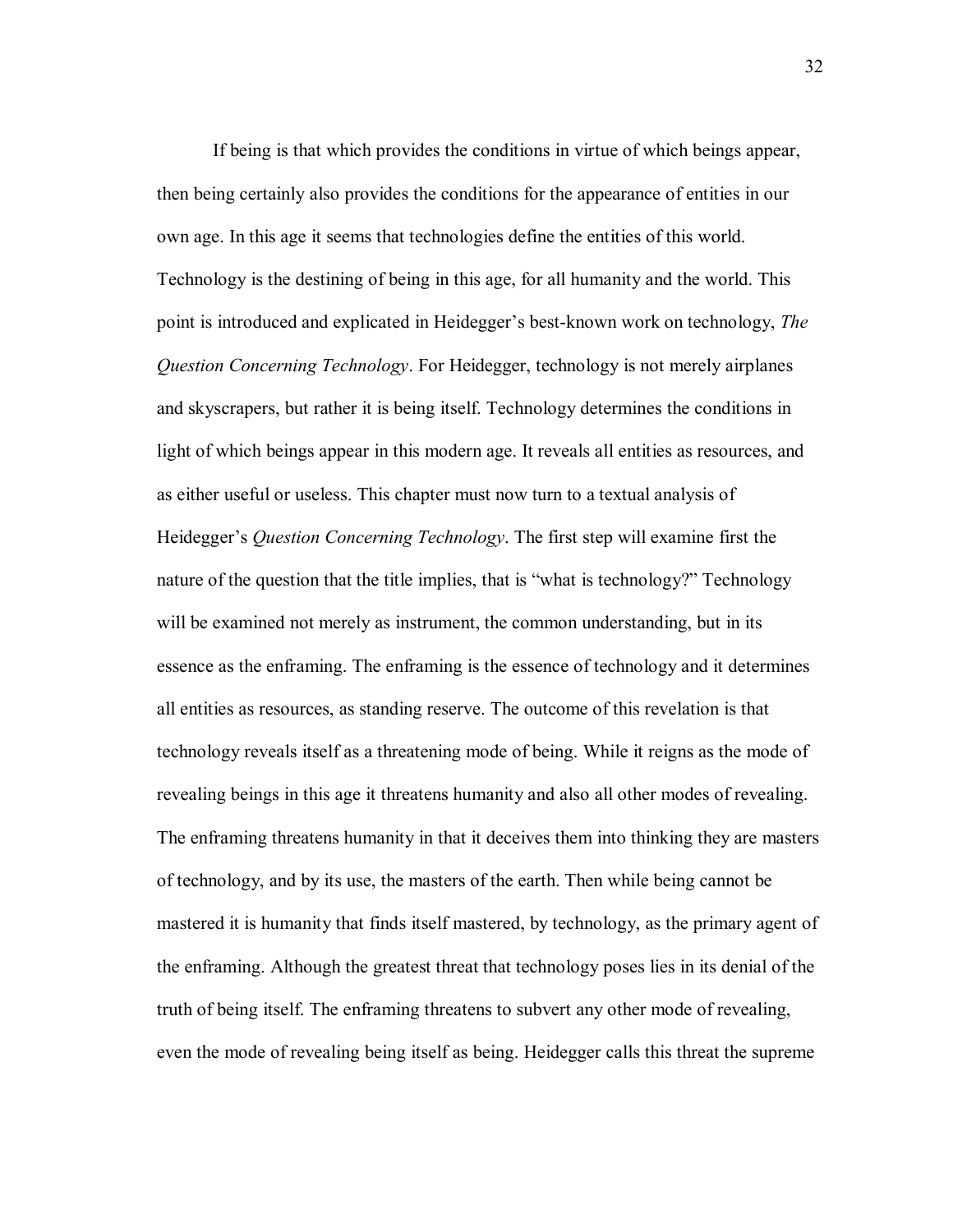If being is that which provides the conditions in virtue of which beings appear, then being certainly also provides the conditions for the appearance of entities in our own age. In this age it seems that technologies define the entities of this world. Technology is the destining of being in this age, for all humanity and the world. This point is introduced and explicated in Heidegger's best-known work on technology, *The Question Concerning Technology*. For Heidegger, technology is not merely airplanes and skyscrapers, but rather it is being itself. Technology determines the conditions in light of which beings appear in this modern age. It reveals all entities as resources, and as either useful or useless. This chapter must now turn to a textual analysis of Heidegger's *Question Concerning Technology*. The first step will examine first the nature of the question that the title implies, that is "what is technology?" Technology will be examined not merely as instrument, the common understanding, but in its essence as the enframing. The enframing is the essence of technology and it determines all entities as resources, as standing reserve. The outcome of this revelation is that technology reveals itself as a threatening mode of being. While it reigns as the mode of revealing beings in this age it threatens humanity and also all other modes of revealing. The enframing threatens humanity in that it deceives them into thinking they are masters of technology, and by its use, the masters of the earth. Then while being cannot be mastered it is humanity that finds itself mastered, by technology, as the primary agent of the enframing. Although the greatest threat that technology poses lies in its denial of the truth of being itself. The enframing threatens to subvert any other mode of revealing, even the mode of revealing being itself as being. Heidegger calls this threat the supreme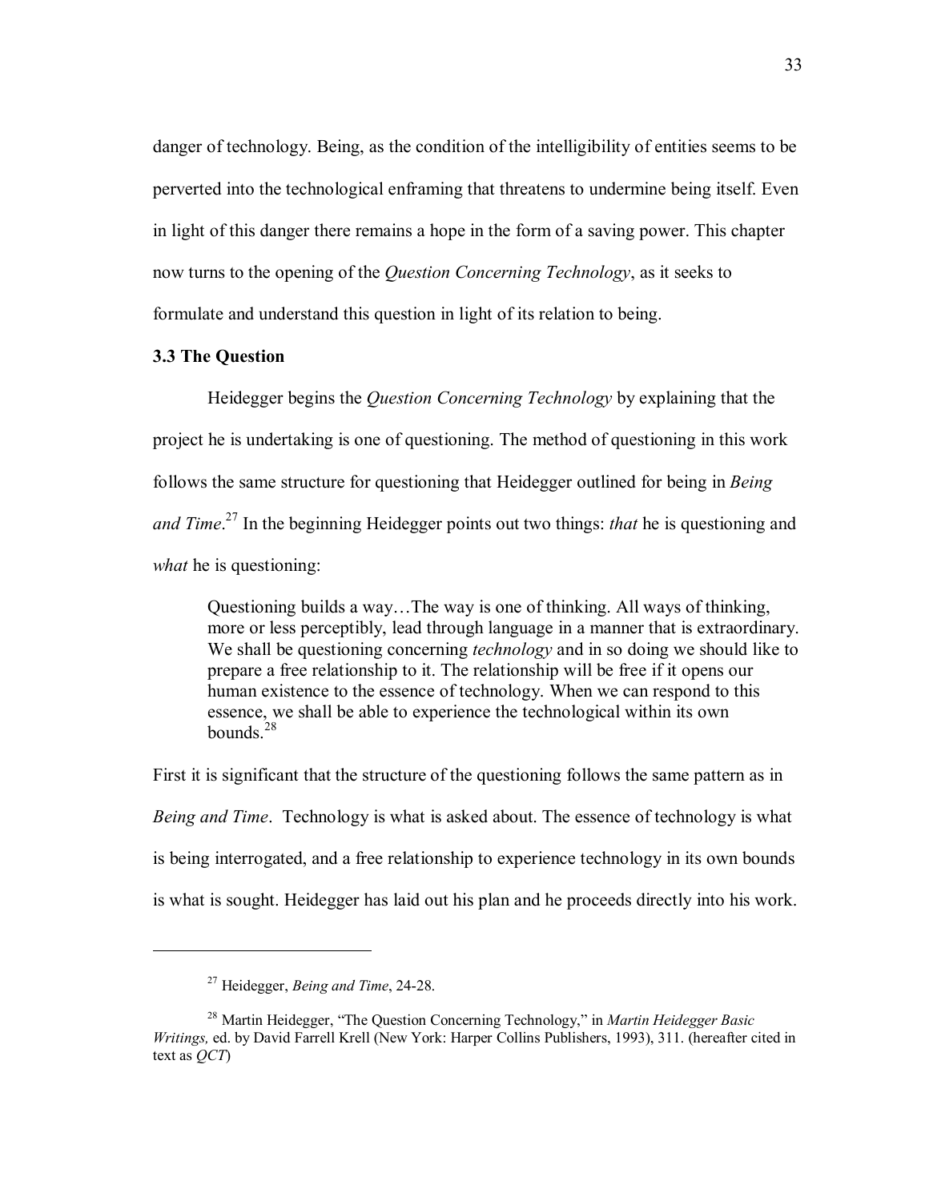danger of technology. Being, as the condition of the intelligibility of entities seems to be perverted into the technological enframing that threatens to undermine being itself. Even in light of this danger there remains a hope in the form of a saving power. This chapter now turns to the opening of the *Question Concerning Technology*, as it seeks to formulate and understand this question in light of its relation to being.

### 3.3 The Question

Heidegger begins the *Question Concerning Technology* by explaining that the project he is undertaking is one of questioning. The method of questioning in this work follows the same structure for questioning that Heidegger outlined for being in *Being and Time*.[27] In the beginning Heidegger points out two things: *that* he is questioning and *what* he is questioning:

> Questioning builds a way…The way is one of thinking. All ways of thinking, more or less perceptibly, lead through language in a manner that is extraordinary. We shall be questioning concerning *technology* and in so doing we should like to prepare a free relationship to it. The relationship will be free if it opens our human existence to the essence of technology. When we can respond to this essence, we shall be able to experience the technological within its own bounds.[28]

First it is significant that the structure of the questioning follows the same pattern as in *Being and Time*. Technology is what is asked about. The essence of technology is what is being interrogated, and a free relationship to experience technology in its own bounds is what is sought. Heidegger has laid out his plan and he proceeds directly into his work.

---

[27] Heidegger, *Being and Time*, 24-28.

[28] Martin Heidegger, "The Question Concerning Technology," in *Martin Heidegger Basic Writings,* ed. by David Farrell Krell (New York: Harper Collins Publishers, 1993), 311. (hereafter cited in text as *QCT*)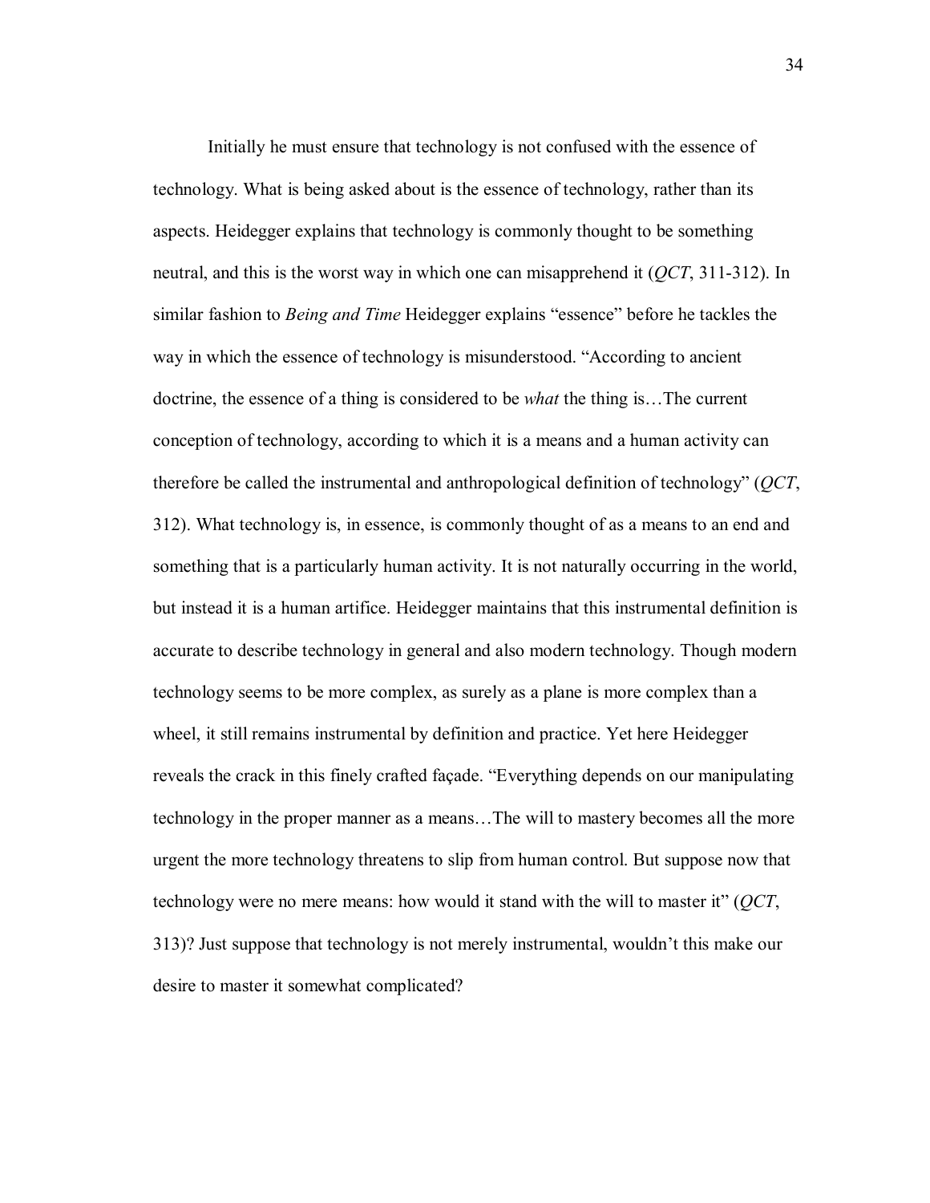Initially he must ensure that technology is not confused with the essence of technology. What is being asked about is the essence of technology, rather than its aspects. Heidegger explains that technology is commonly thought to be something neutral, and this is the worst way in which one can misapprehend it (*QCT*, 311-312). In similar fashion to *Being and Time* Heidegger explains "essence" before he tackles the way in which the essence of technology is misunderstood. "According to ancient doctrine, the essence of a thing is considered to be *what* the thing is…The current conception of technology, according to which it is a means and a human activity can therefore be called the instrumental and anthropological definition of technology" (*QCT*, 312). What technology is, in essence, is commonly thought of as a means to an end and something that is a particularly human activity. It is not naturally occurring in the world, but instead it is a human artifice. Heidegger maintains that this instrumental definition is accurate to describe technology in general and also modern technology. Though modern technology seems to be more complex, as surely as a plane is more complex than a wheel, it still remains instrumental by definition and practice. Yet here Heidegger reveals the crack in this finely crafted façade. "Everything depends on our manipulating technology in the proper manner as a means…The will to mastery becomes all the more urgent the more technology threatens to slip from human control. But suppose now that technology were no mere means: how would it stand with the will to master it" (*QCT*, 313)? Just suppose that technology is not merely instrumental, wouldn't this make our desire to master it somewhat complicated?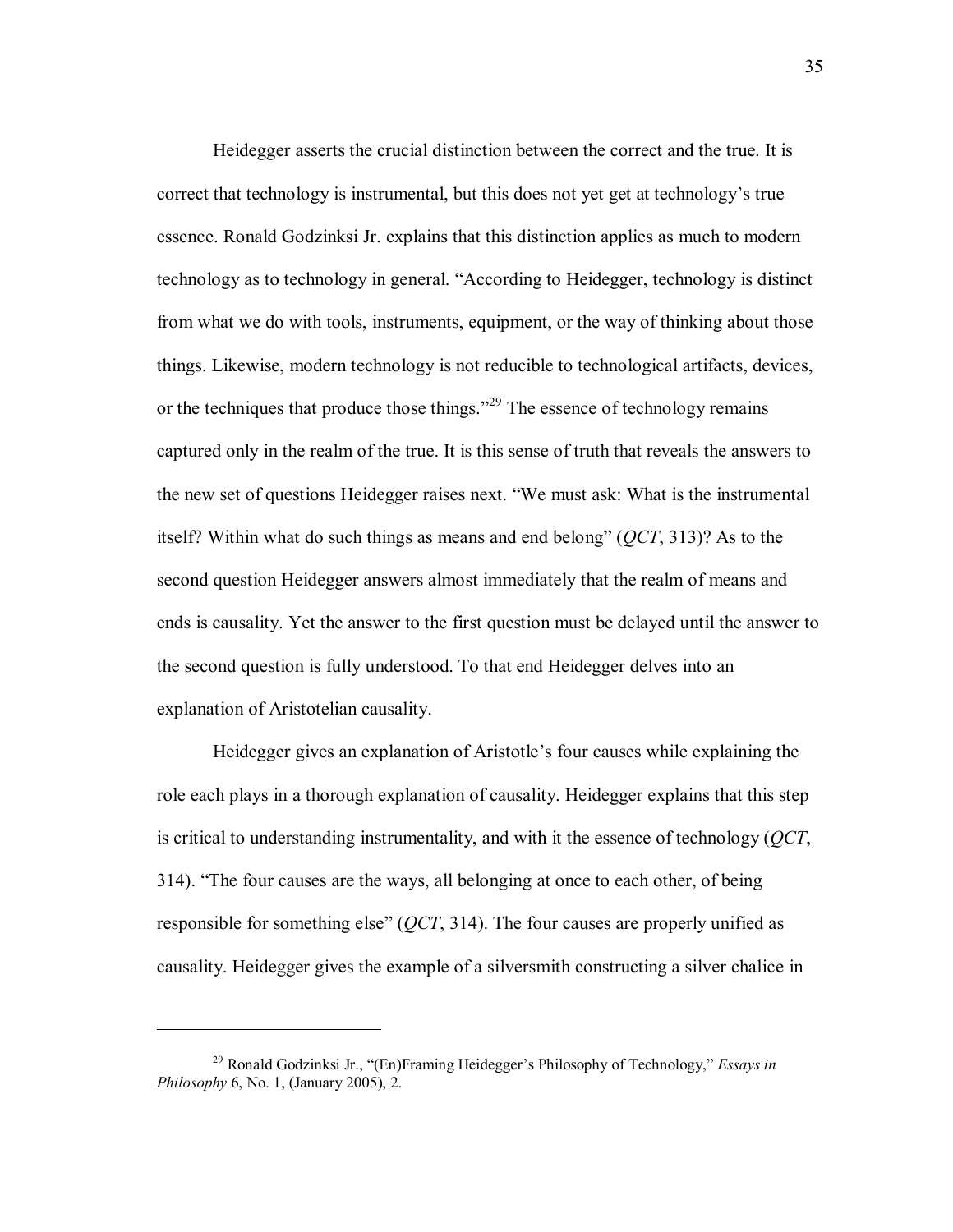Heidegger asserts the crucial distinction between the correct and the true. It is correct that technology is instrumental, but this does not yet get at technology's true essence. Ronald Godzinksi Jr. explains that this distinction applies as much to modern technology as to technology in general. "According to Heidegger, technology is distinct from what we do with tools, instruments, equipment, or the way of thinking about those things. Likewise, modern technology is not reducible to technological artifacts, devices, or the techniques that produce those things."[29] The essence of technology remains captured only in the realm of the true. It is this sense of truth that reveals the answers to the new set of questions Heidegger raises next. "We must ask: What is the instrumental itself? Within what do such things as means and end belong" (*QCT*, 313)? As to the second question Heidegger answers almost immediately that the realm of means and ends is causality. Yet the answer to the first question must be delayed until the answer to the second question is fully understood. To that end Heidegger delves into an explanation of Aristotelian causality.

Heidegger gives an explanation of Aristotle's four causes while explaining the role each plays in a thorough explanation of causality. Heidegger explains that this step is critical to understanding instrumentality, and with it the essence of technology (*QCT*, 314). "The four causes are the ways, all belonging at once to each other, of being responsible for something else" (*QCT*, 314). The four causes are properly unified as causality. Heidegger gives the example of a silversmith constructing a silver chalice in

---

[29] Ronald Godzinksi Jr., "(En)Framing Heidegger's Philosophy of Technology," *Essays in Philosophy* 6, No. 1, (January 2005), 2.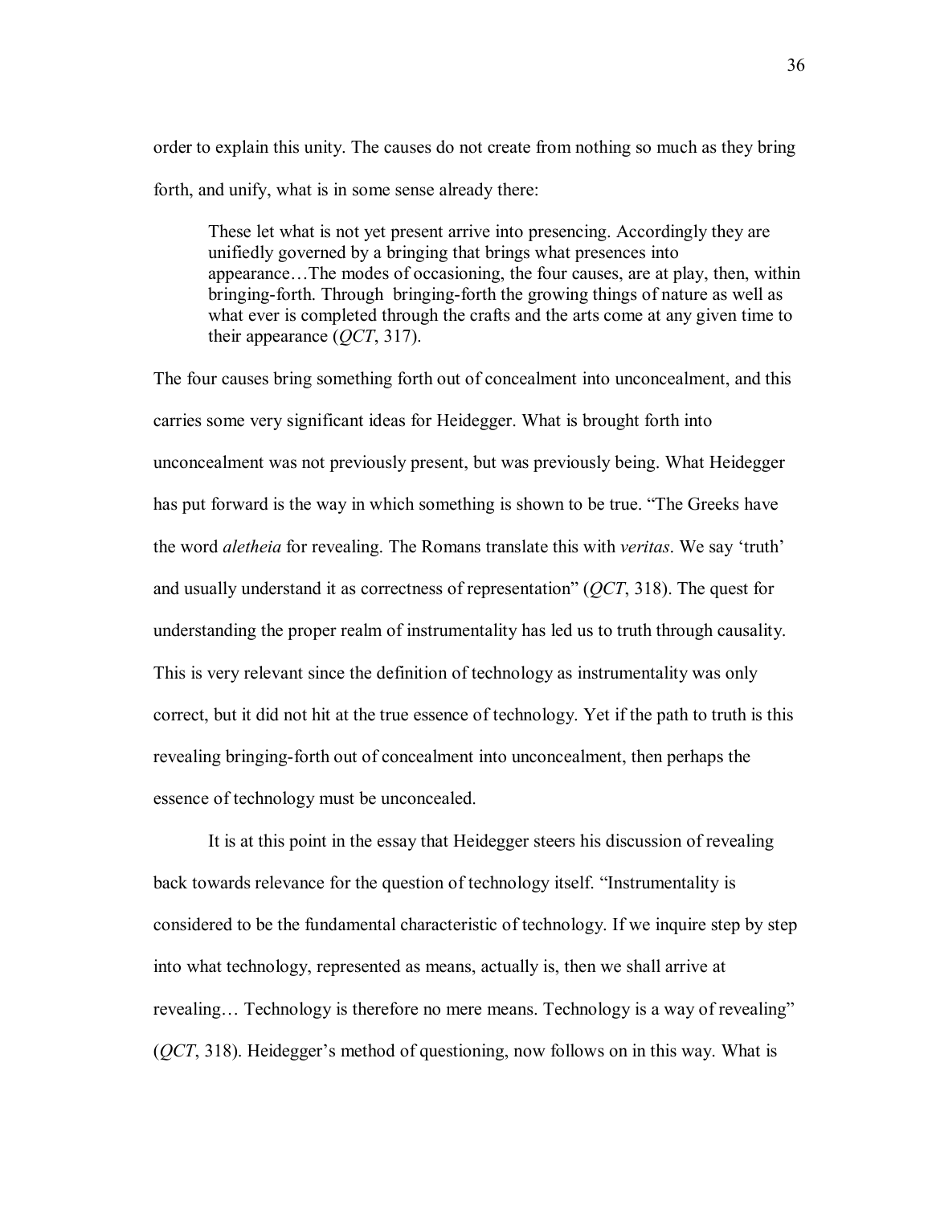order to explain this unity. The causes do not create from nothing so much as they bring forth, and unify, what is in some sense already there:

> These let what is not yet present arrive into presencing. Accordingly they are unifiedly governed by a bringing that brings what presences into appearance…The modes of occasioning, the four causes, are at play, then, within bringing-forth. Through bringing-forth the growing things of nature as well as what ever is completed through the crafts and the arts come at any given time to their appearance (*QCT*, 317).

The four causes bring something forth out of concealment into unconcealment, and this carries some very significant ideas for Heidegger. What is brought forth into unconcealment was not previously present, but was previously being. What Heidegger has put forward is the way in which something is shown to be true. "The Greeks have the word *aletheia* for revealing. The Romans translate this with *veritas*. We say 'truth' and usually understand it as correctness of representation" (*QCT*, 318). The quest for understanding the proper realm of instrumentality has led us to truth through causality. This is very relevant since the definition of technology as instrumentality was only correct, but it did not hit at the true essence of technology. Yet if the path to truth is this revealing bringing-forth out of concealment into unconcealment, then perhaps the essence of technology must be unconcealed.

It is at this point in the essay that Heidegger steers his discussion of revealing back towards relevance for the question of technology itself. "Instrumentality is considered to be the fundamental characteristic of technology. If we inquire step by step into what technology, represented as means, actually is, then we shall arrive at revealing… Technology is therefore no mere means. Technology is a way of revealing" (*QCT*, 318). Heidegger's method of questioning, now follows on in this way. What is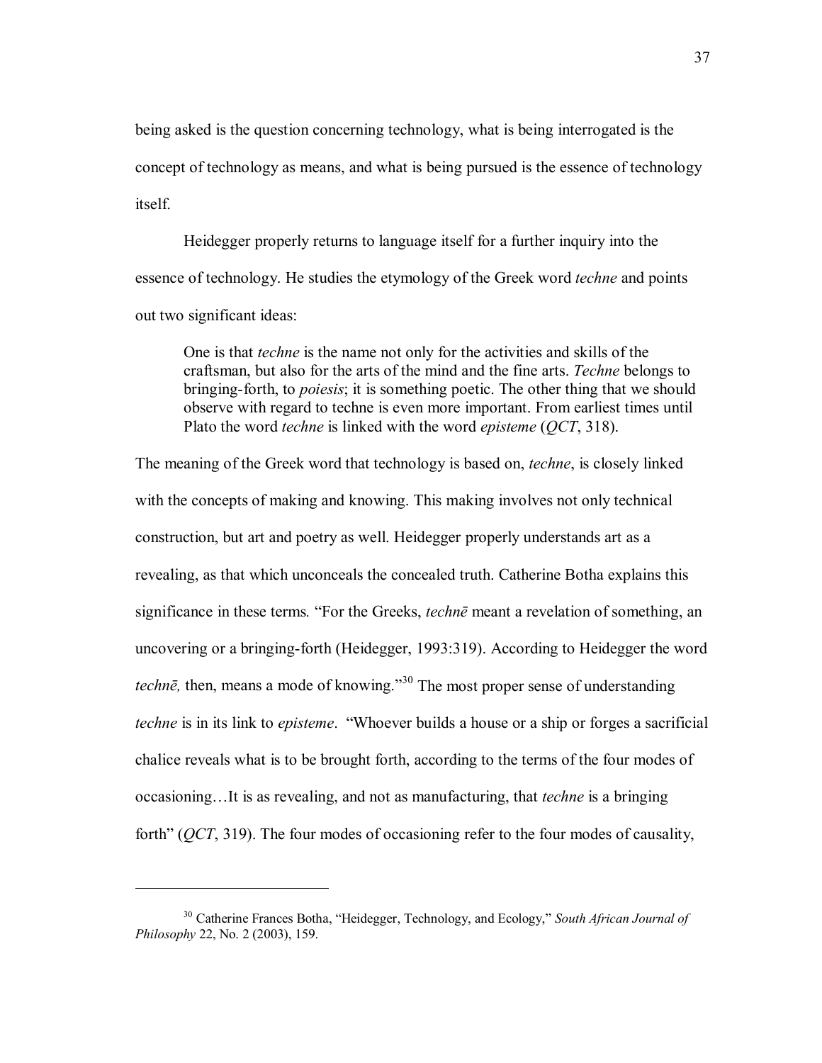being asked is the question concerning technology, what is being interrogated is the concept of technology as means, and what is being pursued is the essence of technology itself.

Heidegger properly returns to language itself for a further inquiry into the essence of technology. He studies the etymology of the Greek word *techne* and points out two significant ideas:

> One is that *techne* is the name not only for the activities and skills of the craftsman, but also for the arts of the mind and the fine arts. *Techne* belongs to bringing-forth, to *poiesis*; it is something poetic. The other thing that we should observe with regard to techne is even more important. From earliest times until Plato the word *techne* is linked with the word *episteme* (*QCT*, 318).

The meaning of the Greek word that technology is based on, *techne*, is closely linked with the concepts of making and knowing. This making involves not only technical construction, but art and poetry as well. Heidegger properly understands art as a revealing, as that which unconceals the concealed truth. Catherine Botha explains this significance in these terms. "For the Greeks, *technē* meant a revelation of something, an uncovering or a bringing-forth (Heidegger, 1993:319). According to Heidegger the word *technē,* then, means a mode of knowing."[30] The most proper sense of understanding *techne* is in its link to *episteme*. "Whoever builds a house or a ship or forges a sacrificial chalice reveals what is to be brought forth, according to the terms of the four modes of occasioning…It is as revealing, and not as manufacturing, that *techne* is a bringing forth" (*QCT*, 319). The four modes of occasioning refer to the four modes of causality,

---

[30] Catherine Frances Botha, "Heidegger, Technology, and Ecology," *South African Journal of Philosophy* 22, No. 2 (2003), 159.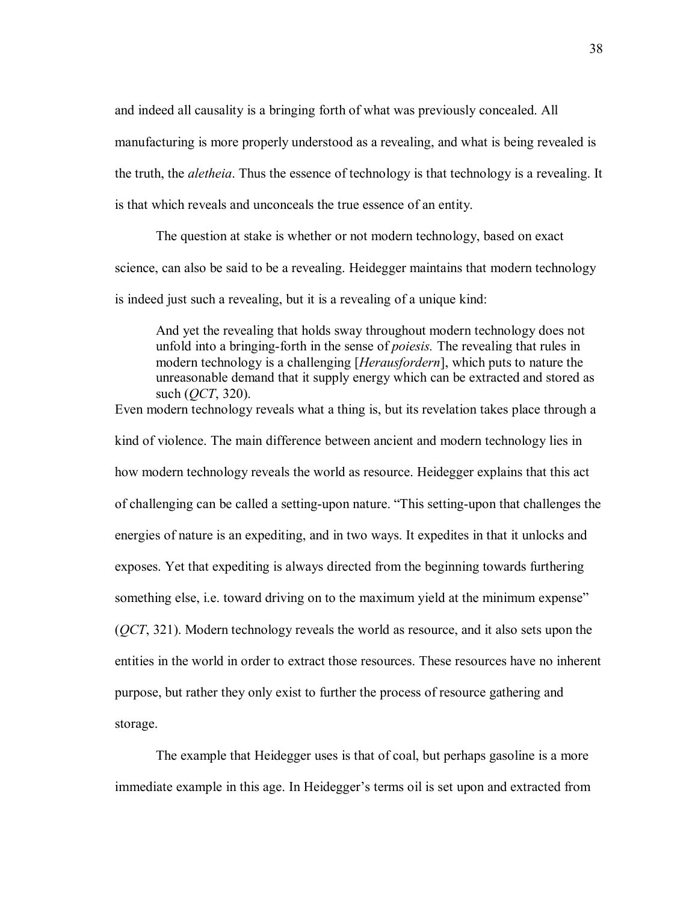and indeed all causality is a bringing forth of what was previously concealed. All manufacturing is more properly understood as a revealing, and what is being revealed is the truth, the *aletheia*. Thus the essence of technology is that technology is a revealing. It is that which reveals and unconceals the true essence of an entity.

The question at stake is whether or not modern technology, based on exact science, can also be said to be a revealing. Heidegger maintains that modern technology is indeed just such a revealing, but it is a revealing of a unique kind:

> And yet the revealing that holds sway throughout modern technology does not unfold into a bringing-forth in the sense of *poiesis.* The revealing that rules in modern technology is a challenging [*Herausfordern*], which puts to nature the unreasonable demand that it supply energy which can be extracted and stored as such (*QCT*, 320).

Even modern technology reveals what a thing is, but its revelation takes place through a kind of violence. The main difference between ancient and modern technology lies in how modern technology reveals the world as resource. Heidegger explains that this act of challenging can be called a setting-upon nature. "This setting-upon that challenges the energies of nature is an expediting, and in two ways. It expedites in that it unlocks and exposes. Yet that expediting is always directed from the beginning towards furthering something else, i.e. toward driving on to the maximum yield at the minimum expense" (*QCT*, 321). Modern technology reveals the world as resource, and it also sets upon the entities in the world in order to extract those resources. These resources have no inherent purpose, but rather they only exist to further the process of resource gathering and storage.

The example that Heidegger uses is that of coal, but perhaps gasoline is a more immediate example in this age. In Heidegger's terms oil is set upon and extracted from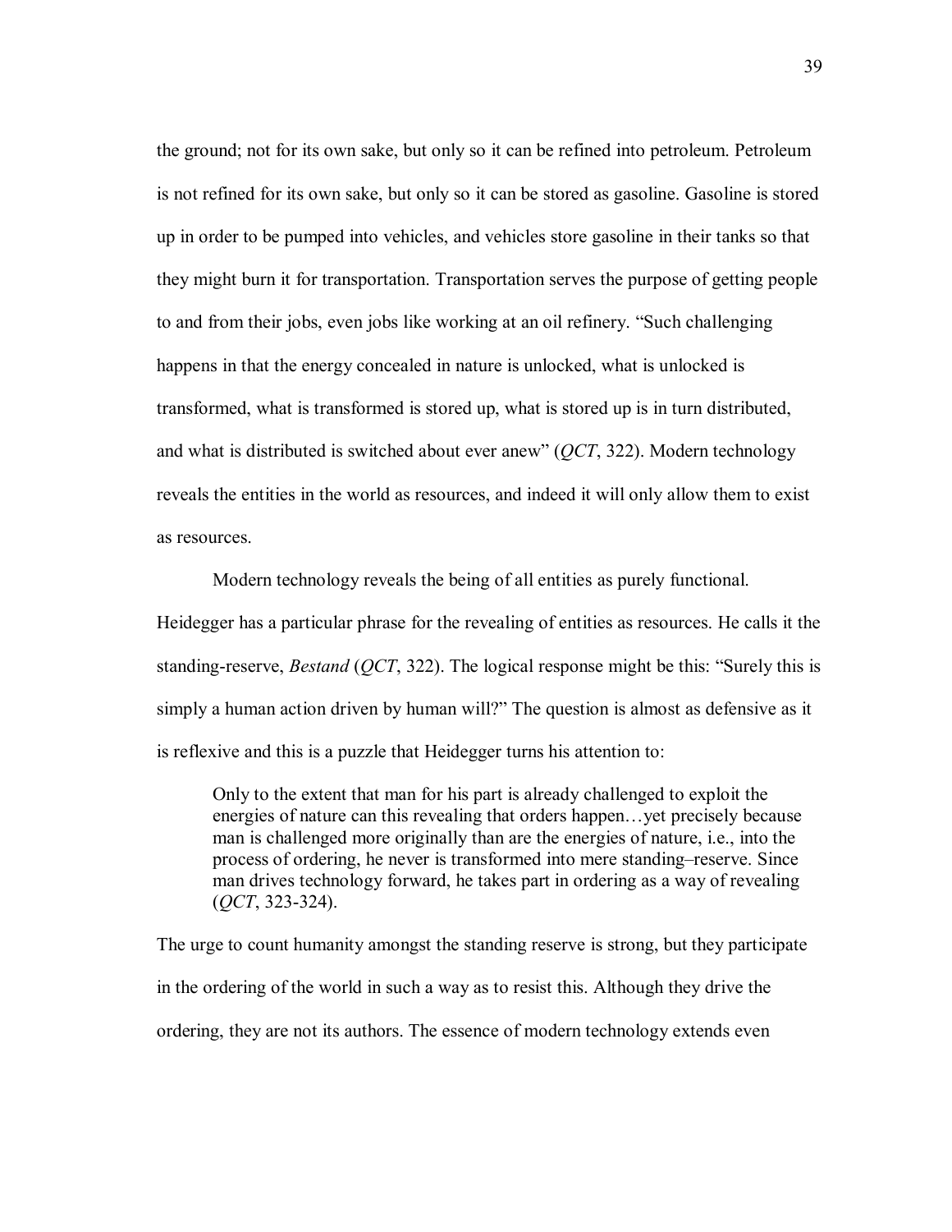the ground; not for its own sake, but only so it can be refined into petroleum. Petroleum is not refined for its own sake, but only so it can be stored as gasoline. Gasoline is stored up in order to be pumped into vehicles, and vehicles store gasoline in their tanks so that they might burn it for transportation. Transportation serves the purpose of getting people to and from their jobs, even jobs like working at an oil refinery. "Such challenging happens in that the energy concealed in nature is unlocked, what is unlocked is transformed, what is transformed is stored up, what is stored up is in turn distributed, and what is distributed is switched about ever anew" (*QCT*, 322). Modern technology reveals the entities in the world as resources, and indeed it will only allow them to exist as resources.

Modern technology reveals the being of all entities as purely functional. Heidegger has a particular phrase for the revealing of entities as resources. He calls it the standing-reserve, *Bestand* (*QCT*, 322). The logical response might be this: "Surely this is simply a human action driven by human will?" The question is almost as defensive as it is reflexive and this is a puzzle that Heidegger turns his attention to:

> Only to the extent that man for his part is already challenged to exploit the energies of nature can this revealing that orders happen…yet precisely because man is challenged more originally than are the energies of nature, i.e., into the process of ordering, he never is transformed into mere standing–reserve. Since man drives technology forward, he takes part in ordering as a way of revealing (*QCT*, 323-324).

The urge to count humanity amongst the standing reserve is strong, but they participate in the ordering of the world in such a way as to resist this. Although they drive the ordering, they are not its authors. The essence of modern technology extends even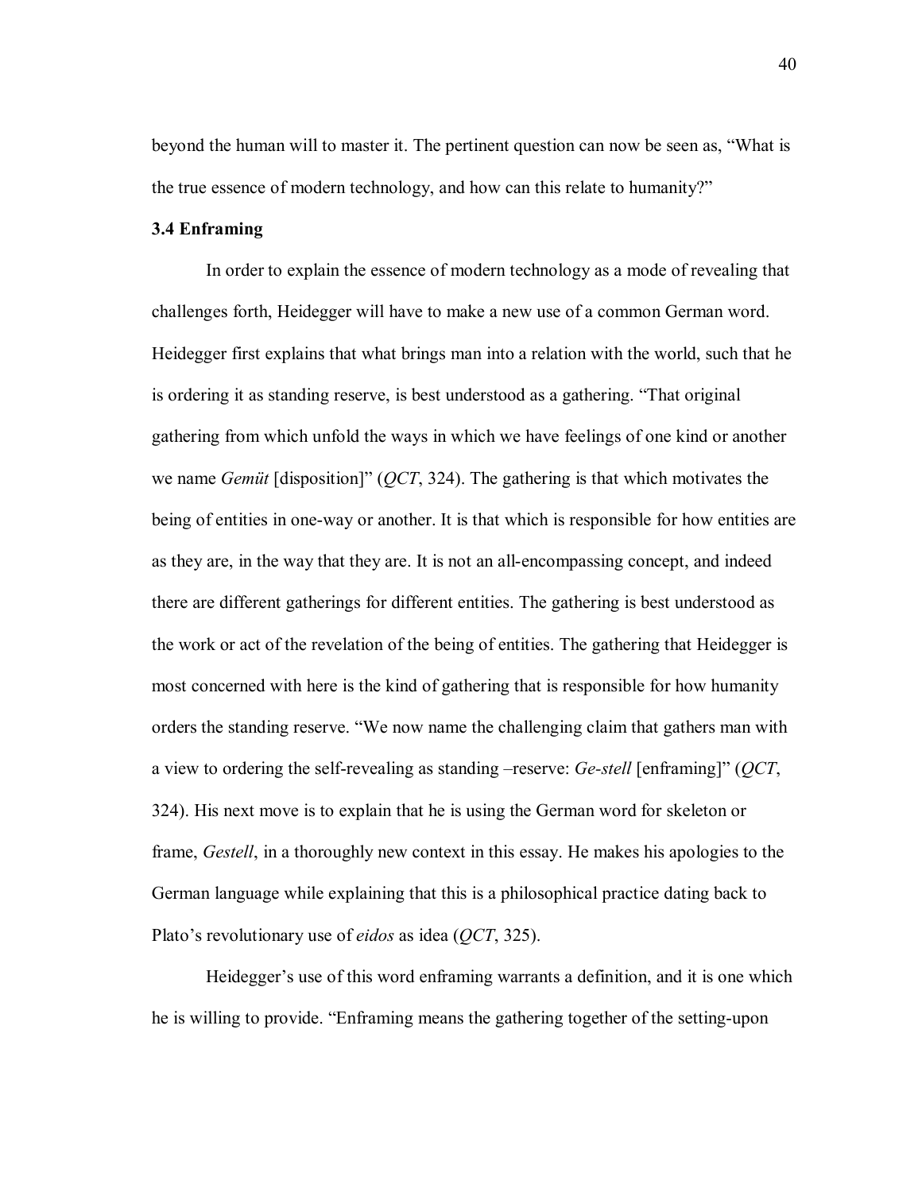beyond the human will to master it. The pertinent question can now be seen as, "What is the true essence of modern technology, and how can this relate to humanity?"

### 3.4 Enframing

In order to explain the essence of modern technology as a mode of revealing that challenges forth, Heidegger will have to make a new use of a common German word. Heidegger first explains that what brings man into a relation with the world, such that he is ordering it as standing reserve, is best understood as a gathering. "That original gathering from which unfold the ways in which we have feelings of one kind or another we name *Gemüt* [disposition]" (*QCT*, 324). The gathering is that which motivates the being of entities in one-way or another. It is that which is responsible for how entities are as they are, in the way that they are. It is not an all-encompassing concept, and indeed there are different gatherings for different entities. The gathering is best understood as the work or act of the revelation of the being of entities. The gathering that Heidegger is most concerned with here is the kind of gathering that is responsible for how humanity orders the standing reserve. "We now name the challenging claim that gathers man with a view to ordering the self-revealing as standing –reserve: *Ge-stell* [enframing]" (*QCT*, 324). His next move is to explain that he is using the German word for skeleton or frame, *Gestell*, in a thoroughly new context in this essay. He makes his apologies to the German language while explaining that this is a philosophical practice dating back to Plato's revolutionary use of *eidos* as idea (*QCT*, 325).

Heidegger's use of this word enframing warrants a definition, and it is one which he is willing to provide. "Enframing means the gathering together of the setting-upon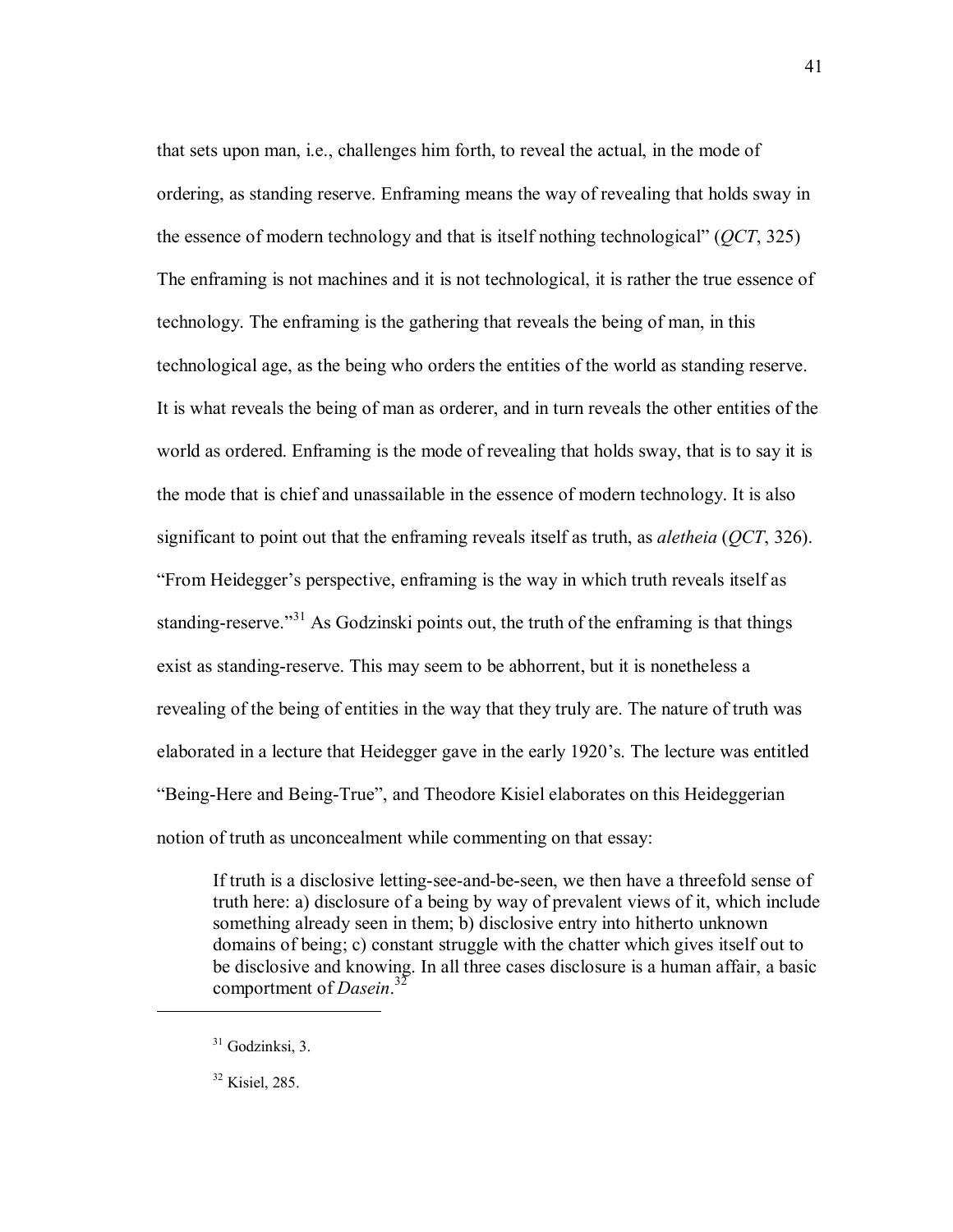that sets upon man, i.e., challenges him forth, to reveal the actual, in the mode of ordering, as standing reserve. Enframing means the way of revealing that holds sway in the essence of modern technology and that is itself nothing technological" (*QCT*, 325) The enframing is not machines and it is not technological, it is rather the true essence of technology. The enframing is the gathering that reveals the being of man, in this technological age, as the being who orders the entities of the world as standing reserve. It is what reveals the being of man as orderer, and in turn reveals the other entities of the world as ordered. Enframing is the mode of revealing that holds sway, that is to say it is the mode that is chief and unassailable in the essence of modern technology. It is also significant to point out that the enframing reveals itself as truth, as *aletheia* (*QCT*, 326). "From Heidegger's perspective, enframing is the way in which truth reveals itself as standing-reserve."[31] As Godzinski points out, the truth of the enframing is that things exist as standing-reserve. This may seem to be abhorrent, but it is nonetheless a revealing of the being of entities in the way that they truly are. The nature of truth was elaborated in a lecture that Heidegger gave in the early 1920's. The lecture was entitled "Being-Here and Being-True", and Theodore Kisiel elaborates on this Heideggerian notion of truth as unconcealment while commenting on that essay:

> If truth is a disclosive letting-see-and-be-seen, we then have a threefold sense of truth here: a) disclosure of a being by way of prevalent views of it, which include something already seen in them; b) disclosive entry into hitherto unknown domains of being; c) constant struggle with the chatter which gives itself out to be disclosive and knowing. In all three cases disclosure is a human affair, a basic comportment of *Dasein*.[32]

---

[31] Godzinksi, 3.

[32] Kisiel, 285.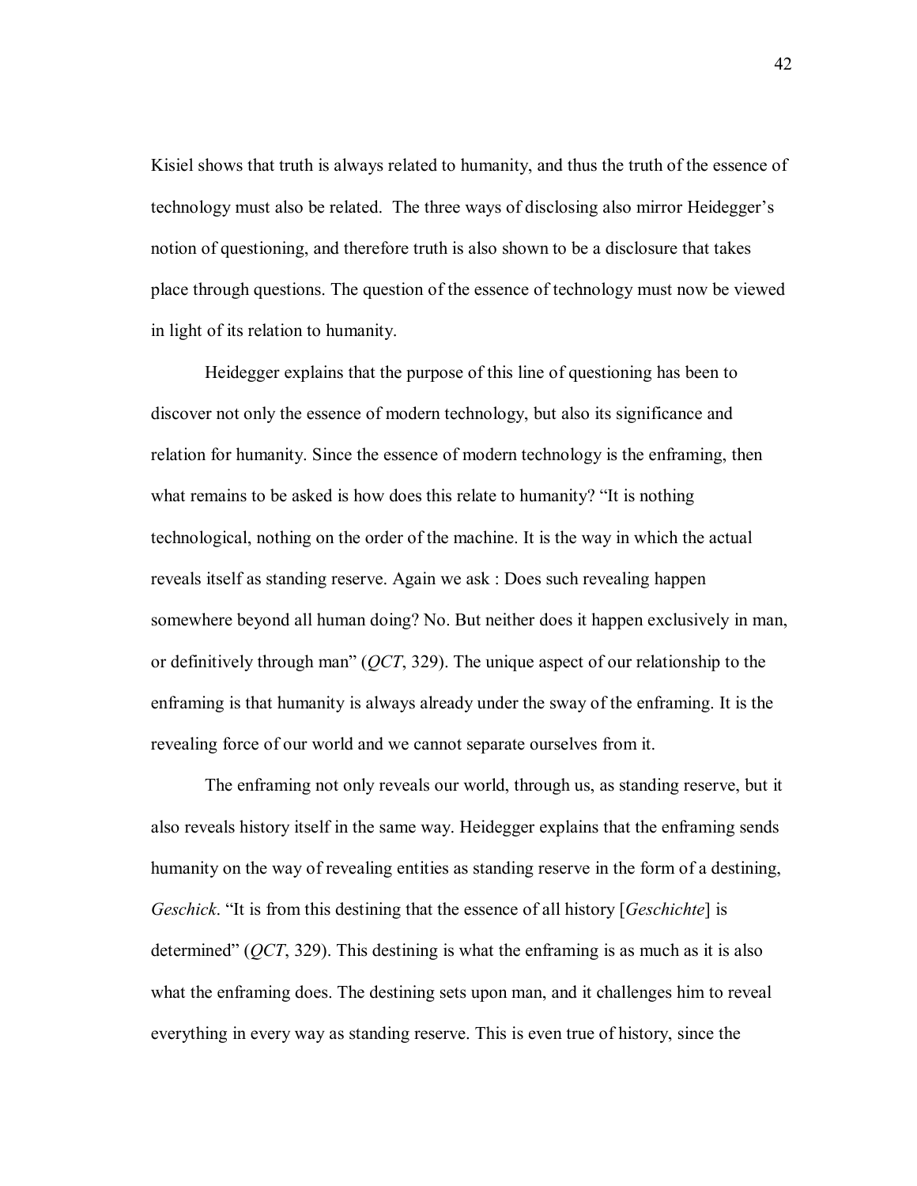Kisiel shows that truth is always related to humanity, and thus the truth of the essence of technology must also be related.  The three ways of disclosing also mirror Heidegger's notion of questioning, and therefore truth is also shown to be a disclosure that takes place through questions. The question of the essence of technology must now be viewed in light of its relation to humanity.

Heidegger explains that the purpose of this line of questioning has been to discover not only the essence of modern technology, but also its significance and relation for humanity. Since the essence of modern technology is the enframing, then what remains to be asked is how does this relate to humanity? "It is nothing technological, nothing on the order of the machine. It is the way in which the actual reveals itself as standing reserve. Again we ask : Does such revealing happen somewhere beyond all human doing? No. But neither does it happen exclusively in man, or definitively through man" (*QCT*, 329). The unique aspect of our relationship to the enframing is that humanity is always already under the sway of the enframing. It is the revealing force of our world and we cannot separate ourselves from it.

The enframing not only reveals our world, through us, as standing reserve, but it also reveals history itself in the same way. Heidegger explains that the enframing sends humanity on the way of revealing entities as standing reserve in the form of a destining, *Geschick*. "It is from this destining that the essence of all history [*Geschichte*] is determined" (*QCT*, 329). This destining is what the enframing is as much as it is also what the enframing does. The destining sets upon man, and it challenges him to reveal everything in every way as standing reserve. This is even true of history, since the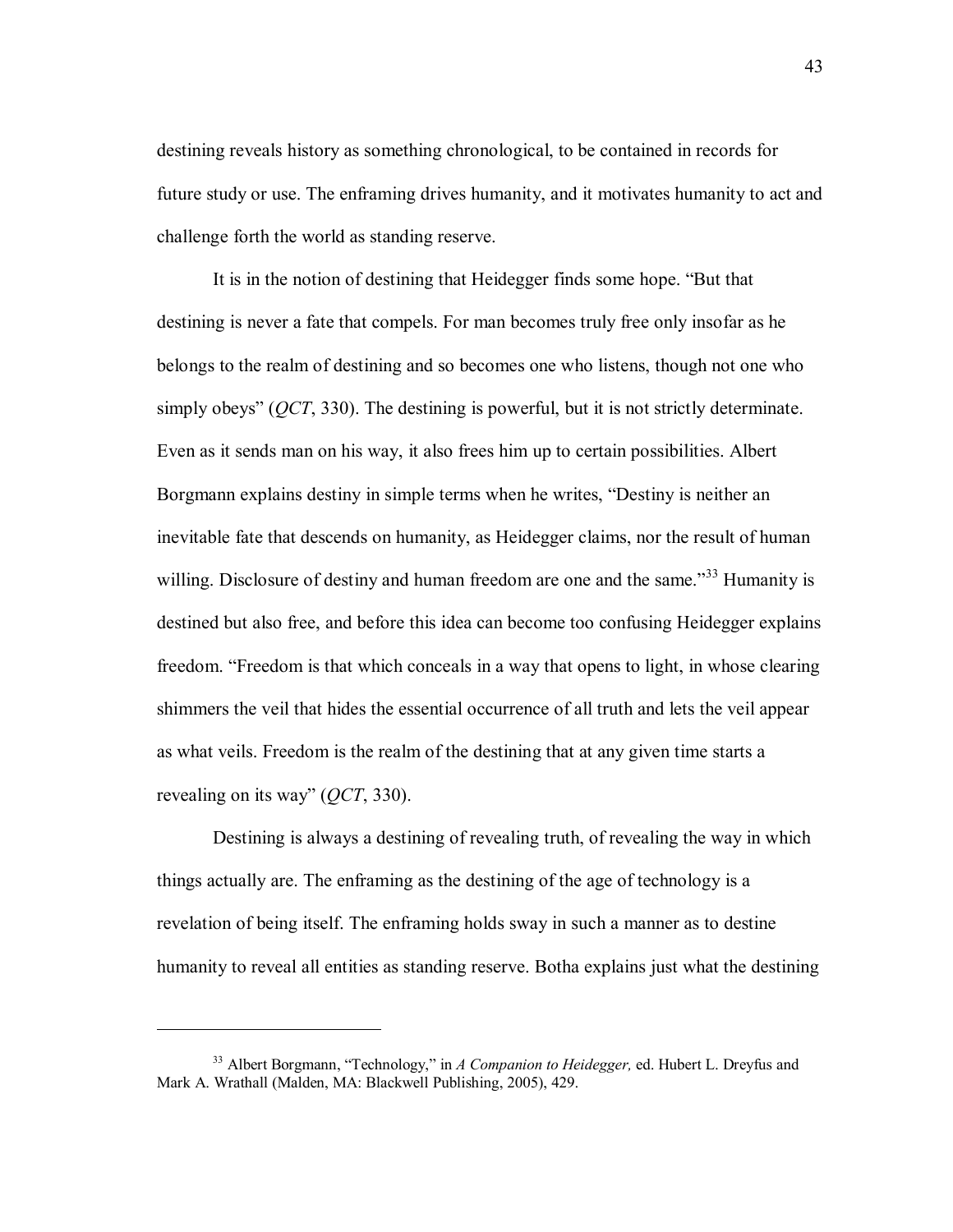destining reveals history as something chronological, to be contained in records for future study or use. The enframing drives humanity, and it motivates humanity to act and challenge forth the world as standing reserve.

It is in the notion of destining that Heidegger finds some hope. "But that destining is never a fate that compels. For man becomes truly free only insofar as he belongs to the realm of destining and so becomes one who listens, though not one who simply obeys" (*QCT*, 330). The destining is powerful, but it is not strictly determinate. Even as it sends man on his way, it also frees him up to certain possibilities. Albert Borgmann explains destiny in simple terms when he writes, "Destiny is neither an inevitable fate that descends on humanity, as Heidegger claims, nor the result of human willing. Disclosure of destiny and human freedom are one and the same."[33] Humanity is destined but also free, and before this idea can become too confusing Heidegger explains freedom. "Freedom is that which conceals in a way that opens to light, in whose clearing shimmers the veil that hides the essential occurrence of all truth and lets the veil appear as what veils. Freedom is the realm of the destining that at any given time starts a revealing on its way" (*QCT*, 330).

Destining is always a destining of revealing truth, of revealing the way in which things actually are. The enframing as the destining of the age of technology is a revelation of being itself. The enframing holds sway in such a manner as to destine humanity to reveal all entities as standing reserve. Botha explains just what the destining

---

[33] Albert Borgmann, "Technology," in *A Companion to Heidegger,* ed. Hubert L. Dreyfus and Mark A. Wrathall (Malden, MA: Blackwell Publishing, 2005), 429.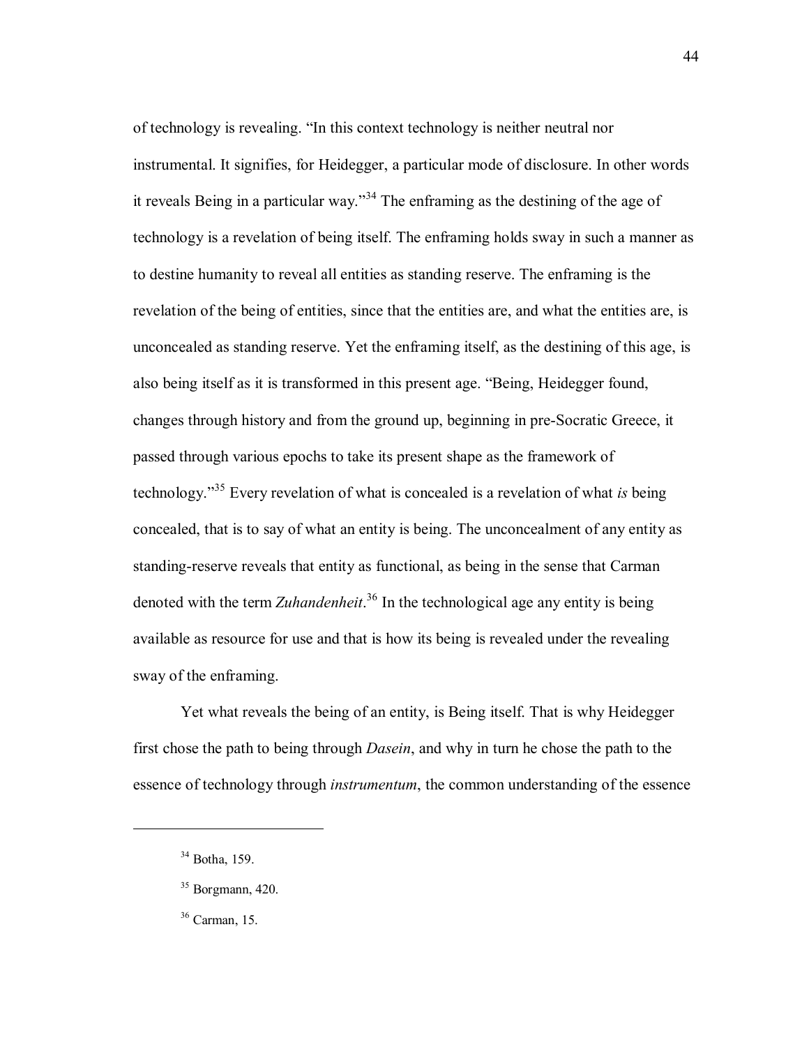of technology is revealing. "In this context technology is neither neutral nor instrumental. It signifies, for Heidegger, a particular mode of disclosure. In other words it reveals Being in a particular way."[34] The enframing as the destining of the age of technology is a revelation of being itself. The enframing holds sway in such a manner as to destine humanity to reveal all entities as standing reserve. The enframing is the revelation of the being of entities, since that the entities are, and what the entities are, is unconcealed as standing reserve. Yet the enframing itself, as the destining of this age, is also being itself as it is transformed in this present age. "Being, Heidegger found, changes through history and from the ground up, beginning in pre-Socratic Greece, it passed through various epochs to take its present shape as the framework of technology."[35] Every revelation of what is concealed is a revelation of what *is* being concealed, that is to say of what an entity is being. The unconcealment of any entity as standing-reserve reveals that entity as functional, as being in the sense that Carman denoted with the term *Zuhandenheit*.[36] In the technological age any entity is being available as resource for use and that is how its being is revealed under the revealing sway of the enframing.

Yet what reveals the being of an entity, is Being itself. That is why Heidegger first chose the path to being through *Dasein*, and why in turn he chose the path to the essence of technology through *instrumentum*, the common understanding of the essence

---

[34] Botha, 159.

[35] Borgmann, 420.

[36] Carman, 15.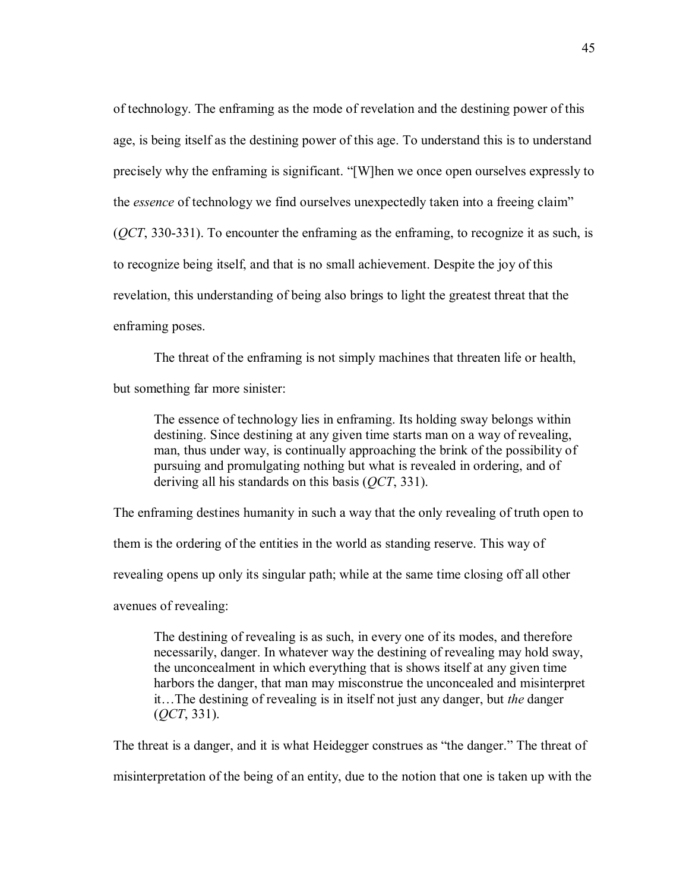of technology. The enframing as the mode of revelation and the destining power of this age, is being itself as the destining power of this age. To understand this is to understand precisely why the enframing is significant. "[W]hen we once open ourselves expressly to the *essence* of technology we find ourselves unexpectedly taken into a freeing claim" (*QCT*, 330-331). To encounter the enframing as the enframing, to recognize it as such, is to recognize being itself, and that is no small achievement. Despite the joy of this revelation, this understanding of being also brings to light the greatest threat that the enframing poses.

The threat of the enframing is not simply machines that threaten life or health, but something far more sinister:

> The essence of technology lies in enframing. Its holding sway belongs within destining. Since destining at any given time starts man on a way of revealing, man, thus under way, is continually approaching the brink of the possibility of pursuing and promulgating nothing but what is revealed in ordering, and of deriving all his standards on this basis (*QCT*, 331).

The enframing destines humanity in such a way that the only revealing of truth open to them is the ordering of the entities in the world as standing reserve. This way of revealing opens up only its singular path; while at the same time closing off all other avenues of revealing:

> The destining of revealing is as such, in every one of its modes, and therefore necessarily, danger. In whatever way the destining of revealing may hold sway, the unconcealment in which everything that is shows itself at any given time harbors the danger, that man may misconstrue the unconcealed and misinterpret it…The destining of revealing is in itself not just any danger, but *the* danger (*QCT*, 331).

The threat is a danger, and it is what Heidegger construes as "the danger." The threat of misinterpretation of the being of an entity, due to the notion that one is taken up with the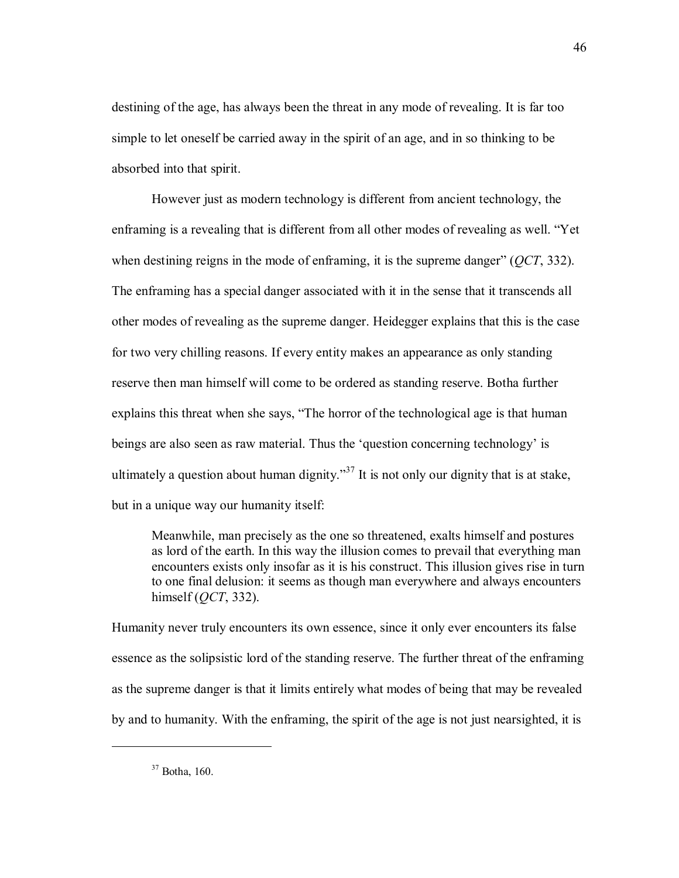destining of the age, has always been the threat in any mode of revealing. It is far too simple to let oneself be carried away in the spirit of an age, and in so thinking to be absorbed into that spirit.

However just as modern technology is different from ancient technology, the enframing is a revealing that is different from all other modes of revealing as well. "Yet when destining reigns in the mode of enframing, it is the supreme danger" (*QCT*, 332). The enframing has a special danger associated with it in the sense that it transcends all other modes of revealing as the supreme danger. Heidegger explains that this is the case for two very chilling reasons. If every entity makes an appearance as only standing reserve then man himself will come to be ordered as standing reserve. Botha further explains this threat when she says, "The horror of the technological age is that human beings are also seen as raw material. Thus the 'question concerning technology' is ultimately a question about human dignity."[37] It is not only our dignity that is at stake, but in a unique way our humanity itself:

> Meanwhile, man precisely as the one so threatened, exalts himself and postures as lord of the earth. In this way the illusion comes to prevail that everything man encounters exists only insofar as it is his construct. This illusion gives rise in turn to one final delusion: it seems as though man everywhere and always encounters himself (*QCT*, 332).

Humanity never truly encounters its own essence, since it only ever encounters its false essence as the solipsistic lord of the standing reserve. The further threat of the enframing as the supreme danger is that it limits entirely what modes of being that may be revealed by and to humanity. With the enframing, the spirit of the age is not just nearsighted, it is

---

[37] Botha, 160.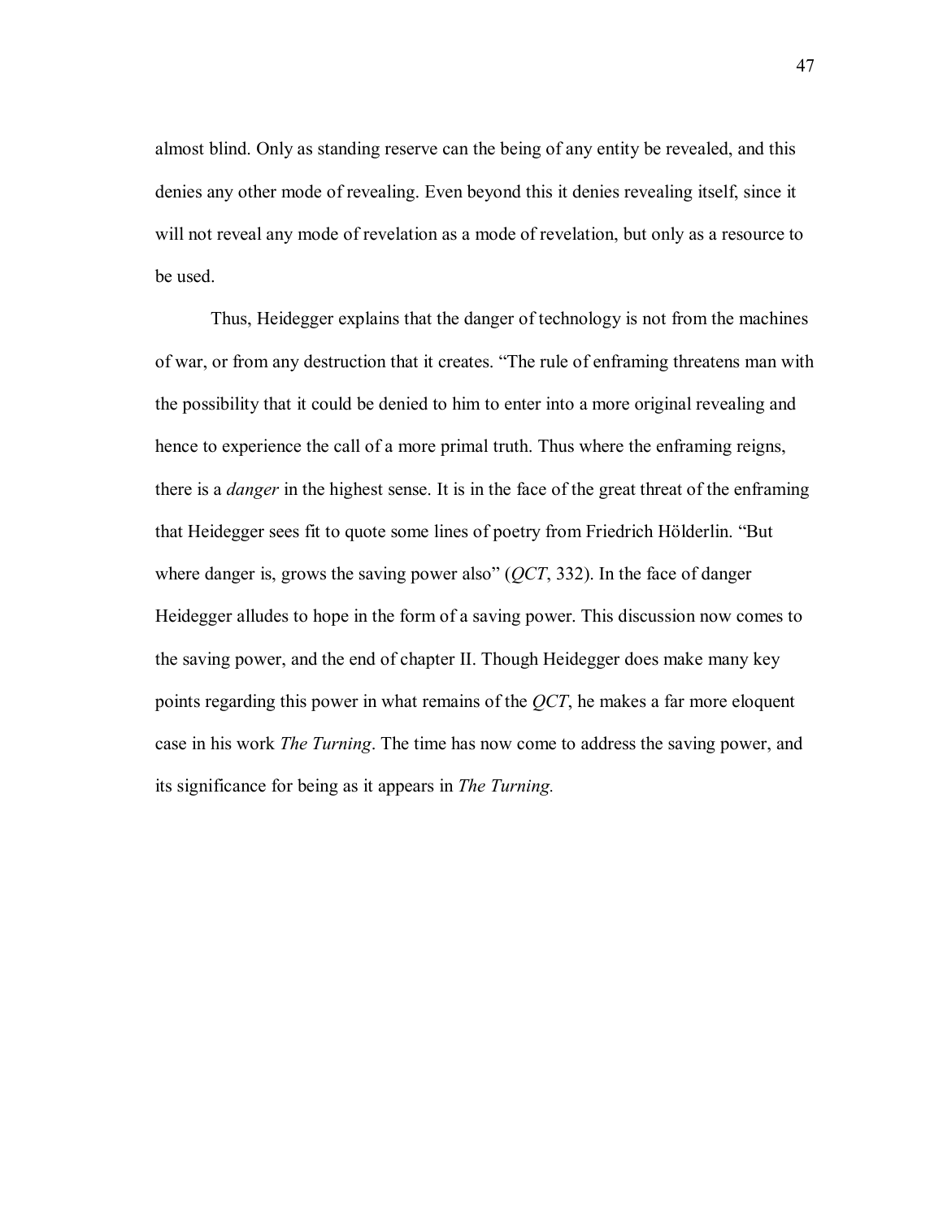almost blind. Only as standing reserve can the being of any entity be revealed, and this denies any other mode of revealing. Even beyond this it denies revealing itself, since it will not reveal any mode of revelation as a mode of revelation, but only as a resource to be used.

Thus, Heidegger explains that the danger of technology is not from the machines of war, or from any destruction that it creates. "The rule of enframing threatens man with the possibility that it could be denied to him to enter into a more original revealing and hence to experience the call of a more primal truth. Thus where the enframing reigns, there is a *danger* in the highest sense. It is in the face of the great threat of the enframing that Heidegger sees fit to quote some lines of poetry from Friedrich Hölderlin. "But where danger is, grows the saving power also" (*QCT*, 332). In the face of danger Heidegger alludes to hope in the form of a saving power. This discussion now comes to the saving power, and the end of chapter II. Though Heidegger does make many key points regarding this power in what remains of the *QCT*, he makes a far more eloquent case in his work *The Turning*. The time has now come to address the saving power, and its significance for being as it appears in *The Turning.*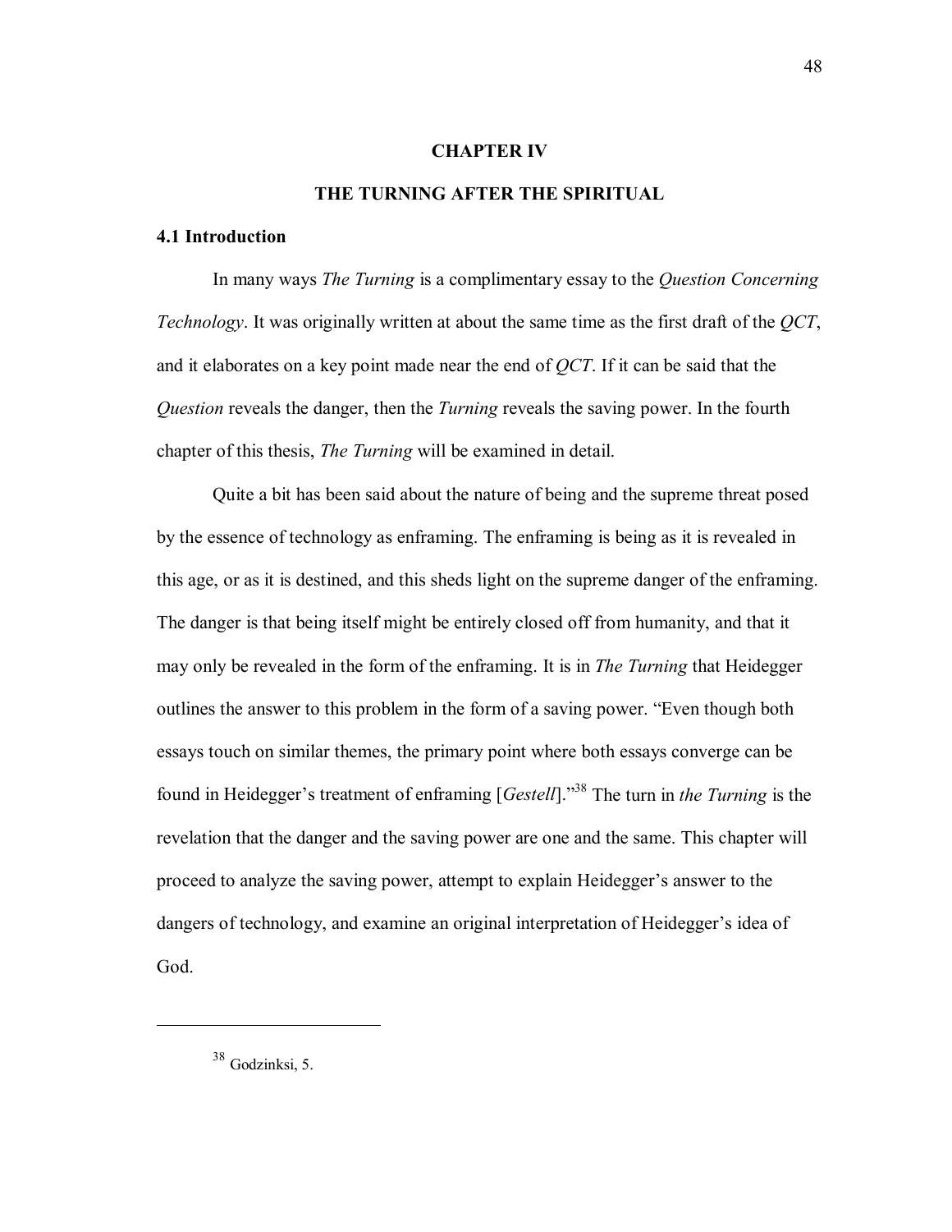# CHAPTER IV

# THE TURNING AFTER THE SPIRITUAL

## 4.1 Introduction

In many ways *The Turning* is a complimentary essay to the *Question Concerning Technology*. It was originally written at about the same time as the first draft of the *QCT*, and it elaborates on a key point made near the end of *QCT*. If it can be said that the *Question* reveals the danger, then the *Turning* reveals the saving power. In the fourth chapter of this thesis, *The Turning* will be examined in detail.

Quite a bit has been said about the nature of being and the supreme threat posed by the essence of technology as enframing. The enframing is being as it is revealed in this age, or as it is destined, and this sheds light on the supreme danger of the enframing. The danger is that being itself might be entirely closed off from humanity, and that it may only be revealed in the form of the enframing. It is in *The Turning* that Heidegger outlines the answer to this problem in the form of a saving power. "Even though both essays touch on similar themes, the primary point where both essays converge can be found in Heidegger's treatment of enframing [*Gestell*]."[38] The turn in *the Turning* is the revelation that the danger and the saving power are one and the same. This chapter will proceed to analyze the saving power, attempt to explain Heidegger's answer to the dangers of technology, and examine an original interpretation of Heidegger's idea of God.

---

[38] Godzinksi, 5.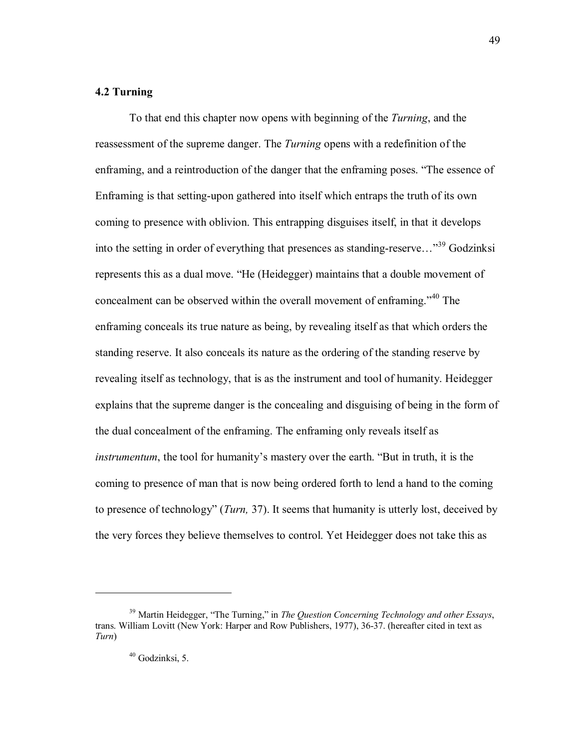### 4.2 Turning

To that end this chapter now opens with beginning of the *Turning*, and the reassessment of the supreme danger. The *Turning* opens with a redefinition of the enframing, and a reintroduction of the danger that the enframing poses. "The essence of Enframing is that setting-upon gathered into itself which entraps the truth of its own coming to presence with oblivion. This entrapping disguises itself, in that it develops into the setting in order of everything that presences as standing-reserve…"[39] Godzinksi represents this as a dual move. "He (Heidegger) maintains that a double movement of concealment can be observed within the overall movement of enframing."[40] The enframing conceals its true nature as being, by revealing itself as that which orders the standing reserve. It also conceals its nature as the ordering of the standing reserve by revealing itself as technology, that is as the instrument and tool of humanity. Heidegger explains that the supreme danger is the concealing and disguising of being in the form of the dual concealment of the enframing. The enframing only reveals itself as *instrumentum*, the tool for humanity's mastery over the earth. "But in truth, it is the coming to presence of man that is now being ordered forth to lend a hand to the coming to presence of technology" (*Turn,* 37). It seems that humanity is utterly lost, deceived by the very forces they believe themselves to control. Yet Heidegger does not take this as

---

[39] Martin Heidegger, "The Turning," in *The Question Concerning Technology and other Essays*, trans. William Lovitt (New York: Harper and Row Publishers, 1977), 36-37. (hereafter cited in text as *Turn*)

[40] Godzinksi, 5.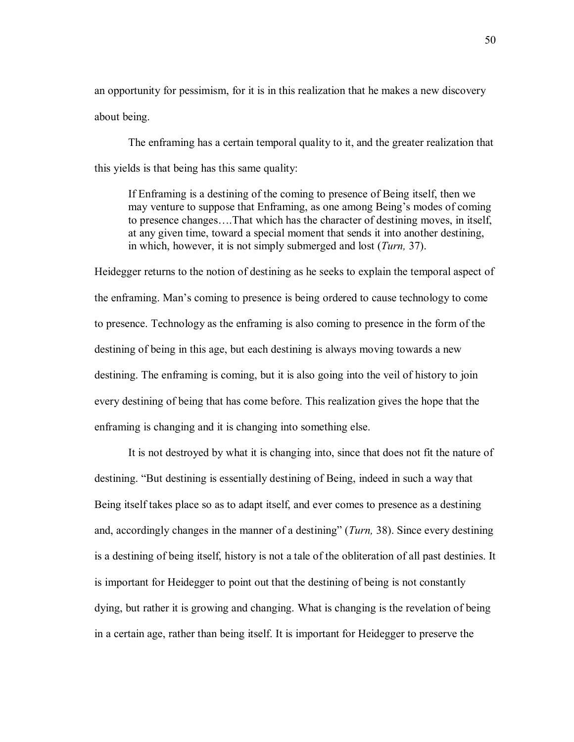an opportunity for pessimism, for it is in this realization that he makes a new discovery about being.

The enframing has a certain temporal quality to it, and the greater realization that this yields is that being has this same quality:

> If Enframing is a destining of the coming to presence of Being itself, then we may venture to suppose that Enframing, as one among Being's modes of coming to presence changes….That which has the character of destining moves, in itself, at any given time, toward a special moment that sends it into another destining, in which, however, it is not simply submerged and lost (*Turn,* 37).

Heidegger returns to the notion of destining as he seeks to explain the temporal aspect of the enframing. Man's coming to presence is being ordered to cause technology to come to presence. Technology as the enframing is also coming to presence in the form of the destining of being in this age, but each destining is always moving towards a new destining. The enframing is coming, but it is also going into the veil of history to join every destining of being that has come before. This realization gives the hope that the enframing is changing and it is changing into something else.

It is not destroyed by what it is changing into, since that does not fit the nature of destining. "But destining is essentially destining of Being, indeed in such a way that Being itself takes place so as to adapt itself, and ever comes to presence as a destining and, accordingly changes in the manner of a destining" (*Turn,* 38). Since every destining is a destining of being itself, history is not a tale of the obliteration of all past destinies. It is important for Heidegger to point out that the destining of being is not constantly dying, but rather it is growing and changing. What is changing is the revelation of being in a certain age, rather than being itself. It is important for Heidegger to preserve the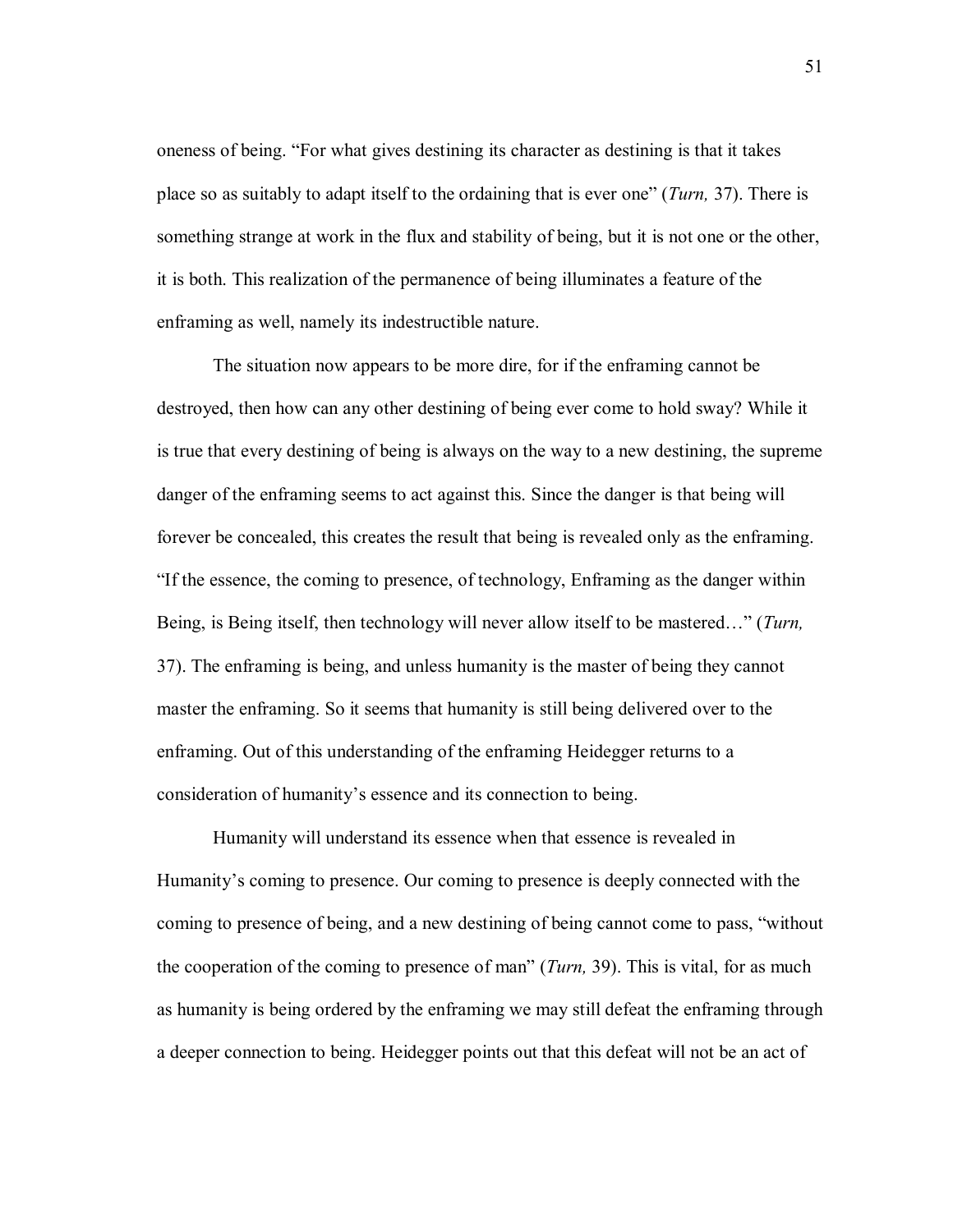oneness of being. "For what gives destining its character as destining is that it takes place so as suitably to adapt itself to the ordaining that is ever one" (*Turn,* 37). There is something strange at work in the flux and stability of being, but it is not one or the other, it is both. This realization of the permanence of being illuminates a feature of the enframing as well, namely its indestructible nature.

The situation now appears to be more dire, for if the enframing cannot be destroyed, then how can any other destining of being ever come to hold sway? While it is true that every destining of being is always on the way to a new destining, the supreme danger of the enframing seems to act against this. Since the danger is that being will forever be concealed, this creates the result that being is revealed only as the enframing. "If the essence, the coming to presence, of technology, Enframing as the danger within Being, is Being itself, then technology will never allow itself to be mastered…" (*Turn,* 37). The enframing is being, and unless humanity is the master of being they cannot master the enframing. So it seems that humanity is still being delivered over to the enframing. Out of this understanding of the enframing Heidegger returns to a consideration of humanity's essence and its connection to being.

Humanity will understand its essence when that essence is revealed in Humanity's coming to presence. Our coming to presence is deeply connected with the coming to presence of being, and a new destining of being cannot come to pass, "without the cooperation of the coming to presence of man" (*Turn,* 39). This is vital, for as much as humanity is being ordered by the enframing we may still defeat the enframing through a deeper connection to being. Heidegger points out that this defeat will not be an act of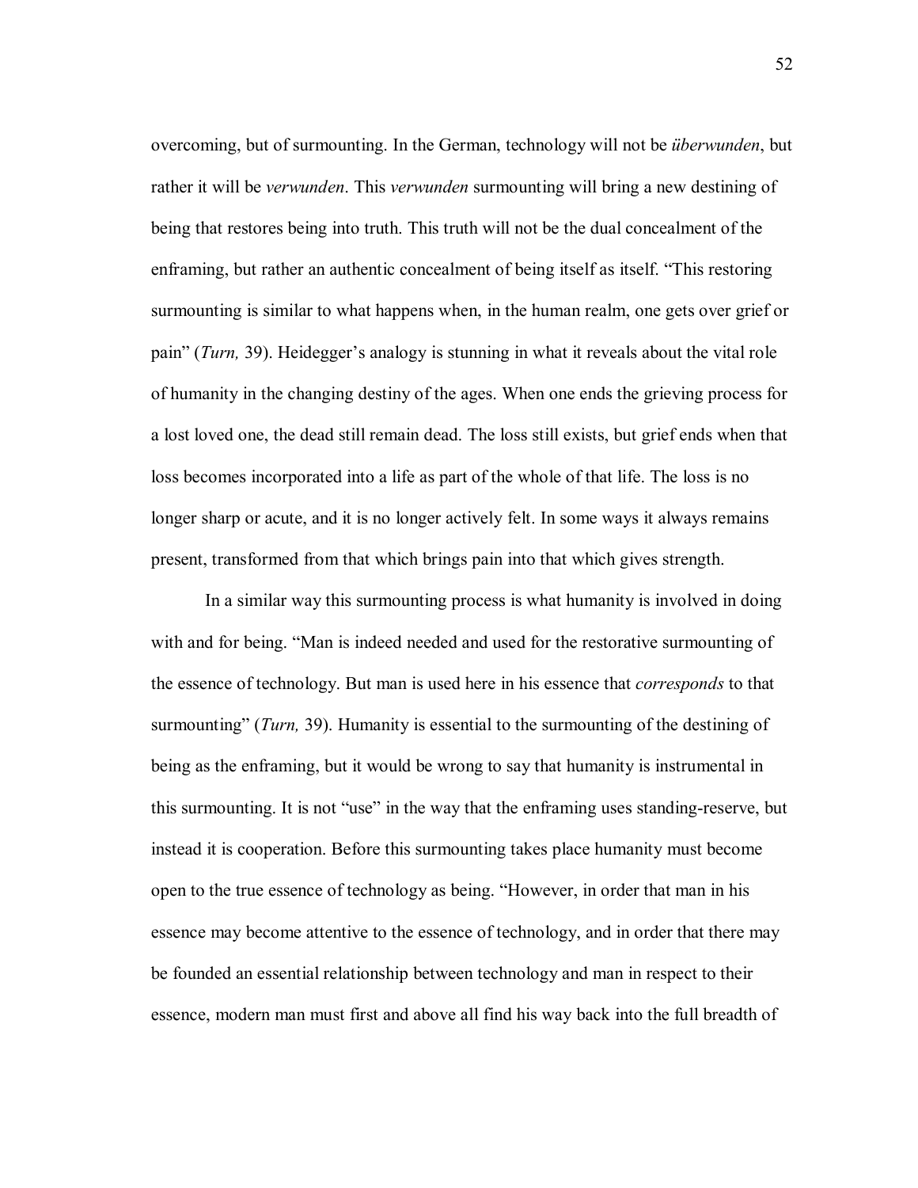overcoming, but of surmounting. In the German, technology will not be *überwunden*, but rather it will be *verwunden*. This *verwunden* surmounting will bring a new destining of being that restores being into truth. This truth will not be the dual concealment of the enframing, but rather an authentic concealment of being itself as itself. "This restoring surmounting is similar to what happens when, in the human realm, one gets over grief or pain" (*Turn,* 39). Heidegger's analogy is stunning in what it reveals about the vital role of humanity in the changing destiny of the ages. When one ends the grieving process for a lost loved one, the dead still remain dead. The loss still exists, but grief ends when that loss becomes incorporated into a life as part of the whole of that life. The loss is no longer sharp or acute, and it is no longer actively felt. In some ways it always remains present, transformed from that which brings pain into that which gives strength.

In a similar way this surmounting process is what humanity is involved in doing with and for being. "Man is indeed needed and used for the restorative surmounting of the essence of technology. But man is used here in his essence that *corresponds* to that surmounting" (*Turn,* 39). Humanity is essential to the surmounting of the destining of being as the enframing, but it would be wrong to say that humanity is instrumental in this surmounting. It is not "use" in the way that the enframing uses standing-reserve, but instead it is cooperation. Before this surmounting takes place humanity must become open to the true essence of technology as being. "However, in order that man in his essence may become attentive to the essence of technology, and in order that there may be founded an essential relationship between technology and man in respect to their essence, modern man must first and above all find his way back into the full breadth of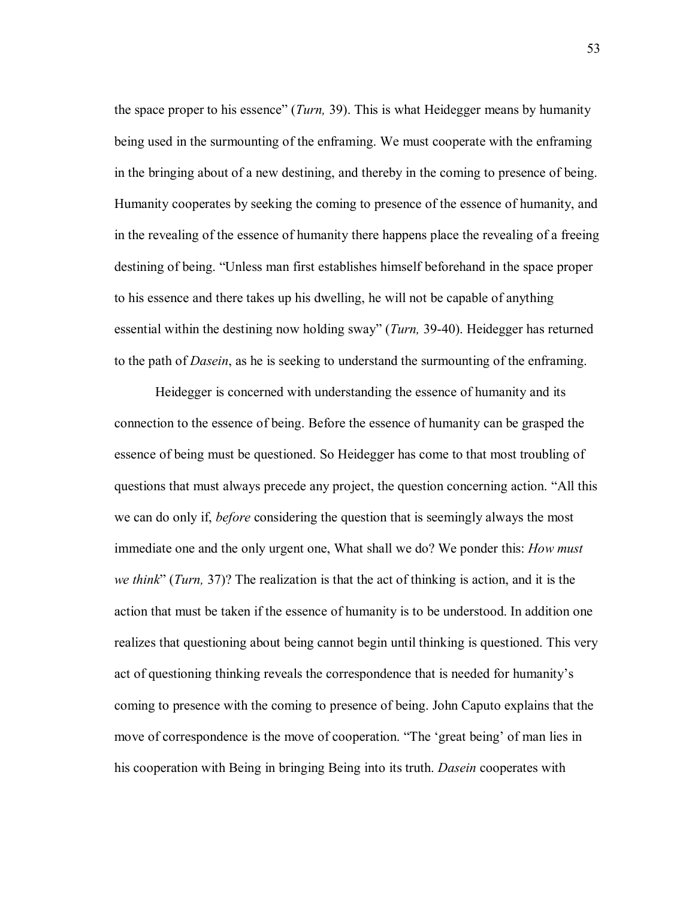the space proper to his essence" (*Turn,* 39). This is what Heidegger means by humanity being used in the surmounting of the enframing. We must cooperate with the enframing in the bringing about of a new destining, and thereby in the coming to presence of being. Humanity cooperates by seeking the coming to presence of the essence of humanity, and in the revealing of the essence of humanity there happens place the revealing of a freeing destining of being. "Unless man first establishes himself beforehand in the space proper to his essence and there takes up his dwelling, he will not be capable of anything essential within the destining now holding sway" (*Turn,* 39-40). Heidegger has returned to the path of *Dasein*, as he is seeking to understand the surmounting of the enframing.

Heidegger is concerned with understanding the essence of humanity and its connection to the essence of being. Before the essence of humanity can be grasped the essence of being must be questioned. So Heidegger has come to that most troubling of questions that must always precede any project, the question concerning action. "All this we can do only if, *before* considering the question that is seemingly always the most immediate one and the only urgent one, What shall we do? We ponder this: *How must we think*" (*Turn,* 37)? The realization is that the act of thinking is action, and it is the action that must be taken if the essence of humanity is to be understood. In addition one realizes that questioning about being cannot begin until thinking is questioned. This very act of questioning thinking reveals the correspondence that is needed for humanity's coming to presence with the coming to presence of being. John Caputo explains that the move of correspondence is the move of cooperation. "The 'great being' of man lies in his cooperation with Being in bringing Being into its truth. *Dasein* cooperates with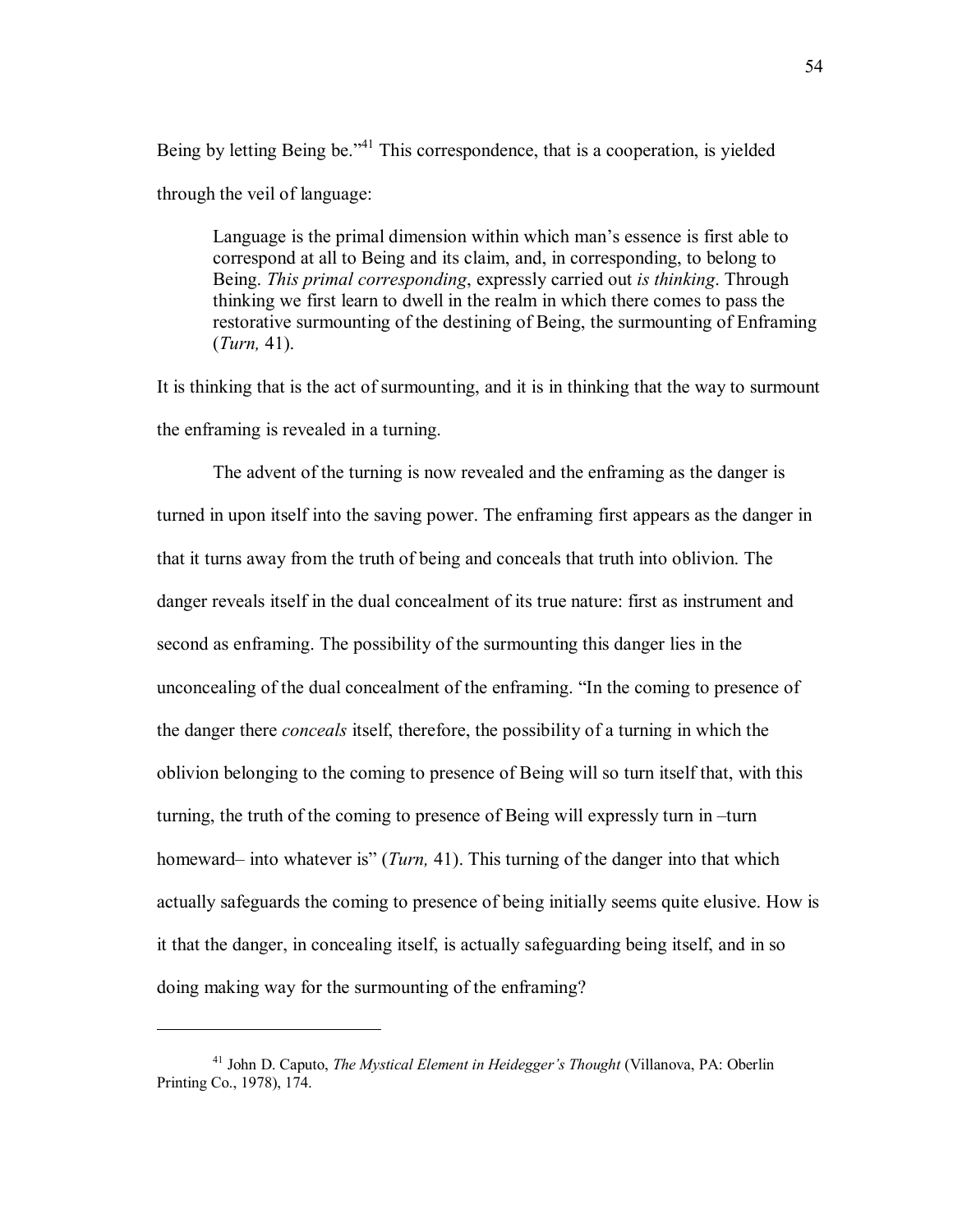Being by letting Being be."[41] This correspondence, that is a cooperation, is yielded through the veil of language:

> Language is the primal dimension within which man's essence is first able to correspond at all to Being and its claim, and, in corresponding, to belong to Being. *This primal corresponding*, expressly carried out *is thinking*. Through thinking we first learn to dwell in the realm in which there comes to pass the restorative surmounting of the destining of Being, the surmounting of Enframing (*Turn,* 41).

It is thinking that is the act of surmounting, and it is in thinking that the way to surmount the enframing is revealed in a turning.

The advent of the turning is now revealed and the enframing as the danger is turned in upon itself into the saving power. The enframing first appears as the danger in that it turns away from the truth of being and conceals that truth into oblivion. The danger reveals itself in the dual concealment of its true nature: first as instrument and second as enframing. The possibility of the surmounting this danger lies in the unconcealing of the dual concealment of the enframing. "In the coming to presence of the danger there *conceals* itself, therefore, the possibility of a turning in which the oblivion belonging to the coming to presence of Being will so turn itself that, with this turning, the truth of the coming to presence of Being will expressly turn in –turn homeward– into whatever is" (*Turn,* 41). This turning of the danger into that which actually safeguards the coming to presence of being initially seems quite elusive. How is it that the danger, in concealing itself, is actually safeguarding being itself, and in so doing making way for the surmounting of the enframing?

---

[41] John D. Caputo, *The Mystical Element in Heidegger's Thought* (Villanova, PA: Oberlin Printing Co., 1978), 174.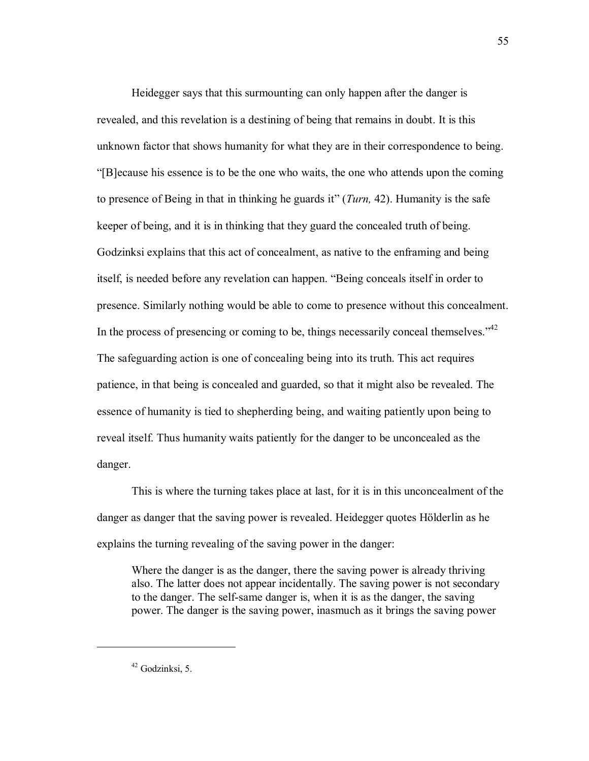Heidegger says that this surmounting can only happen after the danger is revealed, and this revelation is a destining of being that remains in doubt. It is this unknown factor that shows humanity for what they are in their correspondence to being. "[B]ecause his essence is to be the one who waits, the one who attends upon the coming to presence of Being in that in thinking he guards it" (*Turn,* 42). Humanity is the safe keeper of being, and it is in thinking that they guard the concealed truth of being. Godzinksi explains that this act of concealment, as native to the enframing and being itself, is needed before any revelation can happen. "Being conceals itself in order to presence. Similarly nothing would be able to come to presence without this concealment. In the process of presencing or coming to be, things necessarily conceal themselves."[42] The safeguarding action is one of concealing being into its truth. This act requires patience, in that being is concealed and guarded, so that it might also be revealed. The essence of humanity is tied to shepherding being, and waiting patiently upon being to reveal itself. Thus humanity waits patiently for the danger to be unconcealed as the danger.

This is where the turning takes place at last, for it is in this unconcealment of the danger as danger that the saving power is revealed. Heidegger quotes Hölderlin as he explains the turning revealing of the saving power in the danger:

> Where the danger is as the danger, there the saving power is already thriving also. The latter does not appear incidentally. The saving power is not secondary to the danger. The self-same danger is, when it is as the danger, the saving power. The danger is the saving power, inasmuch as it brings the saving power

---

[42] Godzinksi, 5.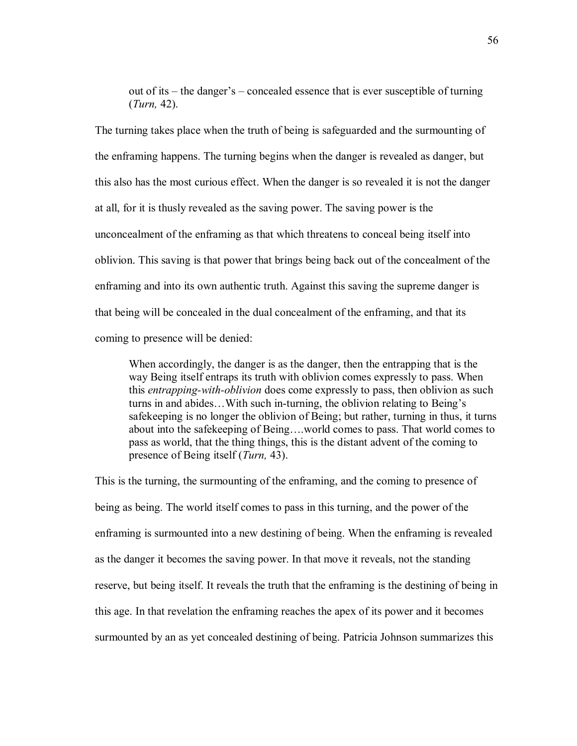> out of its – the danger's – concealed essence that is ever susceptible of turning (*Turn,* 42).

The turning takes place when the truth of being is safeguarded and the surmounting of the enframing happens. The turning begins when the danger is revealed as danger, but this also has the most curious effect. When the danger is so revealed it is not the danger at all, for it is thusly revealed as the saving power. The saving power is the unconcealment of the enframing as that which threatens to conceal being itself into oblivion. This saving is that power that brings being back out of the concealment of the enframing and into its own authentic truth. Against this saving the supreme danger is that being will be concealed in the dual concealment of the enframing, and that its coming to presence will be denied:

> When accordingly, the danger is as the danger, then the entrapping that is the way Being itself entraps its truth with oblivion comes expressly to pass. When this *entrapping-with-oblivion* does come expressly to pass, then oblivion as such turns in and abides…With such in-turning, the oblivion relating to Being's safekeeping is no longer the oblivion of Being; but rather, turning in thus, it turns about into the safekeeping of Being….world comes to pass. That world comes to pass as world, that the thing things, this is the distant advent of the coming to presence of Being itself (*Turn,* 43).

This is the turning, the surmounting of the enframing, and the coming to presence of being as being. The world itself comes to pass in this turning, and the power of the enframing is surmounted into a new destining of being. When the enframing is revealed as the danger it becomes the saving power. In that move it reveals, not the standing reserve, but being itself. It reveals the truth that the enframing is the destining of being in this age. In that revelation the enframing reaches the apex of its power and it becomes surmounted by an as yet concealed destining of being. Patricia Johnson summarizes this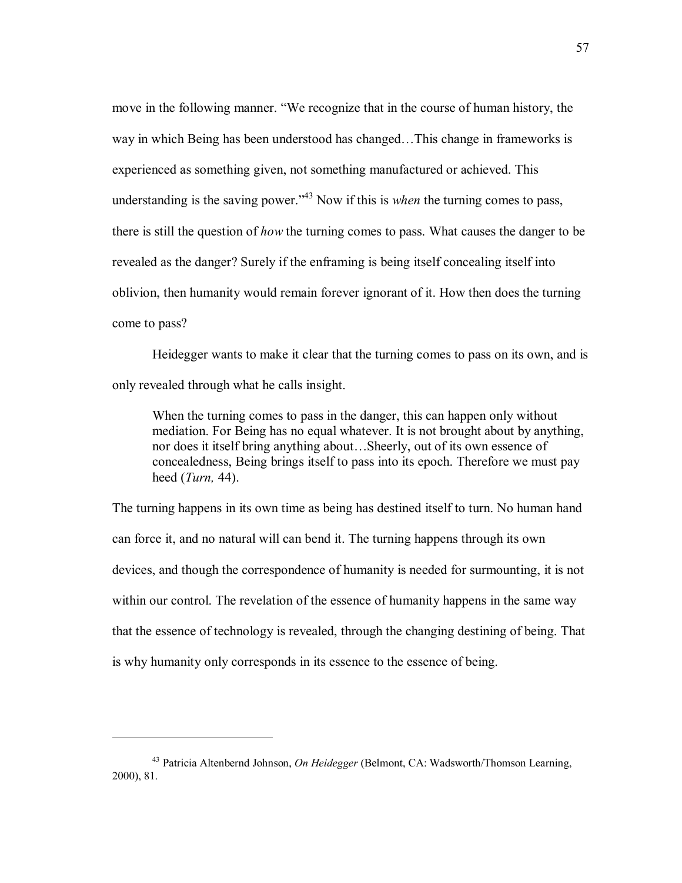move in the following manner. "We recognize that in the course of human history, the way in which Being has been understood has changed…This change in frameworks is experienced as something given, not something manufactured or achieved. This understanding is the saving power."[43] Now if this is *when* the turning comes to pass, there is still the question of *how* the turning comes to pass. What causes the danger to be revealed as the danger? Surely if the enframing is being itself concealing itself into oblivion, then humanity would remain forever ignorant of it. How then does the turning come to pass?

Heidegger wants to make it clear that the turning comes to pass on its own, and is only revealed through what he calls insight.

> When the turning comes to pass in the danger, this can happen only without mediation. For Being has no equal whatever. It is not brought about by anything, nor does it itself bring anything about…Sheerly, out of its own essence of concealedness, Being brings itself to pass into its epoch. Therefore we must pay heed (*Turn,* 44).

The turning happens in its own time as being has destined itself to turn. No human hand can force it, and no natural will can bend it. The turning happens through its own devices, and though the correspondence of humanity is needed for surmounting, it is not within our control. The revelation of the essence of humanity happens in the same way that the essence of technology is revealed, through the changing destining of being. That is why humanity only corresponds in its essence to the essence of being.

---

[43] Patricia Altenbernd Johnson, *On Heidegger* (Belmont, CA: Wadsworth/Thomson Learning, 2000), 81.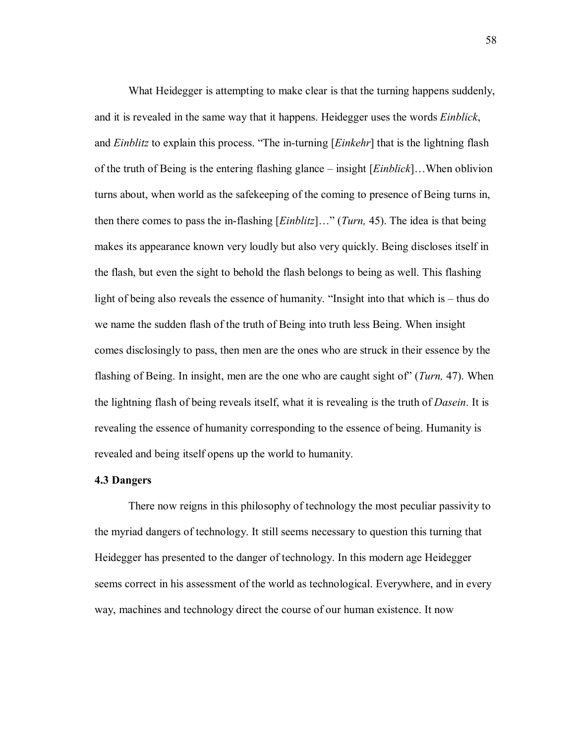What Heidegger is attempting to make clear is that the turning happens suddenly, and it is revealed in the same way that it happens. Heidegger uses the words *Einblick*, and *Einblitz* to explain this process. "The in-turning [*Einkehr*] that is the lightning flash of the truth of Being is the entering flashing glance – insight [*Einblick*]…When oblivion turns about, when world as the safekeeping of the coming to presence of Being turns in, then there comes to pass the in-flashing [*Einblitz*]…" (*Turn,* 45). The idea is that being makes its appearance known very loudly but also very quickly. Being discloses itself in the flash, but even the sight to behold the flash belongs to being as well. This flashing light of being also reveals the essence of humanity. "Insight into that which is – thus do we name the sudden flash of the truth of Being into truth less Being. When insight comes disclosingly to pass, then men are the ones who are struck in their essence by the flashing of Being. In insight, men are the one who are caught sight of" (*Turn,* 47). When the lightning flash of being reveals itself, what it is revealing is the truth of *Dasein*. It is revealing the essence of humanity corresponding to the essence of being. Humanity is revealed and being itself opens up the world to humanity.

**4.3 Dangers**

There now reigns in this philosophy of technology the most peculiar passivity to the myriad dangers of technology. It still seems necessary to question this turning that Heidegger has presented to the danger of technology. In this modern age Heidegger seems correct in his assessment of the world as technological. Everywhere, and in every way, machines and technology direct the course of our human existence. It now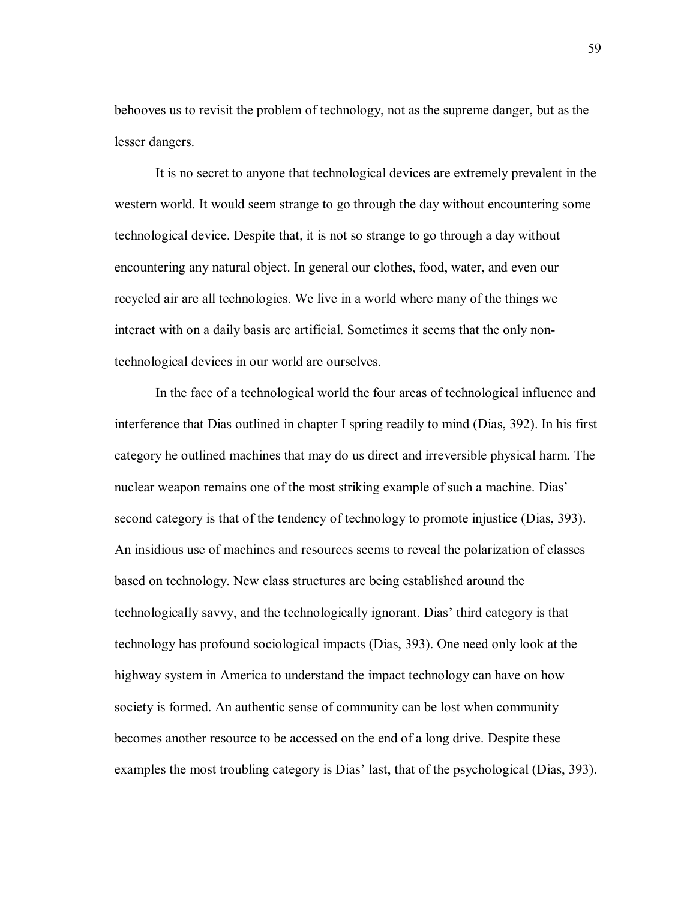behooves us to revisit the problem of technology, not as the supreme danger, but as the lesser dangers.

It is no secret to anyone that technological devices are extremely prevalent in the western world. It would seem strange to go through the day without encountering some technological device. Despite that, it is not so strange to go through a day without encountering any natural object. In general our clothes, food, water, and even our recycled air are all technologies. We live in a world where many of the things we interact with on a daily basis are artificial. Sometimes it seems that the only non-technological devices in our world are ourselves.

In the face of a technological world the four areas of technological influence and interference that Dias outlined in chapter I spring readily to mind (Dias, 392). In his first category he outlined machines that may do us direct and irreversible physical harm. The nuclear weapon remains one of the most striking example of such a machine. Dias' second category is that of the tendency of technology to promote injustice (Dias, 393). An insidious use of machines and resources seems to reveal the polarization of classes based on technology. New class structures are being established around the technologically savvy, and the technologically ignorant. Dias' third category is that technology has profound sociological impacts (Dias, 393). One need only look at the highway system in America to understand the impact technology can have on how society is formed. An authentic sense of community can be lost when community becomes another resource to be accessed on the end of a long drive. Despite these examples the most troubling category is Dias' last, that of the psychological (Dias, 393).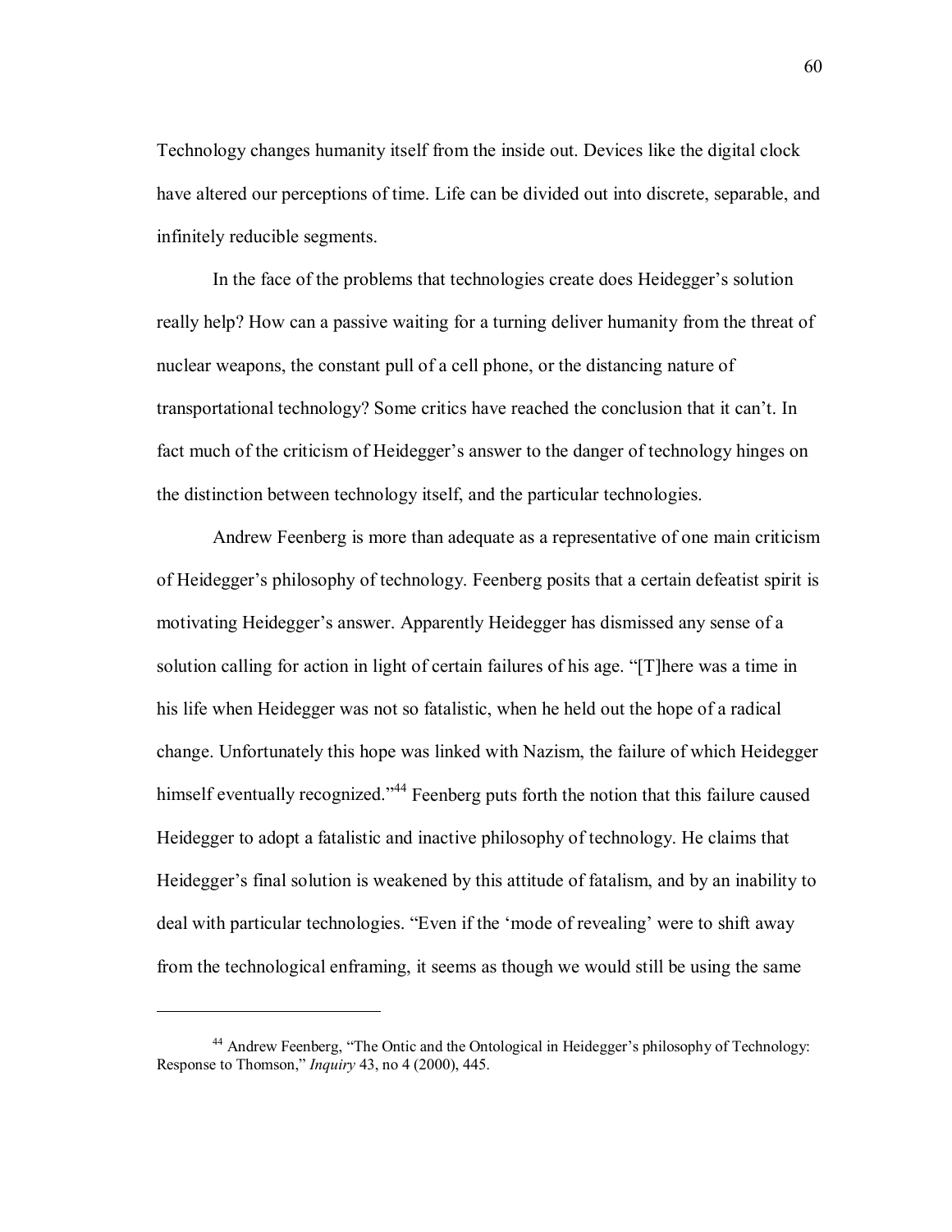Technology changes humanity itself from the inside out. Devices like the digital clock have altered our perceptions of time. Life can be divided out into discrete, separable, and infinitely reducible segments.

In the face of the problems that technologies create does Heidegger's solution really help? How can a passive waiting for a turning deliver humanity from the threat of nuclear weapons, the constant pull of a cell phone, or the distancing nature of transportational technology? Some critics have reached the conclusion that it can't. In fact much of the criticism of Heidegger's answer to the danger of technology hinges on the distinction between technology itself, and the particular technologies.

Andrew Feenberg is more than adequate as a representative of one main criticism of Heidegger's philosophy of technology. Feenberg posits that a certain defeatist spirit is motivating Heidegger's answer. Apparently Heidegger has dismissed any sense of a solution calling for action in light of certain failures of his age. "[T]here was a time in his life when Heidegger was not so fatalistic, when he held out the hope of a radical change. Unfortunately this hope was linked with Nazism, the failure of which Heidegger himself eventually recognized."[44] Feenberg puts forth the notion that this failure caused Heidegger to adopt a fatalistic and inactive philosophy of technology. He claims that Heidegger's final solution is weakened by this attitude of fatalism, and by an inability to deal with particular technologies. "Even if the 'mode of revealing' were to shift away from the technological enframing, it seems as though we would still be using the same

---

[44] Andrew Feenberg, "The Ontic and the Ontological in Heidegger's philosophy of Technology: Response to Thomson," *Inquiry* 43, no 4 (2000), 445.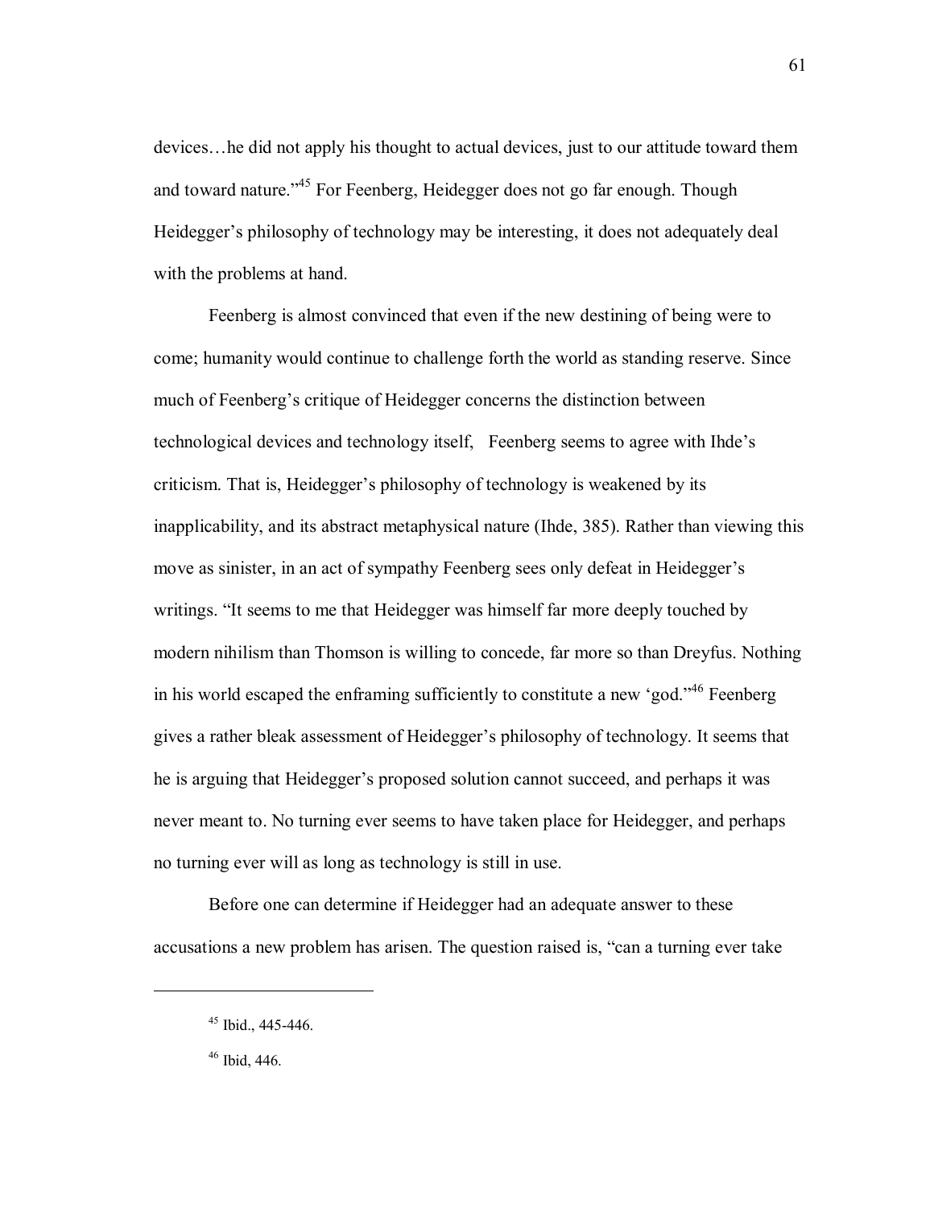devices…he did not apply his thought to actual devices, just to our attitude toward them and toward nature."[45] For Feenberg, Heidegger does not go far enough. Though Heidegger's philosophy of technology may be interesting, it does not adequately deal with the problems at hand.

Feenberg is almost convinced that even if the new destining of being were to come; humanity would continue to challenge forth the world as standing reserve. Since much of Feenberg's critique of Heidegger concerns the distinction between technological devices and technology itself,  Feenberg seems to agree with Ihde's criticism. That is, Heidegger's philosophy of technology is weakened by its inapplicability, and its abstract metaphysical nature (Ihde, 385). Rather than viewing this move as sinister, in an act of sympathy Feenberg sees only defeat in Heidegger's writings. "It seems to me that Heidegger was himself far more deeply touched by modern nihilism than Thomson is willing to concede, far more so than Dreyfus. Nothing in his world escaped the enframing sufficiently to constitute a new 'god.'"[46] Feenberg gives a rather bleak assessment of Heidegger's philosophy of technology. It seems that he is arguing that Heidegger's proposed solution cannot succeed, and perhaps it was never meant to. No turning ever seems to have taken place for Heidegger, and perhaps no turning ever will as long as technology is still in use.

Before one can determine if Heidegger had an adequate answer to these accusations a new problem has arisen. The question raised is, "can a turning ever take

---

[45] Ibid., 445-446.

[46] Ibid, 446.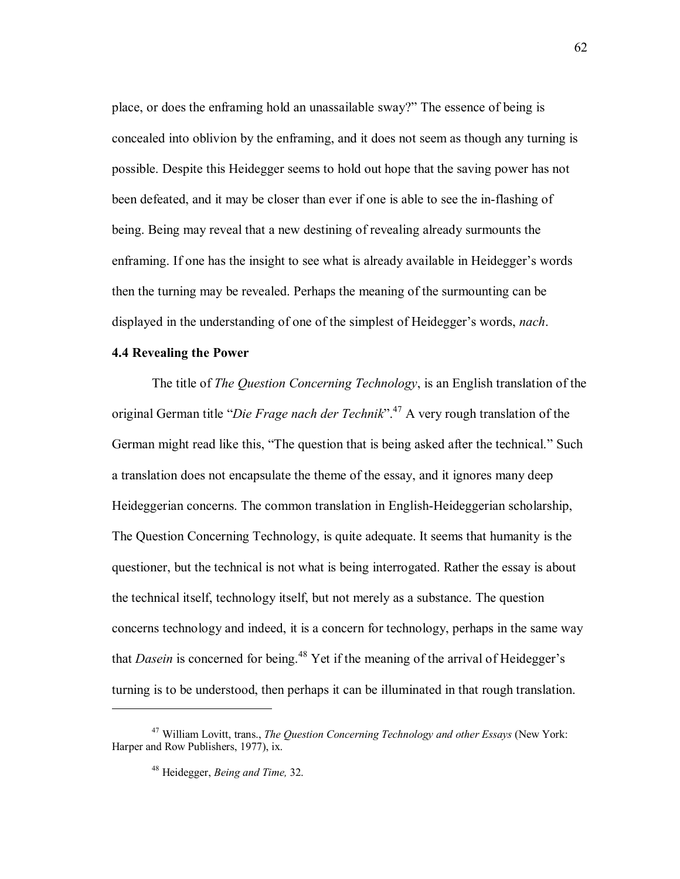place, or does the enframing hold an unassailable sway?" The essence of being is concealed into oblivion by the enframing, and it does not seem as though any turning is possible. Despite this Heidegger seems to hold out hope that the saving power has not been defeated, and it may be closer than ever if one is able to see the in-flashing of being. Being may reveal that a new destining of revealing already surmounts the enframing. If one has the insight to see what is already available in Heidegger's words then the turning may be revealed. Perhaps the meaning of the surmounting can be displayed in the understanding of one of the simplest of Heidegger's words, *nach*.

### 4.4 Revealing the Power

The title of *The Question Concerning Technology*, is an English translation of the original German title "*Die Frage nach der Technik*".[47] A very rough translation of the German might read like this, "The question that is being asked after the technical." Such a translation does not encapsulate the theme of the essay, and it ignores many deep Heideggerian concerns. The common translation in English-Heideggerian scholarship, The Question Concerning Technology, is quite adequate. It seems that humanity is the questioner, but the technical is not what is being interrogated. Rather the essay is about the technical itself, technology itself, but not merely as a substance. The question concerns technology and indeed, it is a concern for technology, perhaps in the same way that *Dasein* is concerned for being.[48] Yet if the meaning of the arrival of Heidegger's turning is to be understood, then perhaps it can be illuminated in that rough translation.

---

[47] William Lovitt, trans., *The Question Concerning Technology and other Essays* (New York: Harper and Row Publishers, 1977), ix.

[48] Heidegger, *Being and Time,* 32.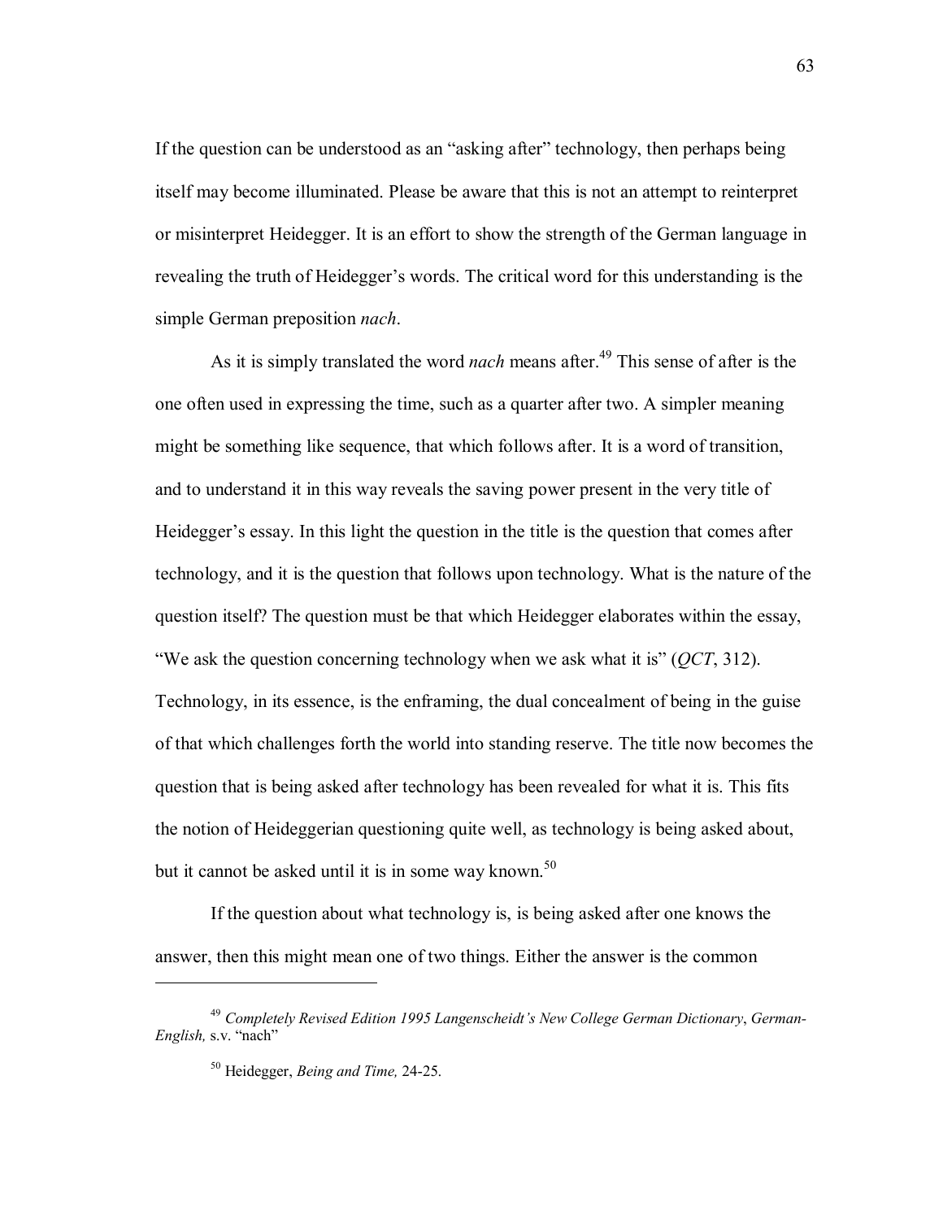If the question can be understood as an "asking after" technology, then perhaps being itself may become illuminated. Please be aware that this is not an attempt to reinterpret or misinterpret Heidegger. It is an effort to show the strength of the German language in revealing the truth of Heidegger's words. The critical word for this understanding is the simple German preposition *nach*.

As it is simply translated the word *nach* means after.[49] This sense of after is the one often used in expressing the time, such as a quarter after two. A simpler meaning might be something like sequence, that which follows after. It is a word of transition, and to understand it in this way reveals the saving power present in the very title of Heidegger's essay. In this light the question in the title is the question that comes after technology, and it is the question that follows upon technology. What is the nature of the question itself? The question must be that which Heidegger elaborates within the essay, "We ask the question concerning technology when we ask what it is" (*QCT*, 312). Technology, in its essence, is the enframing, the dual concealment of being in the guise of that which challenges forth the world into standing reserve. The title now becomes the question that is being asked after technology has been revealed for what it is. This fits the notion of Heideggerian questioning quite well, as technology is being asked about, but it cannot be asked until it is in some way known.[50]

If the question about what technology is, is being asked after one knows the answer, then this might mean one of two things. Either the answer is the common

---

[49] *Completely Revised Edition 1995 Langenscheidt's New College German Dictionary*, *German-English,* s.v. "nach"

[50] Heidegger, *Being and Time,* 24-25.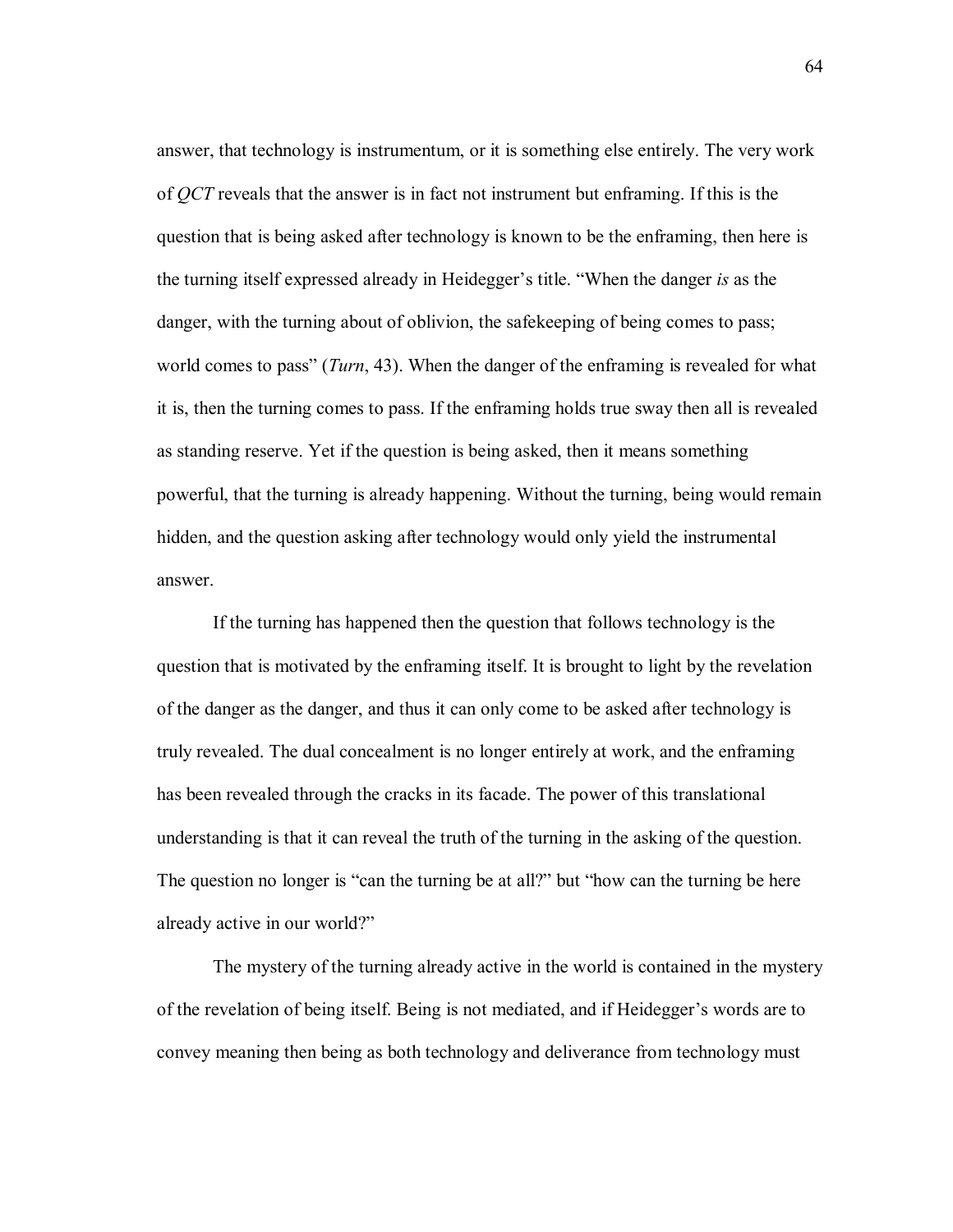answer, that technology is instrumentum, or it is something else entirely. The very work of *QCT* reveals that the answer is in fact not instrument but enframing. If this is the question that is being asked after technology is known to be the enframing, then here is the turning itself expressed already in Heidegger's title. "When the danger *is* as the danger, with the turning about of oblivion, the safekeeping of being comes to pass; world comes to pass" (*Turn*, 43). When the danger of the enframing is revealed for what it is, then the turning comes to pass. If the enframing holds true sway then all is revealed as standing reserve. Yet if the question is being asked, then it means something powerful, that the turning is already happening. Without the turning, being would remain hidden, and the question asking after technology would only yield the instrumental answer.

If the turning has happened then the question that follows technology is the question that is motivated by the enframing itself. It is brought to light by the revelation of the danger as the danger, and thus it can only come to be asked after technology is truly revealed. The dual concealment is no longer entirely at work, and the enframing has been revealed through the cracks in its facade. The power of this translational understanding is that it can reveal the truth of the turning in the asking of the question. The question no longer is "can the turning be at all?" but "how can the turning be here already active in our world?"

The mystery of the turning already active in the world is contained in the mystery of the revelation of being itself. Being is not mediated, and if Heidegger's words are to convey meaning then being as both technology and deliverance from technology must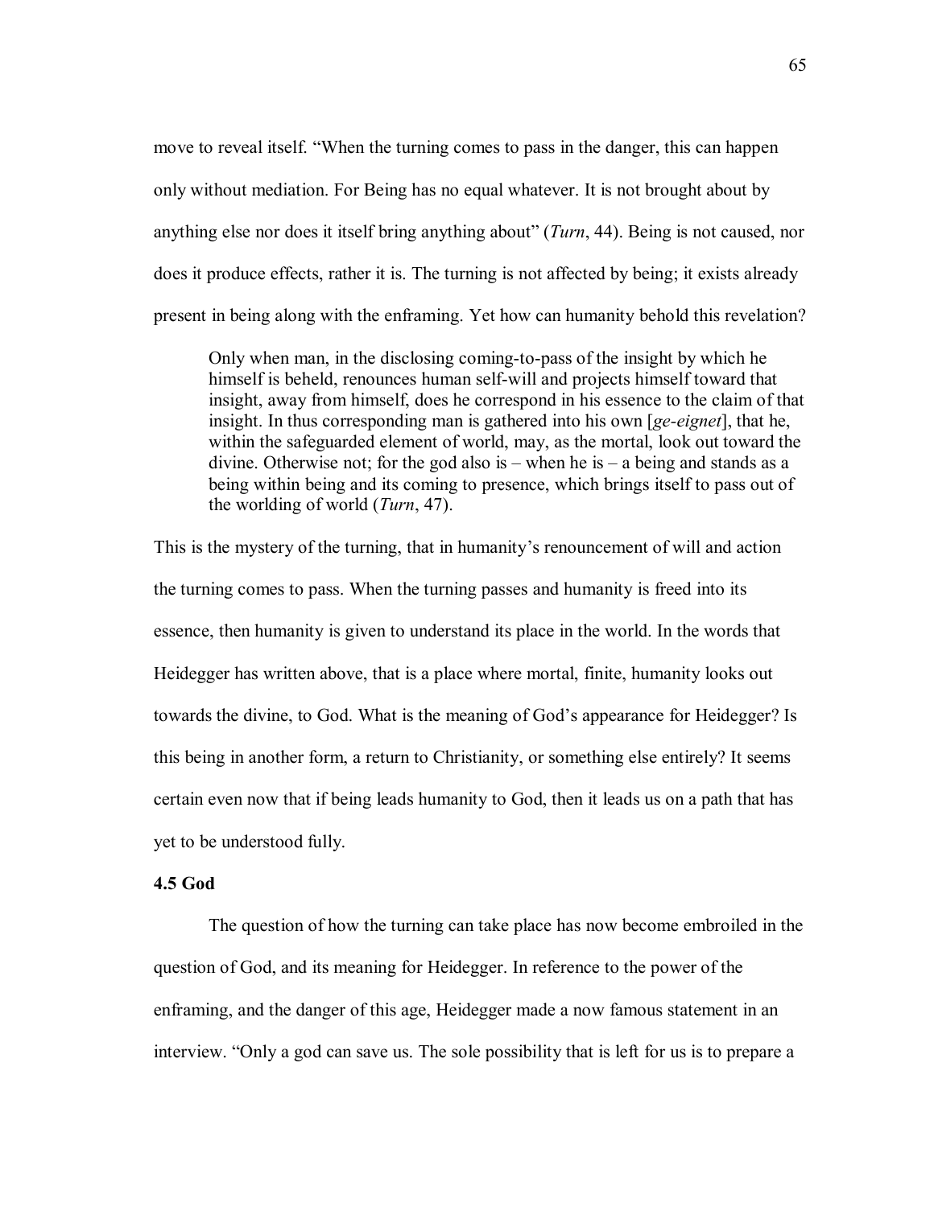move to reveal itself. “When the turning comes to pass in the danger, this can happen only without mediation. For Being has no equal whatever. It is not brought about by anything else nor does it itself bring anything about” (*Turn*, 44). Being is not caused, nor does it produce effects, rather it is. The turning is not affected by being; it exists already present in being along with the enframing. Yet how can humanity behold this revelation?

> Only when man, in the disclosing coming-to-pass of the insight by which he himself is beheld, renounces human self-will and projects himself toward that insight, away from himself, does he correspond in his essence to the claim of that insight. In thus corresponding man is gathered into his own [*ge-eignet*], that he, within the safeguarded element of world, may, as the mortal, look out toward the divine. Otherwise not; for the god also is – when he is – a being and stands as a being within being and its coming to presence, which brings itself to pass out of the worlding of world (*Turn*, 47).

This is the mystery of the turning, that in humanity's renouncement of will and action the turning comes to pass. When the turning passes and humanity is freed into its essence, then humanity is given to understand its place in the world. In the words that Heidegger has written above, that is a place where mortal, finite, humanity looks out towards the divine, to God. What is the meaning of God's appearance for Heidegger? Is this being in another form, a return to Christianity, or something else entirely? It seems certain even now that if being leads humanity to God, then it leads us on a path that has yet to be understood fully.

### 4.5 God

The question of how the turning can take place has now become embroiled in the question of God, and its meaning for Heidegger. In reference to the power of the enframing, and the danger of this age, Heidegger made a now famous statement in an interview. “Only a god can save us. The sole possibility that is left for us is to prepare a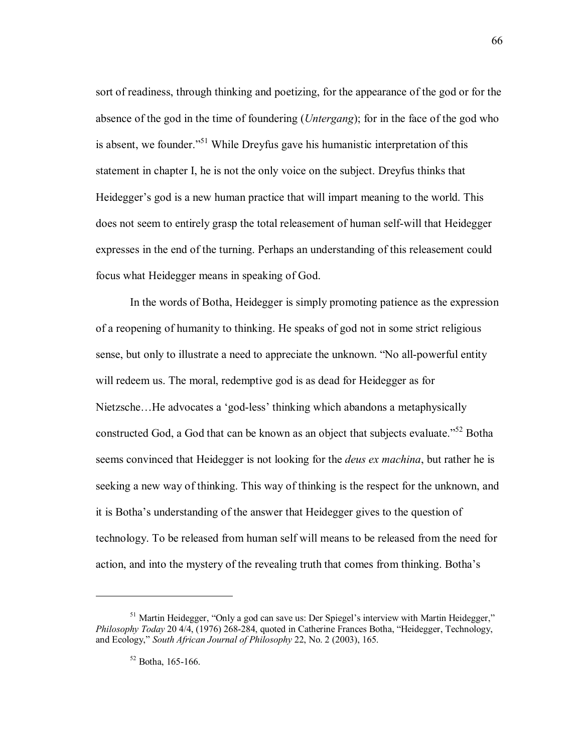sort of readiness, through thinking and poetizing, for the appearance of the god or for the absence of the god in the time of foundering (*Untergang*); for in the face of the god who is absent, we founder."[51] While Dreyfus gave his humanistic interpretation of this statement in chapter I, he is not the only voice on the subject. Dreyfus thinks that Heidegger's god is a new human practice that will impart meaning to the world. This does not seem to entirely grasp the total releasement of human self-will that Heidegger expresses in the end of the turning. Perhaps an understanding of this releasement could focus what Heidegger means in speaking of God.

In the words of Botha, Heidegger is simply promoting patience as the expression of a reopening of humanity to thinking. He speaks of god not in some strict religious sense, but only to illustrate a need to appreciate the unknown. "No all-powerful entity will redeem us. The moral, redemptive god is as dead for Heidegger as for Nietzsche…He advocates a 'god-less' thinking which abandons a metaphysically constructed God, a God that can be known as an object that subjects evaluate."[52] Botha seems convinced that Heidegger is not looking for the *deus ex machina*, but rather he is seeking a new way of thinking. This way of thinking is the respect for the unknown, and it is Botha's understanding of the answer that Heidegger gives to the question of technology. To be released from human self will means to be released from the need for action, and into the mystery of the revealing truth that comes from thinking. Botha's

---

[51] Martin Heidegger, "Only a god can save us: Der Spiegel's interview with Martin Heidegger," *Philosophy Today* 20 4/4, (1976) 268-284, quoted in Catherine Frances Botha, "Heidegger, Technology, and Ecology," *South African Journal of Philosophy* 22, No. 2 (2003), 165.

[52] Botha, 165-166.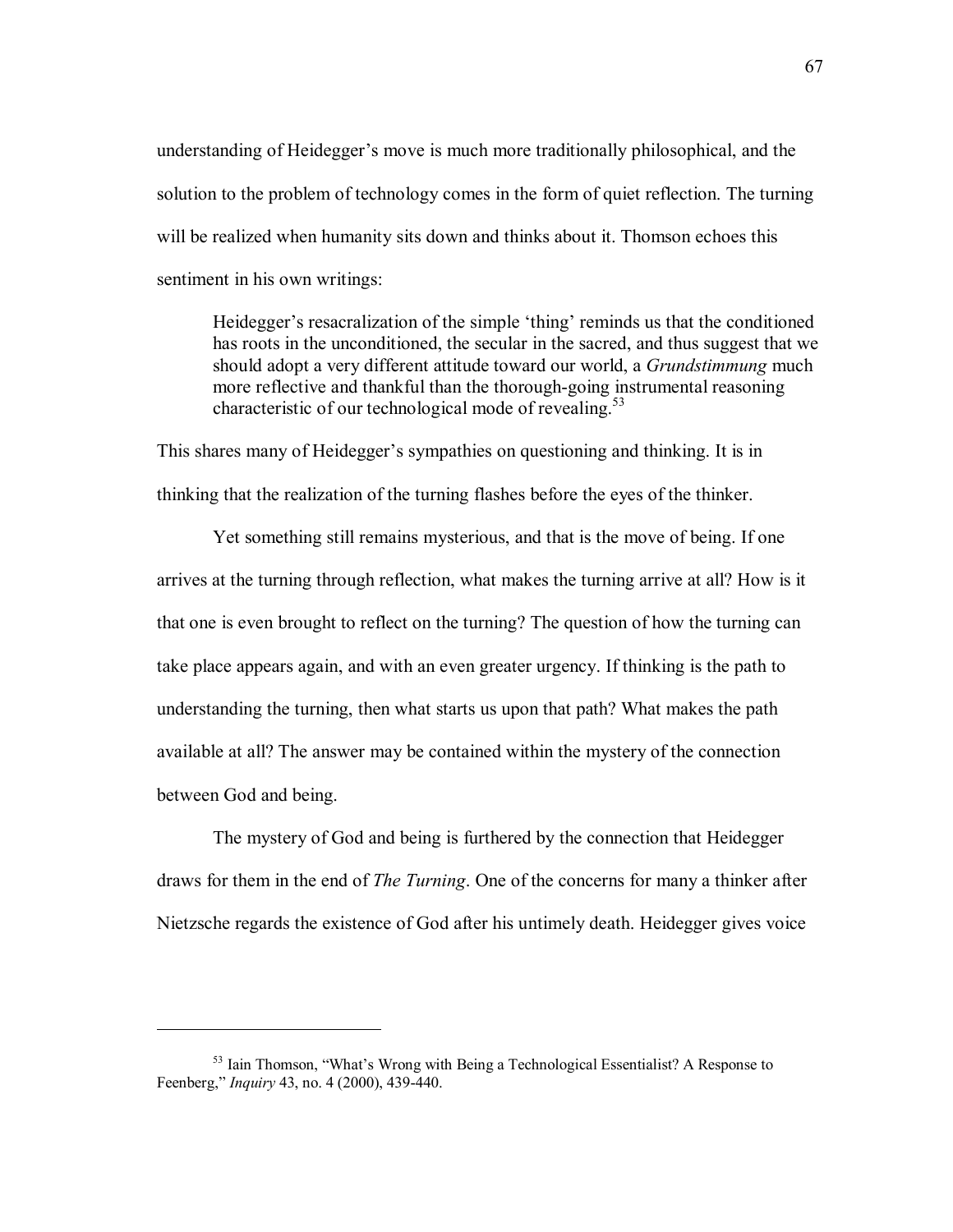understanding of Heidegger's move is much more traditionally philosophical, and the solution to the problem of technology comes in the form of quiet reflection. The turning will be realized when humanity sits down and thinks about it. Thomson echoes this sentiment in his own writings:

> Heidegger's resacralization of the simple 'thing' reminds us that the conditioned has roots in the unconditioned, the secular in the sacred, and thus suggest that we should adopt a very different attitude toward our world, a *Grundstimmung* much more reflective and thankful than the thorough-going instrumental reasoning characteristic of our technological mode of revealing.[53]

This shares many of Heidegger's sympathies on questioning and thinking. It is in thinking that the realization of the turning flashes before the eyes of the thinker.

Yet something still remains mysterious, and that is the move of being. If one arrives at the turning through reflection, what makes the turning arrive at all? How is it that one is even brought to reflect on the turning? The question of how the turning can take place appears again, and with an even greater urgency. If thinking is the path to understanding the turning, then what starts us upon that path? What makes the path available at all? The answer may be contained within the mystery of the connection between God and being.

The mystery of God and being is furthered by the connection that Heidegger draws for them in the end of *The Turning*. One of the concerns for many a thinker after Nietzsche regards the existence of God after his untimely death. Heidegger gives voice

---

[53] Iain Thomson, "What's Wrong with Being a Technological Essentialist? A Response to Feenberg," *Inquiry* 43, no. 4 (2000), 439-440.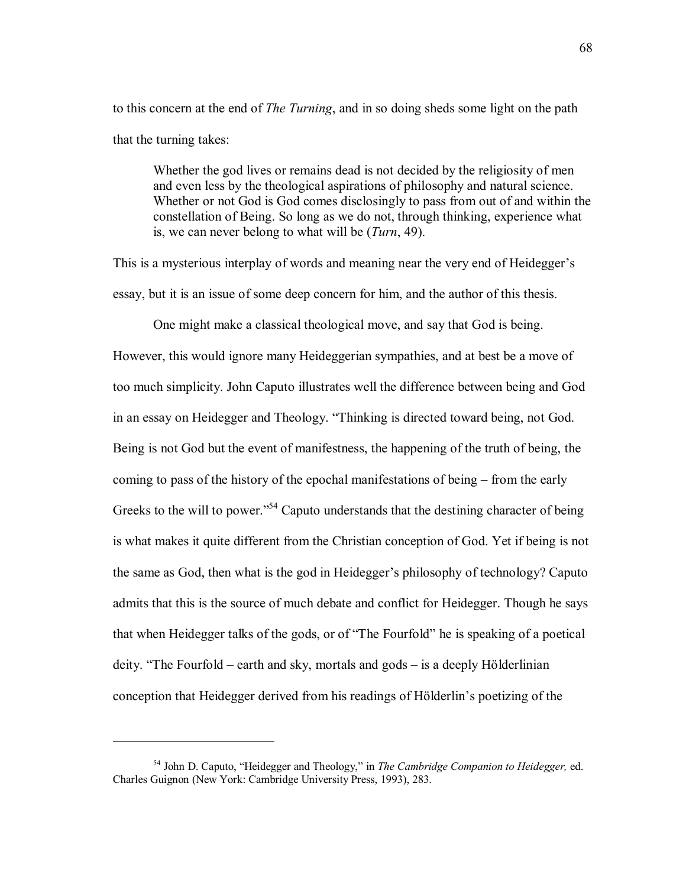to this concern at the end of *The Turning*, and in so doing sheds some light on the path that the turning takes:

> Whether the god lives or remains dead is not decided by the religiosity of men and even less by the theological aspirations of philosophy and natural science. Whether or not God is God comes disclosingly to pass from out of and within the constellation of Being. So long as we do not, through thinking, experience what is, we can never belong to what will be (*Turn*, 49).

This is a mysterious interplay of words and meaning near the very end of Heidegger's essay, but it is an issue of some deep concern for him, and the author of this thesis.

One might make a classical theological move, and say that God is being. However, this would ignore many Heideggerian sympathies, and at best be a move of too much simplicity. John Caputo illustrates well the difference between being and God in an essay on Heidegger and Theology. "Thinking is directed toward being, not God. Being is not God but the event of manifestness, the happening of the truth of being, the coming to pass of the history of the epochal manifestations of being – from the early Greeks to the will to power."[54] Caputo understands that the destining character of being is what makes it quite different from the Christian conception of God. Yet if being is not the same as God, then what is the god in Heidegger's philosophy of technology? Caputo admits that this is the source of much debate and conflict for Heidegger. Though he says that when Heidegger talks of the gods, or of "The Fourfold" he is speaking of a poetical deity. "The Fourfold – earth and sky, mortals and gods – is a deeply Hölderlinian conception that Heidegger derived from his readings of Hölderlin's poetizing of the

---

[54] John D. Caputo, "Heidegger and Theology," in *The Cambridge Companion to Heidegger,* ed. Charles Guignon (New York: Cambridge University Press, 1993), 283.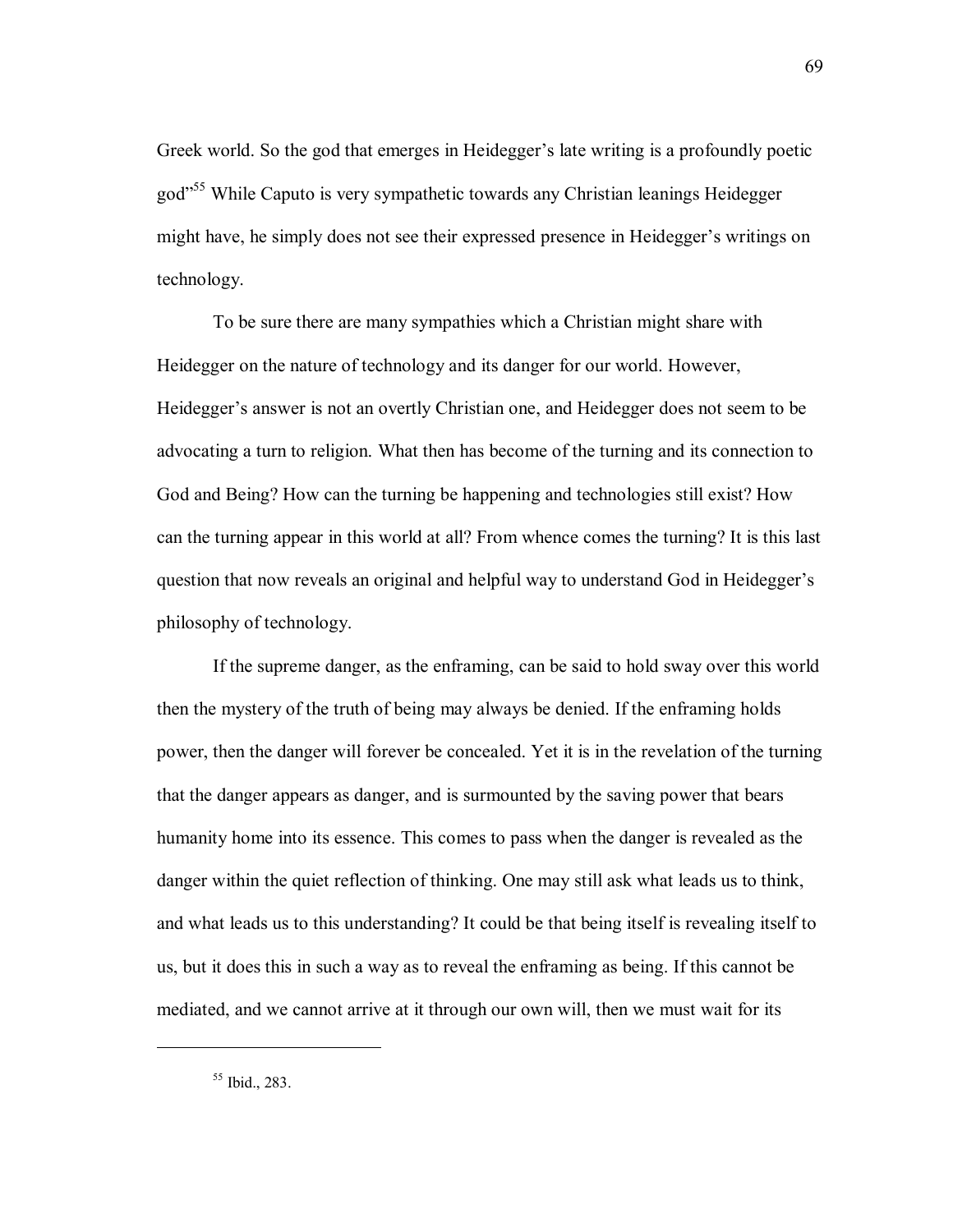Greek world. So the god that emerges in Heidegger's late writing is a profoundly poetic god"[55] While Caputo is very sympathetic towards any Christian leanings Heidegger might have, he simply does not see their expressed presence in Heidegger's writings on technology.

To be sure there are many sympathies which a Christian might share with Heidegger on the nature of technology and its danger for our world. However, Heidegger's answer is not an overtly Christian one, and Heidegger does not seem to be advocating a turn to religion. What then has become of the turning and its connection to God and Being? How can the turning be happening and technologies still exist? How can the turning appear in this world at all? From whence comes the turning? It is this last question that now reveals an original and helpful way to understand God in Heidegger's philosophy of technology.

If the supreme danger, as the enframing, can be said to hold sway over this world then the mystery of the truth of being may always be denied. If the enframing holds power, then the danger will forever be concealed. Yet it is in the revelation of the turning that the danger appears as danger, and is surmounted by the saving power that bears humanity home into its essence. This comes to pass when the danger is revealed as the danger within the quiet reflection of thinking. One may still ask what leads us to think, and what leads us to this understanding? It could be that being itself is revealing itself to us, but it does this in such a way as to reveal the enframing as being. If this cannot be mediated, and we cannot arrive at it through our own will, then we must wait for its

[55] Ibid., 283.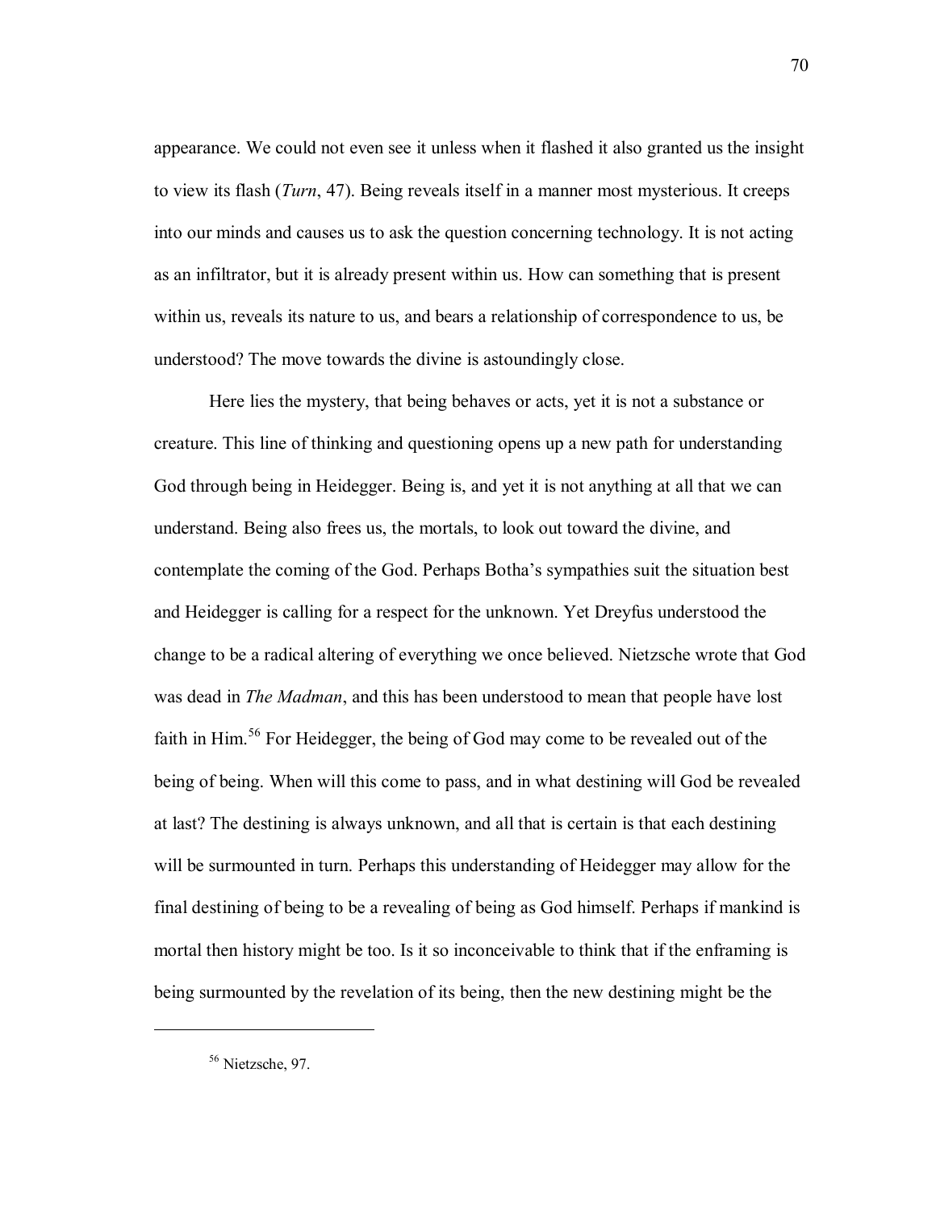appearance. We could not even see it unless when it flashed it also granted us the insight to view its flash (*Turn*, 47). Being reveals itself in a manner most mysterious. It creeps into our minds and causes us to ask the question concerning technology. It is not acting as an infiltrator, but it is already present within us. How can something that is present within us, reveals its nature to us, and bears a relationship of correspondence to us, be understood? The move towards the divine is astoundingly close.

Here lies the mystery, that being behaves or acts, yet it is not a substance or creature. This line of thinking and questioning opens up a new path for understanding God through being in Heidegger. Being is, and yet it is not anything at all that we can understand. Being also frees us, the mortals, to look out toward the divine, and contemplate the coming of the God. Perhaps Botha's sympathies suit the situation best and Heidegger is calling for a respect for the unknown. Yet Dreyfus understood the change to be a radical altering of everything we once believed. Nietzsche wrote that God was dead in *The Madman*, and this has been understood to mean that people have lost faith in Him.[56] For Heidegger, the being of God may come to be revealed out of the being of being. When will this come to pass, and in what destining will God be revealed at last? The destining is always unknown, and all that is certain is that each destining will be surmounted in turn. Perhaps this understanding of Heidegger may allow for the final destining of being to be a revealing of being as God himself. Perhaps if mankind is mortal then history might be too. Is it so inconceivable to think that if the enframing is being surmounted by the revelation of its being, then the new destining might be the

---

[56] Nietzsche, 97.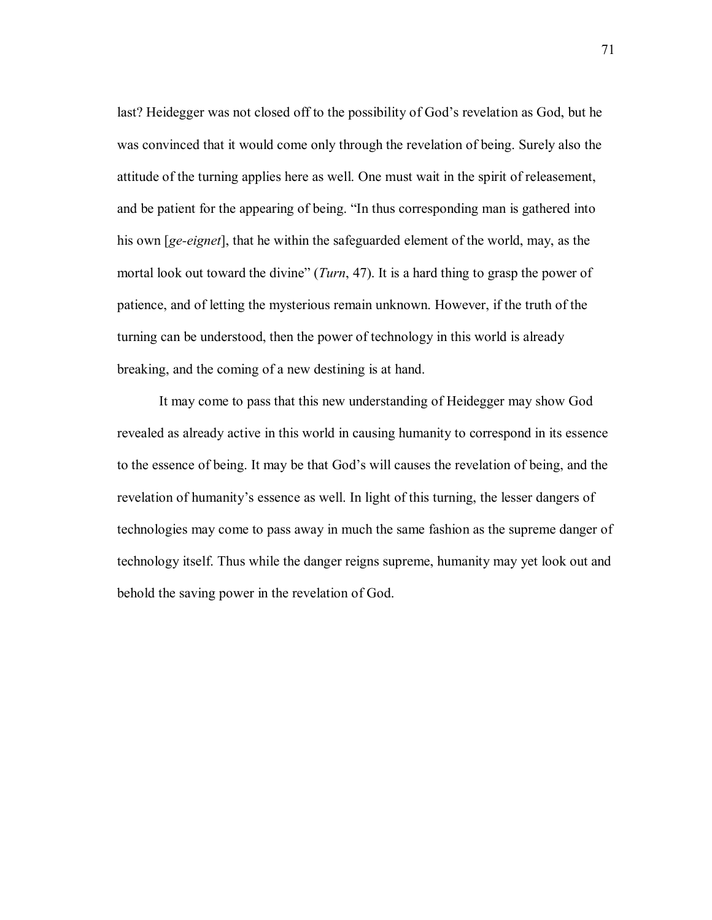last? Heidegger was not closed off to the possibility of God's revelation as God, but he was convinced that it would come only through the revelation of being. Surely also the attitude of the turning applies here as well. One must wait in the spirit of releasement, and be patient for the appearing of being. "In thus corresponding man is gathered into his own [*ge-eignet*], that he within the safeguarded element of the world, may, as the mortal look out toward the divine" (*Turn*, 47). It is a hard thing to grasp the power of patience, and of letting the mysterious remain unknown. However, if the truth of the turning can be understood, then the power of technology in this world is already breaking, and the coming of a new destining is at hand.

It may come to pass that this new understanding of Heidegger may show God revealed as already active in this world in causing humanity to correspond in its essence to the essence of being. It may be that God's will causes the revelation of being, and the revelation of humanity's essence as well. In light of this turning, the lesser dangers of technologies may come to pass away in much the same fashion as the supreme danger of technology itself. Thus while the danger reigns supreme, humanity may yet look out and behold the saving power in the revelation of God.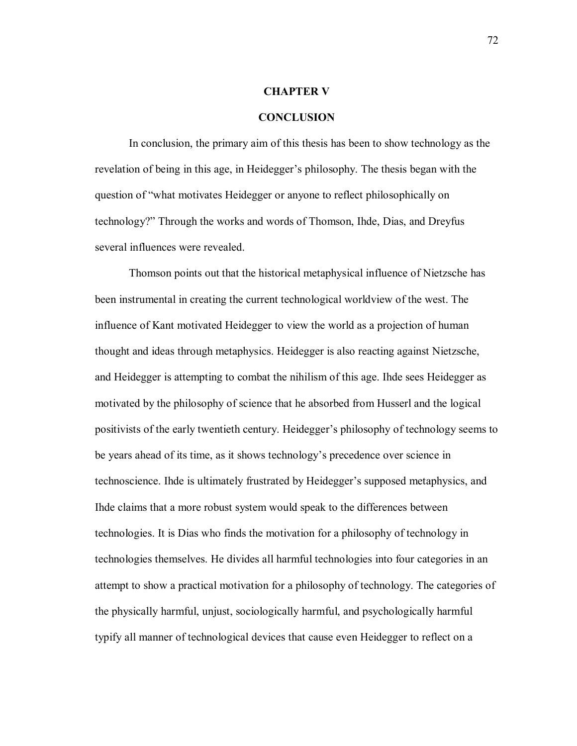# CHAPTER V

# CONCLUSION

In conclusion, the primary aim of this thesis has been to show technology as the revelation of being in this age, in Heidegger's philosophy. The thesis began with the question of "what motivates Heidegger or anyone to reflect philosophically on technology?" Through the works and words of Thomson, Ihde, Dias, and Dreyfus several influences were revealed.

Thomson points out that the historical metaphysical influence of Nietzsche has been instrumental in creating the current technological worldview of the west. The influence of Kant motivated Heidegger to view the world as a projection of human thought and ideas through metaphysics. Heidegger is also reacting against Nietzsche, and Heidegger is attempting to combat the nihilism of this age. Ihde sees Heidegger as motivated by the philosophy of science that he absorbed from Husserl and the logical positivists of the early twentieth century. Heidegger's philosophy of technology seems to be years ahead of its time, as it shows technology's precedence over science in technoscience. Ihde is ultimately frustrated by Heidegger's supposed metaphysics, and Ihde claims that a more robust system would speak to the differences between technologies. It is Dias who finds the motivation for a philosophy of technology in technologies themselves. He divides all harmful technologies into four categories in an attempt to show a practical motivation for a philosophy of technology. The categories of the physically harmful, unjust, sociologically harmful, and psychologically harmful typify all manner of technological devices that cause even Heidegger to reflect on a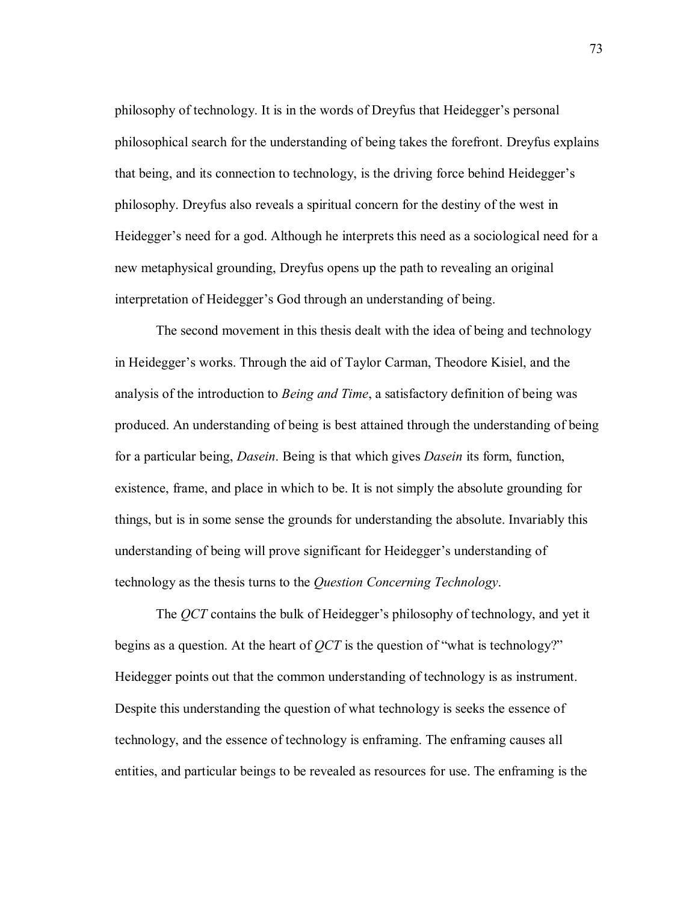philosophy of technology. It is in the words of Dreyfus that Heidegger's personal philosophical search for the understanding of being takes the forefront. Dreyfus explains that being, and its connection to technology, is the driving force behind Heidegger's philosophy. Dreyfus also reveals a spiritual concern for the destiny of the west in Heidegger's need for a god. Although he interprets this need as a sociological need for a new metaphysical grounding, Dreyfus opens up the path to revealing an original interpretation of Heidegger's God through an understanding of being.

The second movement in this thesis dealt with the idea of being and technology in Heidegger's works. Through the aid of Taylor Carman, Theodore Kisiel, and the analysis of the introduction to *Being and Time*, a satisfactory definition of being was produced. An understanding of being is best attained through the understanding of being for a particular being, *Dasein*. Being is that which gives *Dasein* its form, function, existence, frame, and place in which to be. It is not simply the absolute grounding for things, but is in some sense the grounds for understanding the absolute. Invariably this understanding of being will prove significant for Heidegger's understanding of technology as the thesis turns to the *Question Concerning Technology*.

The *QCT* contains the bulk of Heidegger's philosophy of technology, and yet it begins as a question. At the heart of *QCT* is the question of "what is technology?" Heidegger points out that the common understanding of technology is as instrument. Despite this understanding the question of what technology is seeks the essence of technology, and the essence of technology is enframing. The enframing causes all entities, and particular beings to be revealed as resources for use. The enframing is the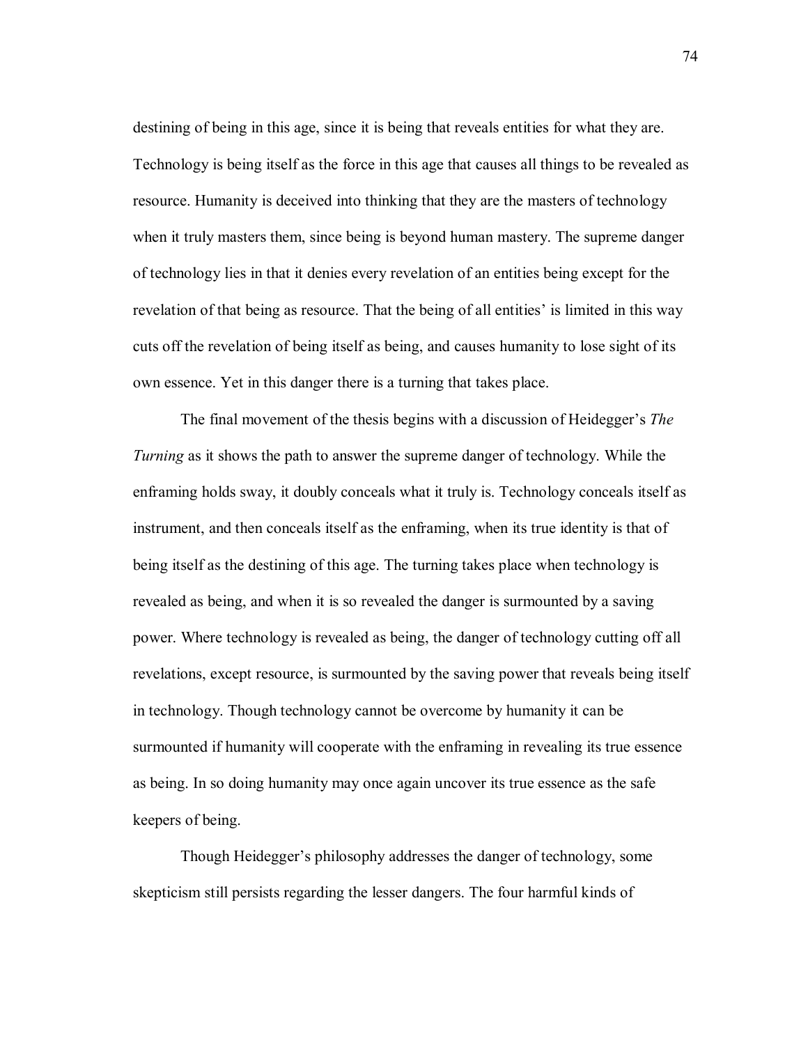destining of being in this age, since it is being that reveals entities for what they are. Technology is being itself as the force in this age that causes all things to be revealed as resource. Humanity is deceived into thinking that they are the masters of technology when it truly masters them, since being is beyond human mastery. The supreme danger of technology lies in that it denies every revelation of an entities being except for the revelation of that being as resource. That the being of all entities' is limited in this way cuts off the revelation of being itself as being, and causes humanity to lose sight of its own essence. Yet in this danger there is a turning that takes place.

The final movement of the thesis begins with a discussion of Heidegger's *The Turning* as it shows the path to answer the supreme danger of technology. While the enframing holds sway, it doubly conceals what it truly is. Technology conceals itself as instrument, and then conceals itself as the enframing, when its true identity is that of being itself as the destining of this age. The turning takes place when technology is revealed as being, and when it is so revealed the danger is surmounted by a saving power. Where technology is revealed as being, the danger of technology cutting off all revelations, except resource, is surmounted by the saving power that reveals being itself in technology. Though technology cannot be overcome by humanity it can be surmounted if humanity will cooperate with the enframing in revealing its true essence as being. In so doing humanity may once again uncover its true essence as the safe keepers of being.

Though Heidegger's philosophy addresses the danger of technology, some skepticism still persists regarding the lesser dangers. The four harmful kinds of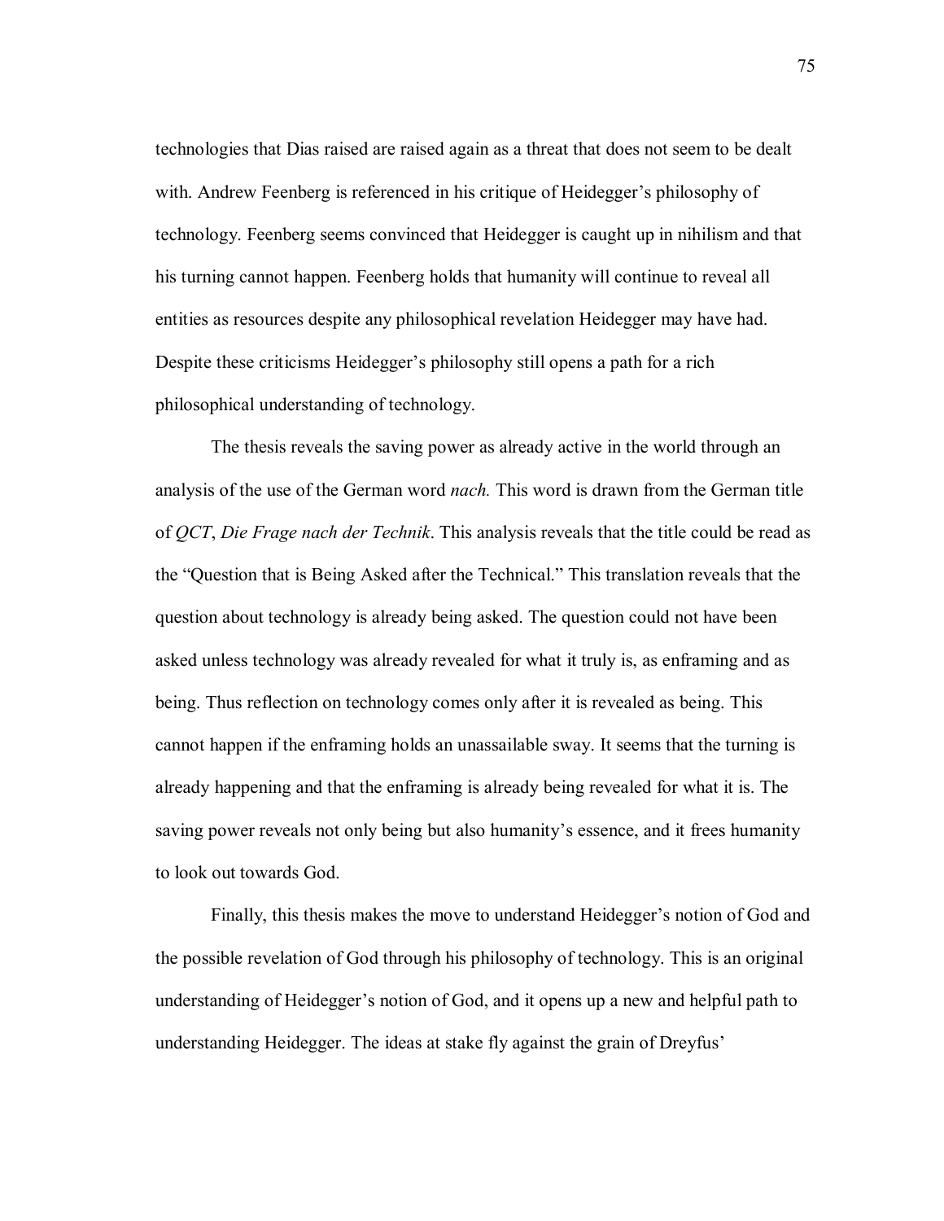technologies that Dias raised are raised again as a threat that does not seem to be dealt with. Andrew Feenberg is referenced in his critique of Heidegger's philosophy of technology. Feenberg seems convinced that Heidegger is caught up in nihilism and that his turning cannot happen. Feenberg holds that humanity will continue to reveal all entities as resources despite any philosophical revelation Heidegger may have had. Despite these criticisms Heidegger's philosophy still opens a path for a rich philosophical understanding of technology.

The thesis reveals the saving power as already active in the world through an analysis of the use of the German word *nach.* This word is drawn from the German title of *QCT*, *Die Frage nach der Technik*. This analysis reveals that the title could be read as the "Question that is Being Asked after the Technical." This translation reveals that the question about technology is already being asked. The question could not have been asked unless technology was already revealed for what it truly is, as enframing and as being. Thus reflection on technology comes only after it is revealed as being. This cannot happen if the enframing holds an unassailable sway. It seems that the turning is already happening and that the enframing is already being revealed for what it is. The saving power reveals not only being but also humanity's essence, and it frees humanity to look out towards God.

Finally, this thesis makes the move to understand Heidegger's notion of God and the possible revelation of God through his philosophy of technology. This is an original understanding of Heidegger's notion of God, and it opens up a new and helpful path to understanding Heidegger. The ideas at stake fly against the grain of Dreyfus'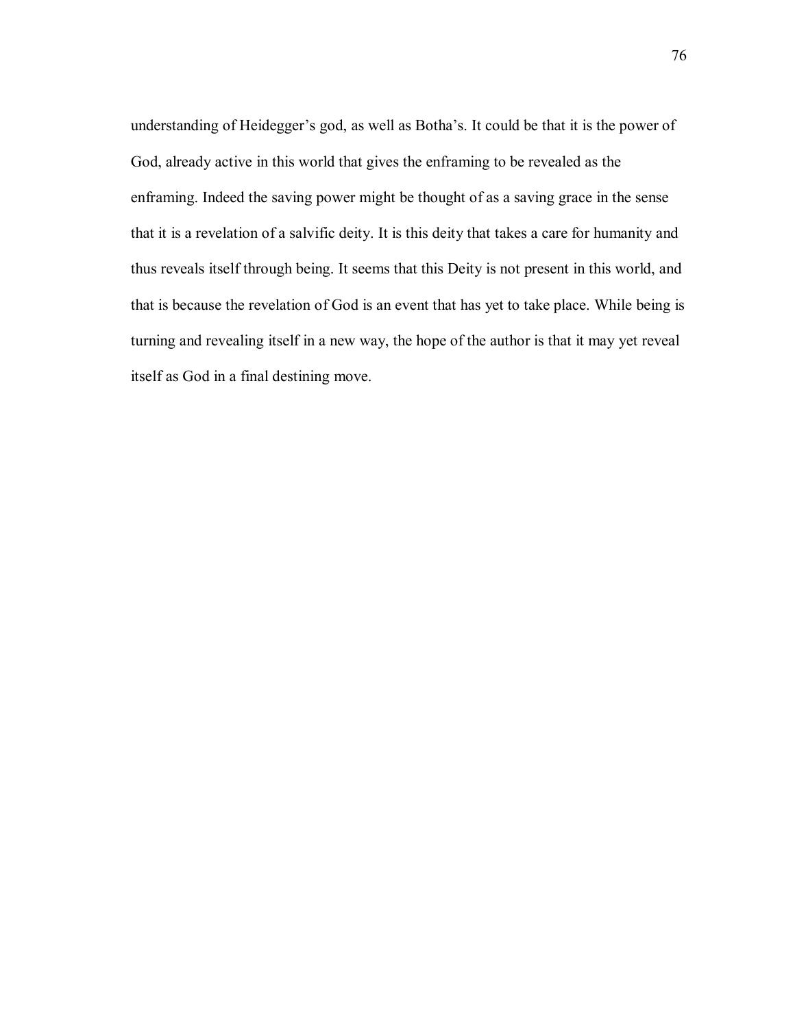understanding of Heidegger's god, as well as Botha's. It could be that it is the power of God, already active in this world that gives the enframing to be revealed as the enframing. Indeed the saving power might be thought of as a saving grace in the sense that it is a revelation of a salvific deity. It is this deity that takes a care for humanity and thus reveals itself through being. It seems that this Deity is not present in this world, and that is because the revelation of God is an event that has yet to take place. While being is turning and revealing itself in a new way, the hope of the author is that it may yet reveal itself as God in a final destining move.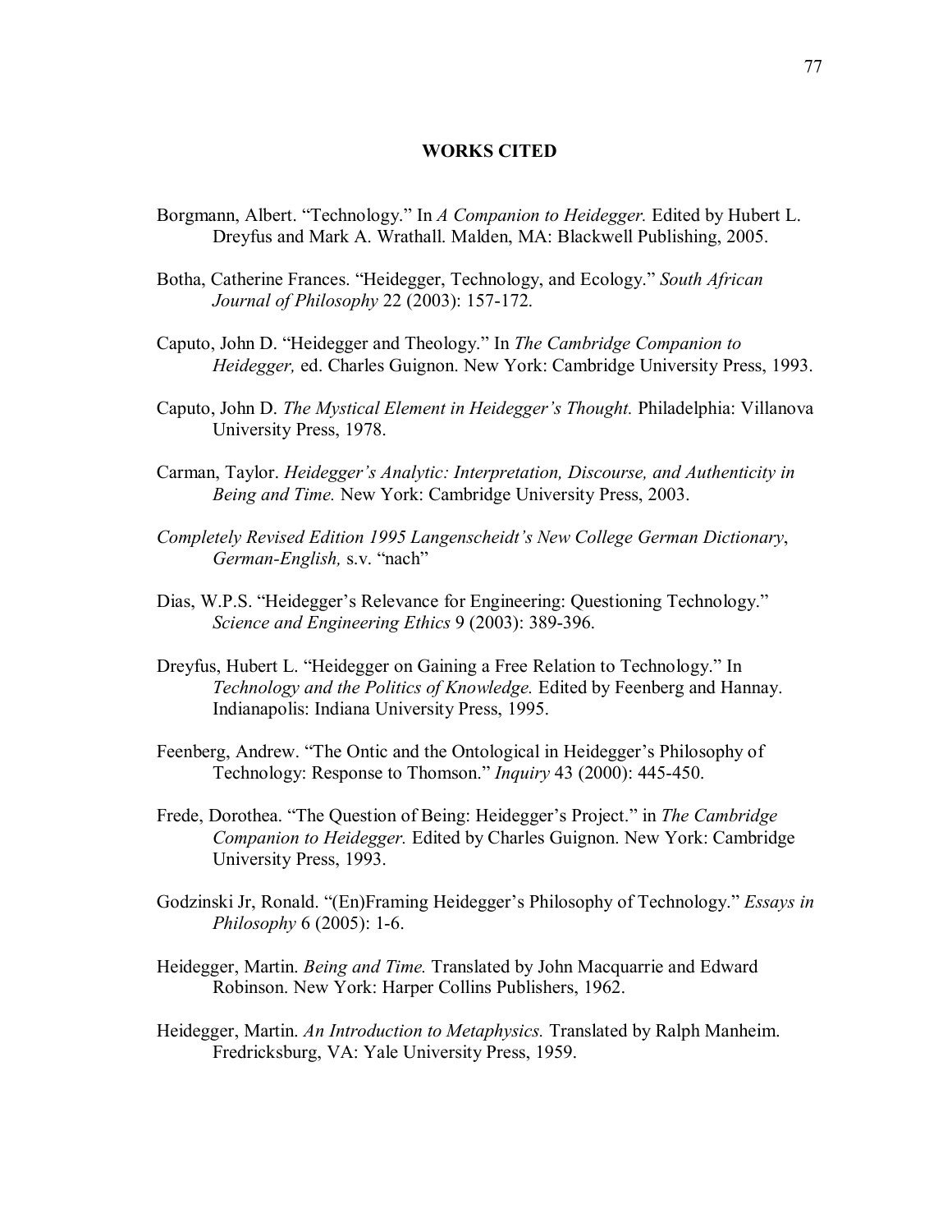## WORKS CITED

Borgmann, Albert. "Technology." In *A Companion to Heidegger.* Edited by Hubert L. Dreyfus and Mark A. Wrathall. Malden, MA: Blackwell Publishing, 2005.

Botha, Catherine Frances. "Heidegger, Technology, and Ecology." *South African Journal of Philosophy* 22 (2003): 157-172.

Caputo, John D. "Heidegger and Theology." In *The Cambridge Companion to Heidegger,* ed. Charles Guignon. New York: Cambridge University Press, 1993.

Caputo, John D. *The Mystical Element in Heidegger's Thought.* Philadelphia: Villanova University Press, 1978.

Carman, Taylor. *Heidegger's Analytic: Interpretation, Discourse, and Authenticity in Being and Time.* New York: Cambridge University Press, 2003.

*Completely Revised Edition 1995 Langenscheidt's New College German Dictionary*, *German-English,* s.v. "nach"

Dias, W.P.S. "Heidegger's Relevance for Engineering: Questioning Technology." *Science and Engineering Ethics* 9 (2003): 389-396.

Dreyfus, Hubert L. "Heidegger on Gaining a Free Relation to Technology." In *Technology and the Politics of Knowledge.* Edited by Feenberg and Hannay. Indianapolis: Indiana University Press, 1995.

Feenberg, Andrew. "The Ontic and the Ontological in Heidegger's Philosophy of Technology: Response to Thomson." *Inquiry* 43 (2000): 445-450.

Frede, Dorothea. "The Question of Being: Heidegger's Project." in *The Cambridge Companion to Heidegger.* Edited by Charles Guignon. New York: Cambridge University Press, 1993.

Godzinski Jr, Ronald. "(En)Framing Heidegger's Philosophy of Technology." *Essays in Philosophy* 6 (2005): 1-6.

Heidegger, Martin. *Being and Time.* Translated by John Macquarrie and Edward Robinson. New York: Harper Collins Publishers, 1962.

Heidegger, Martin. *An Introduction to Metaphysics.* Translated by Ralph Manheim. Fredricksburg, VA: Yale University Press, 1959.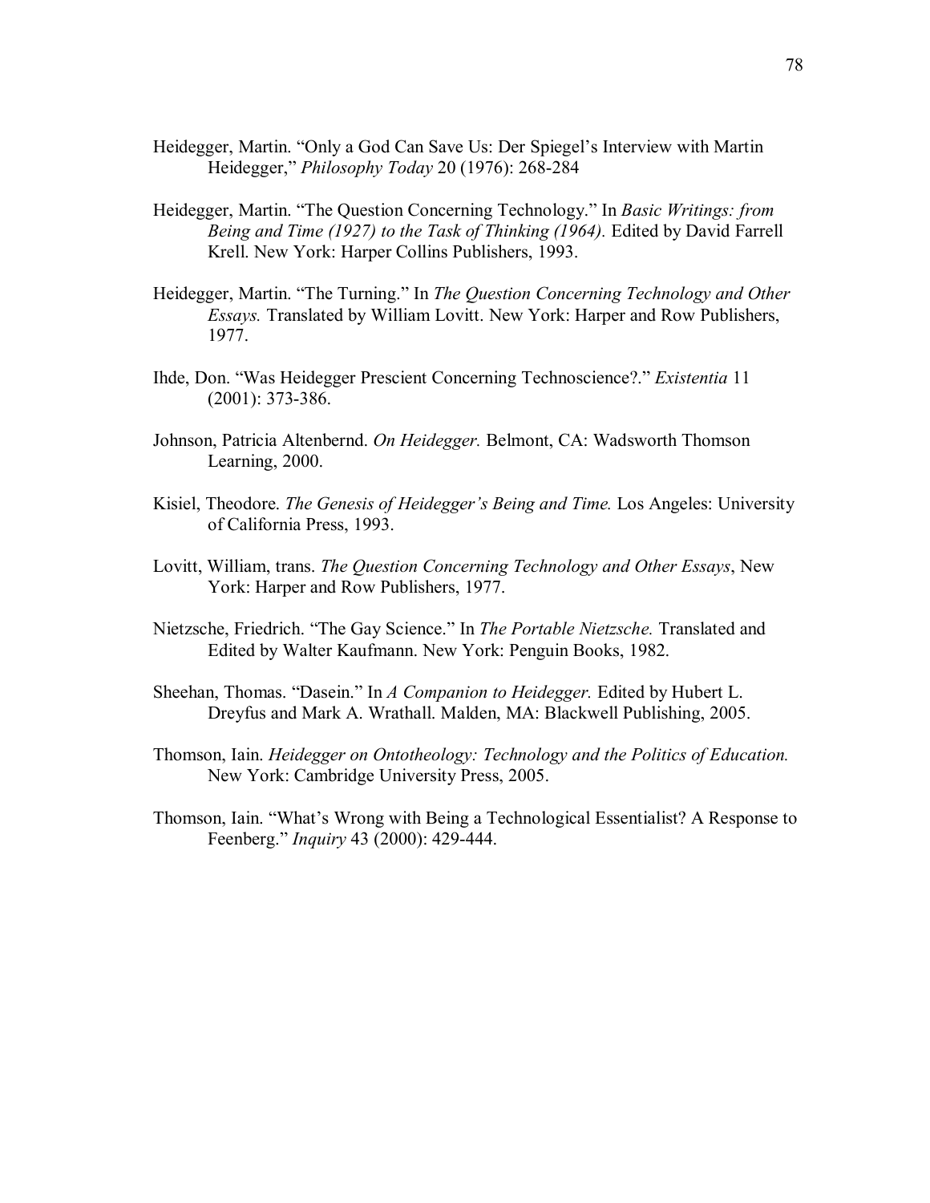Heidegger, Martin. "Only a God Can Save Us: Der Spiegel's Interview with Martin Heidegger," *Philosophy Today* 20 (1976): 268-284

Heidegger, Martin. "The Question Concerning Technology." In *Basic Writings: from Being and Time (1927) to the Task of Thinking (1964).* Edited by David Farrell Krell. New York: Harper Collins Publishers, 1993.

Heidegger, Martin. "The Turning." In *The Question Concerning Technology and Other Essays.* Translated by William Lovitt. New York: Harper and Row Publishers, 1977.

Ihde, Don. "Was Heidegger Prescient Concerning Technoscience?." *Existentia* 11 (2001): 373-386.

Johnson, Patricia Altenbernd. *On Heidegger.* Belmont, CA: Wadsworth Thomson Learning, 2000.

Kisiel, Theodore. *The Genesis of Heidegger's Being and Time.* Los Angeles: University of California Press, 1993.

Lovitt, William, trans. *The Question Concerning Technology and Other Essays*, New York: Harper and Row Publishers, 1977.

Nietzsche, Friedrich. "The Gay Science." In *The Portable Nietzsche.* Translated and Edited by Walter Kaufmann. New York: Penguin Books, 1982.

Sheehan, Thomas. "Dasein." In *A Companion to Heidegger.* Edited by Hubert L. Dreyfus and Mark A. Wrathall. Malden, MA: Blackwell Publishing, 2005.

Thomson, Iain. *Heidegger on Ontotheology: Technology and the Politics of Education.* New York: Cambridge University Press, 2005.

Thomson, Iain. "What's Wrong with Being a Technological Essentialist? A Response to Feenberg." *Inquiry* 43 (2000): 429-444.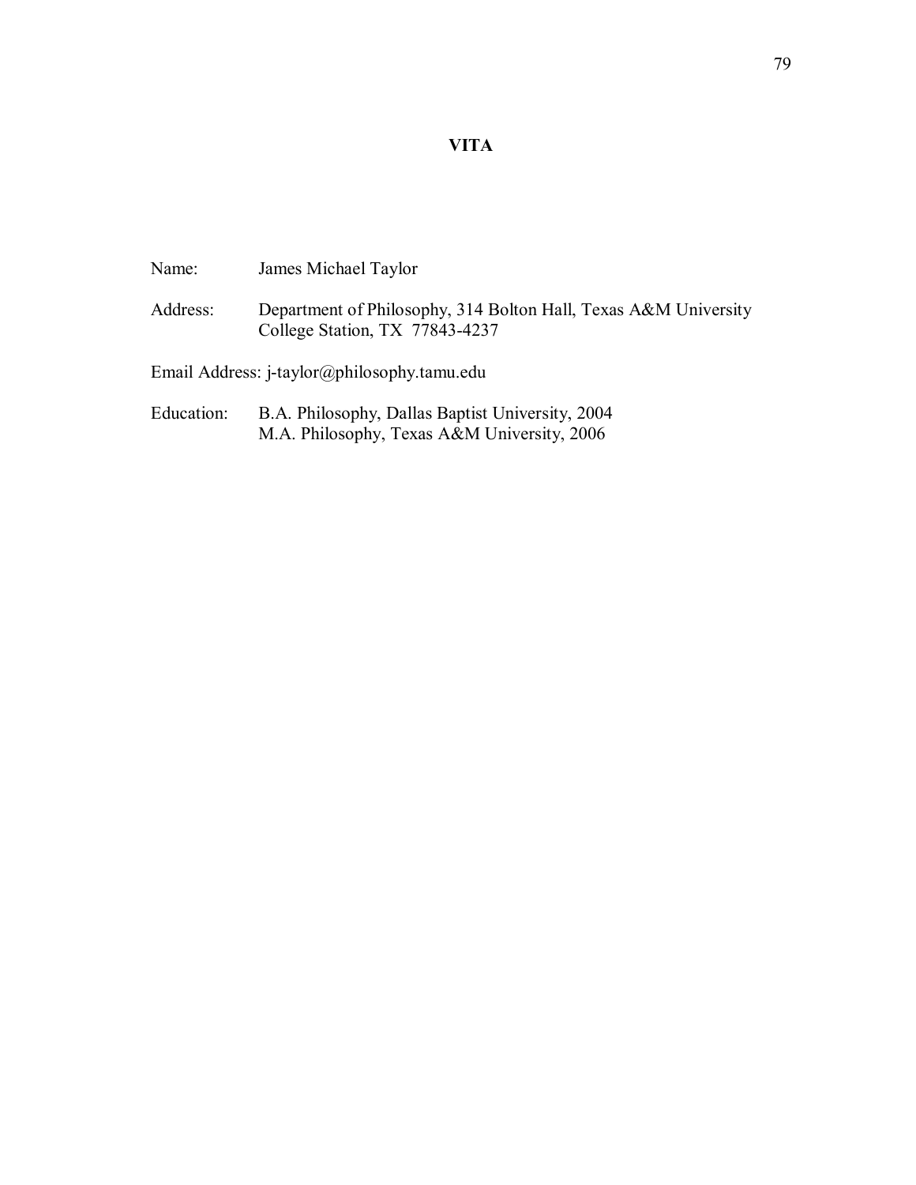# VITA

Name: James Michael Taylor

Address: Department of Philosophy, 314 Bolton Hall, Texas A&M University
College Station, TX 77843-4237

Email Address: j-taylor@philosophy.tamu.edu

Education: B.A. Philosophy, Dallas Baptist University, 2004
M.A. Philosophy, Texas A&M University, 2006